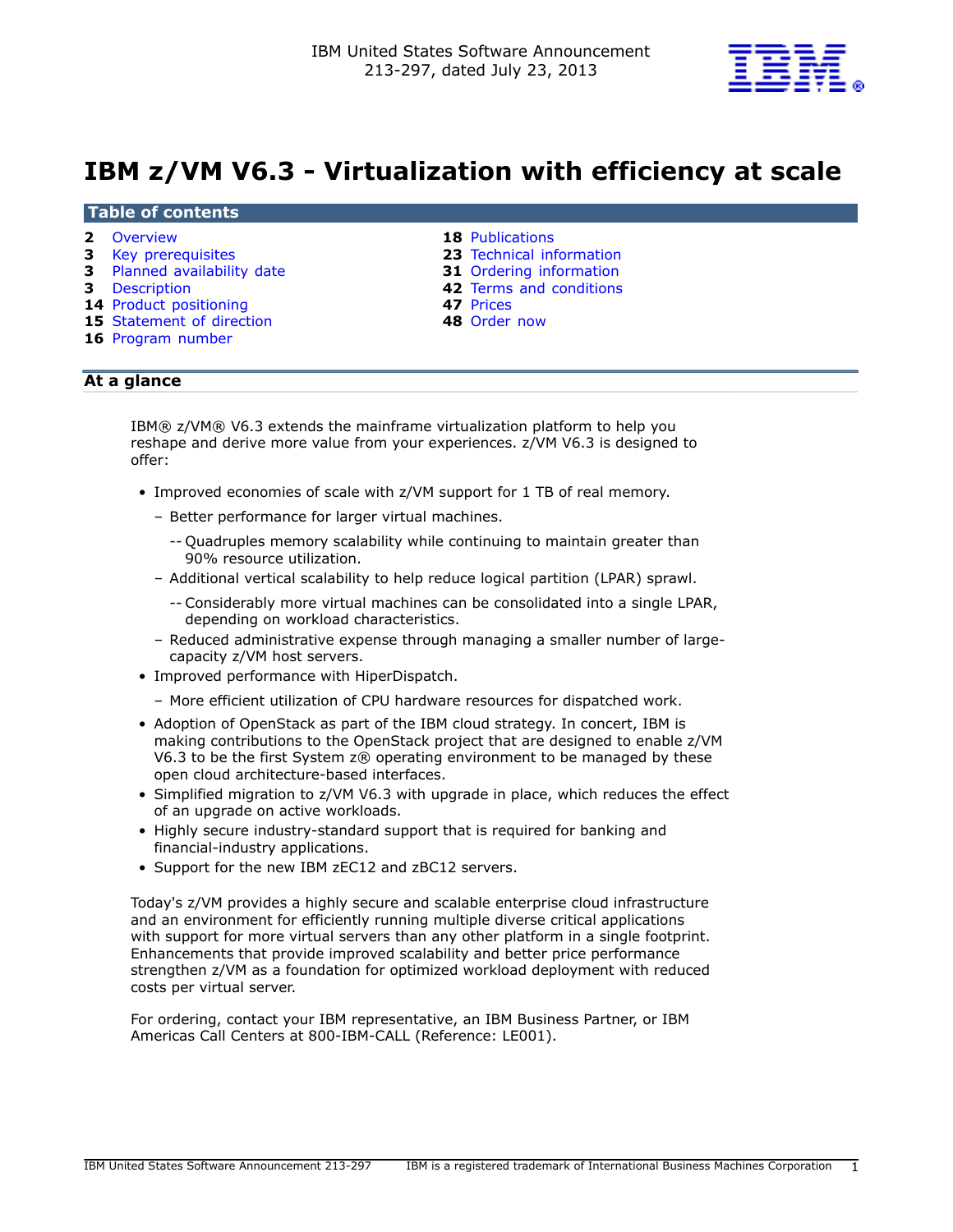IBM United States Software Announcement
213-297, dated July 23, 2013

# IBM z/VM V6.3 - Virtualization with efficiency at scale

## Table of contents

- 2 Overview
- 3 Key prerequisites
- 3 Planned availability date
- 3 Description
- 14 Product positioning
- 15 Statement of direction
- 16 Program number
- 18 Publications
- 23 Technical information
- 31 Ordering information
- 42 Terms and conditions
- 47 Prices
- 48 Order now

## At a glance

IBM® z/VM® V6.3 extends the mainframe virtualization platform to help you reshape and derive more value from your experiences. z/VM V6.3 is designed to offer:

- Improved economies of scale with z/VM support for 1 TB of real memory.
  - Better performance for larger virtual machines.
    - Quadruples memory scalability while continuing to maintain greater than 90% resource utilization.
  - Additional vertical scalability to help reduce logical partition (LPAR) sprawl.
    - Considerably more virtual machines can be consolidated into a single LPAR, depending on workload characteristics.
  - Reduced administrative expense through managing a smaller number of large-capacity z/VM host servers.
- Improved performance with HiperDispatch.
  - More efficient utilization of CPU hardware resources for dispatched work.
- Adoption of OpenStack as part of the IBM cloud strategy. In concert, IBM is making contributions to the OpenStack project that are designed to enable z/VM V6.3 to be the first System z® operating environment to be managed by these open cloud architecture-based interfaces.
- Simplified migration to z/VM V6.3 with upgrade in place, which reduces the effect of an upgrade on active workloads.
- Highly secure industry-standard support that is required for banking and financial-industry applications.
- Support for the new IBM zEC12 and zBC12 servers.

Today's z/VM provides a highly secure and scalable enterprise cloud infrastructure and an environment for efficiently running multiple diverse critical applications with support for more virtual servers than any other platform in a single footprint. Enhancements that provide improved scalability and better price performance strengthen z/VM as a foundation for optimized workload deployment with reduced costs per virtual server.

For ordering, contact your IBM representative, an IBM Business Partner, or IBM Americas Call Centers at 800-IBM-CALL (Reference: LE001).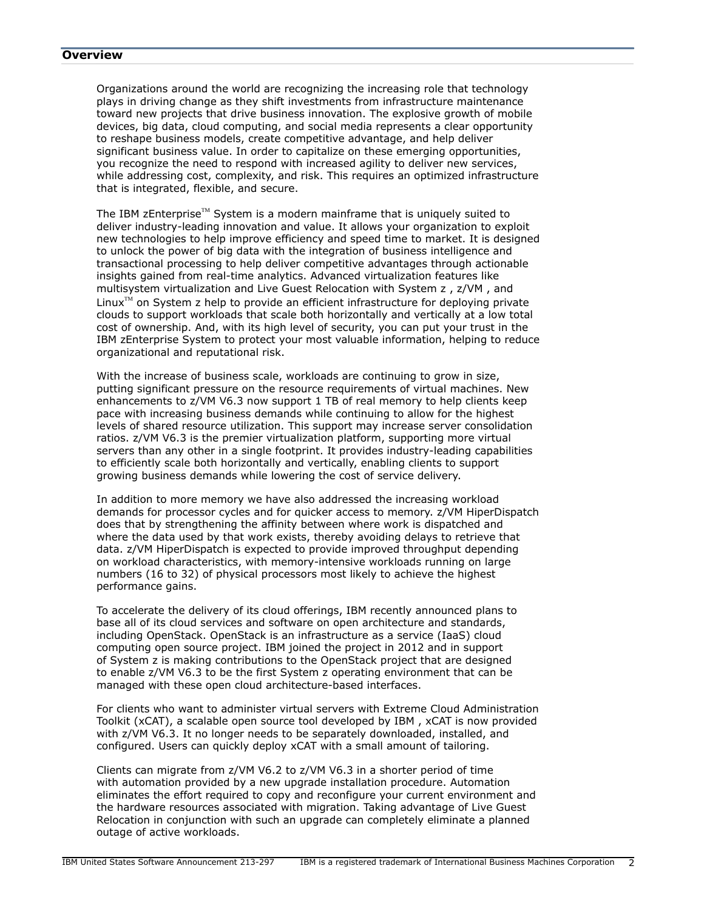## Overview

Organizations around the world are recognizing the increasing role that technology plays in driving change as they shift investments from infrastructure maintenance toward new projects that drive business innovation. The explosive growth of mobile devices, big data, cloud computing, and social media represents a clear opportunity to reshape business models, create competitive advantage, and help deliver significant business value. In order to capitalize on these emerging opportunities, you recognize the need to respond with increased agility to deliver new services, while addressing cost, complexity, and risk. This requires an optimized infrastructure that is integrated, flexible, and secure.

The IBM zEnterprise™ System is a modern mainframe that is uniquely suited to deliver industry-leading innovation and value. It allows your organization to exploit new technologies to help improve efficiency and speed time to market. It is designed to unlock the power of big data with the integration of business intelligence and transactional processing to help deliver competitive advantages through actionable insights gained from real-time analytics. Advanced virtualization features like multisystem virtualization and Live Guest Relocation with System z , z/VM , and Linux™ on System z help to provide an efficient infrastructure for deploying private clouds to support workloads that scale both horizontally and vertically at a low total cost of ownership. And, with its high level of security, you can put your trust in the IBM zEnterprise System to protect your most valuable information, helping to reduce organizational and reputational risk.

With the increase of business scale, workloads are continuing to grow in size, putting significant pressure on the resource requirements of virtual machines. New enhancements to z/VM V6.3 now support 1 TB of real memory to help clients keep pace with increasing business demands while continuing to allow for the highest levels of shared resource utilization. This support may increase server consolidation ratios. z/VM V6.3 is the premier virtualization platform, supporting more virtual servers than any other in a single footprint. It provides industry-leading capabilities to efficiently scale both horizontally and vertically, enabling clients to support growing business demands while lowering the cost of service delivery.

In addition to more memory we have also addressed the increasing workload demands for processor cycles and for quicker access to memory. z/VM HiperDispatch does that by strengthening the affinity between where work is dispatched and where the data used by that work exists, thereby avoiding delays to retrieve that data. z/VM HiperDispatch is expected to provide improved throughput depending on workload characteristics, with memory-intensive workloads running on large numbers (16 to 32) of physical processors most likely to achieve the highest performance gains.

To accelerate the delivery of its cloud offerings, IBM recently announced plans to base all of its cloud services and software on open architecture and standards, including OpenStack. OpenStack is an infrastructure as a service (IaaS) cloud computing open source project. IBM joined the project in 2012 and in support of System z is making contributions to the OpenStack project that are designed to enable z/VM V6.3 to be the first System z operating environment that can be managed with these open cloud architecture-based interfaces.

For clients who want to administer virtual servers with Extreme Cloud Administration Toolkit (xCAT), a scalable open source tool developed by IBM , xCAT is now provided with z/VM V6.3. It no longer needs to be separately downloaded, installed, and configured. Users can quickly deploy xCAT with a small amount of tailoring.

Clients can migrate from z/VM V6.2 to z/VM V6.3 in a shorter period of time with automation provided by a new upgrade installation procedure. Automation eliminates the effort required to copy and reconfigure your current environment and the hardware resources associated with migration. Taking advantage of Live Guest Relocation in conjunction with such an upgrade can completely eliminate a planned outage of active workloads.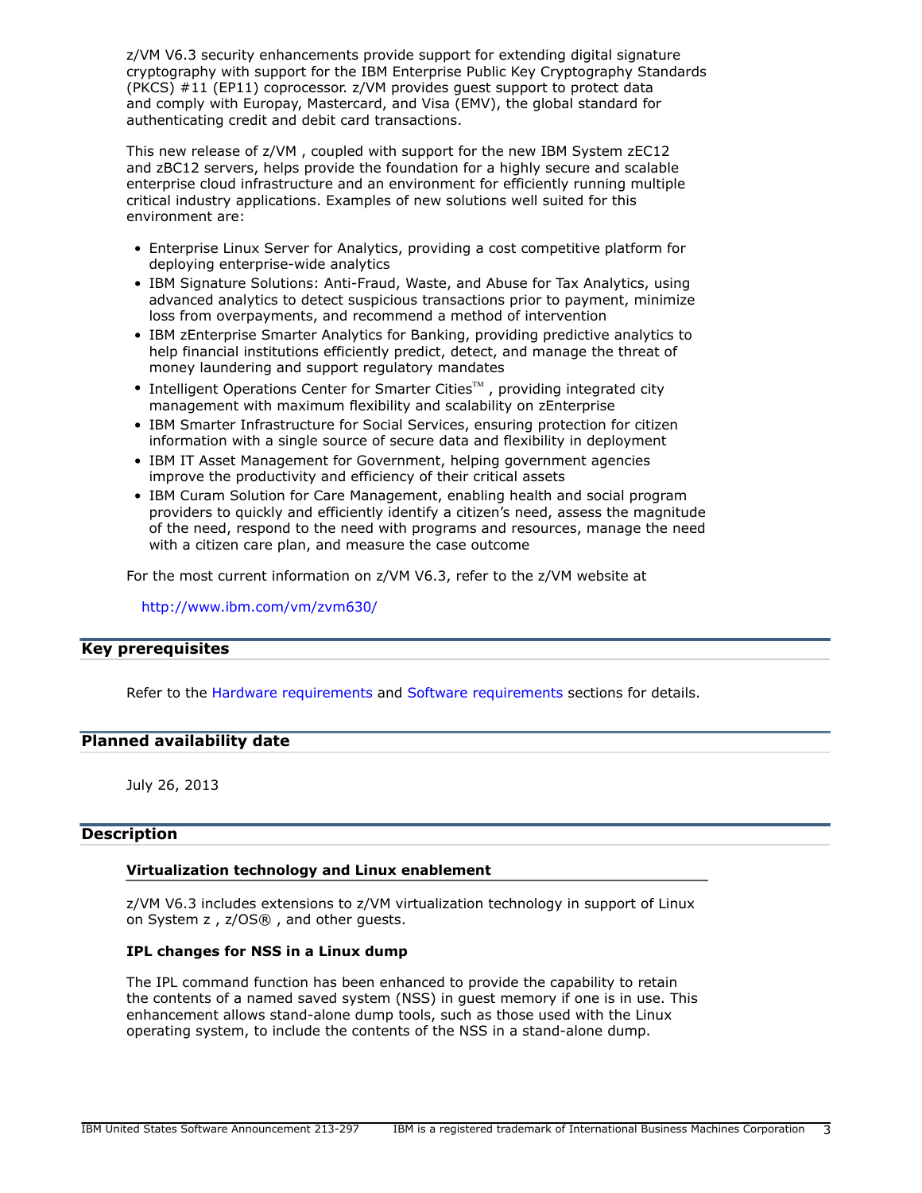z/VM V6.3 security enhancements provide support for extending digital signature cryptography with support for the IBM Enterprise Public Key Cryptography Standards (PKCS) #11 (EP11) coprocessor. z/VM provides guest support to protect data and comply with Europay, Mastercard, and Visa (EMV), the global standard for authenticating credit and debit card transactions.

This new release of z/VM , coupled with support for the new IBM System zEC12 and zBC12 servers, helps provide the foundation for a highly secure and scalable enterprise cloud infrastructure and an environment for efficiently running multiple critical industry applications. Examples of new solutions well suited for this environment are:

- Enterprise Linux Server for Analytics, providing a cost competitive platform for deploying enterprise-wide analytics
- IBM Signature Solutions: Anti-Fraud, Waste, and Abuse for Tax Analytics, using advanced analytics to detect suspicious transactions prior to payment, minimize loss from overpayments, and recommend a method of intervention
- IBM zEnterprise Smarter Analytics for Banking, providing predictive analytics to help financial institutions efficiently predict, detect, and manage the threat of money laundering and support regulatory mandates
- Intelligent Operations Center for Smarter Cities™ , providing integrated city management with maximum flexibility and scalability on zEnterprise
- IBM Smarter Infrastructure for Social Services, ensuring protection for citizen information with a single source of secure data and flexibility in deployment
- IBM IT Asset Management for Government, helping government agencies improve the productivity and efficiency of their critical assets
- IBM Curam Solution for Care Management, enabling health and social program providers to quickly and efficiently identify a citizen's need, assess the magnitude of the need, respond to the need with programs and resources, manage the need with a citizen care plan, and measure the case outcome

For the most current information on z/VM V6.3, refer to the z/VM website at

http://www.ibm.com/vm/zvm630/

## Key prerequisites

Refer to the Hardware requirements and Software requirements sections for details.

## Planned availability date

July 26, 2013

## Description

### Virtualization technology and Linux enablement

z/VM V6.3 includes extensions to z/VM virtualization technology in support of Linux on System z , z/OS® , and other guests.

#### IPL changes for NSS in a Linux dump

The IPL command function has been enhanced to provide the capability to retain the contents of a named saved system (NSS) in guest memory if one is in use. This enhancement allows stand-alone dump tools, such as those used with the Linux operating system, to include the contents of the NSS in a stand-alone dump.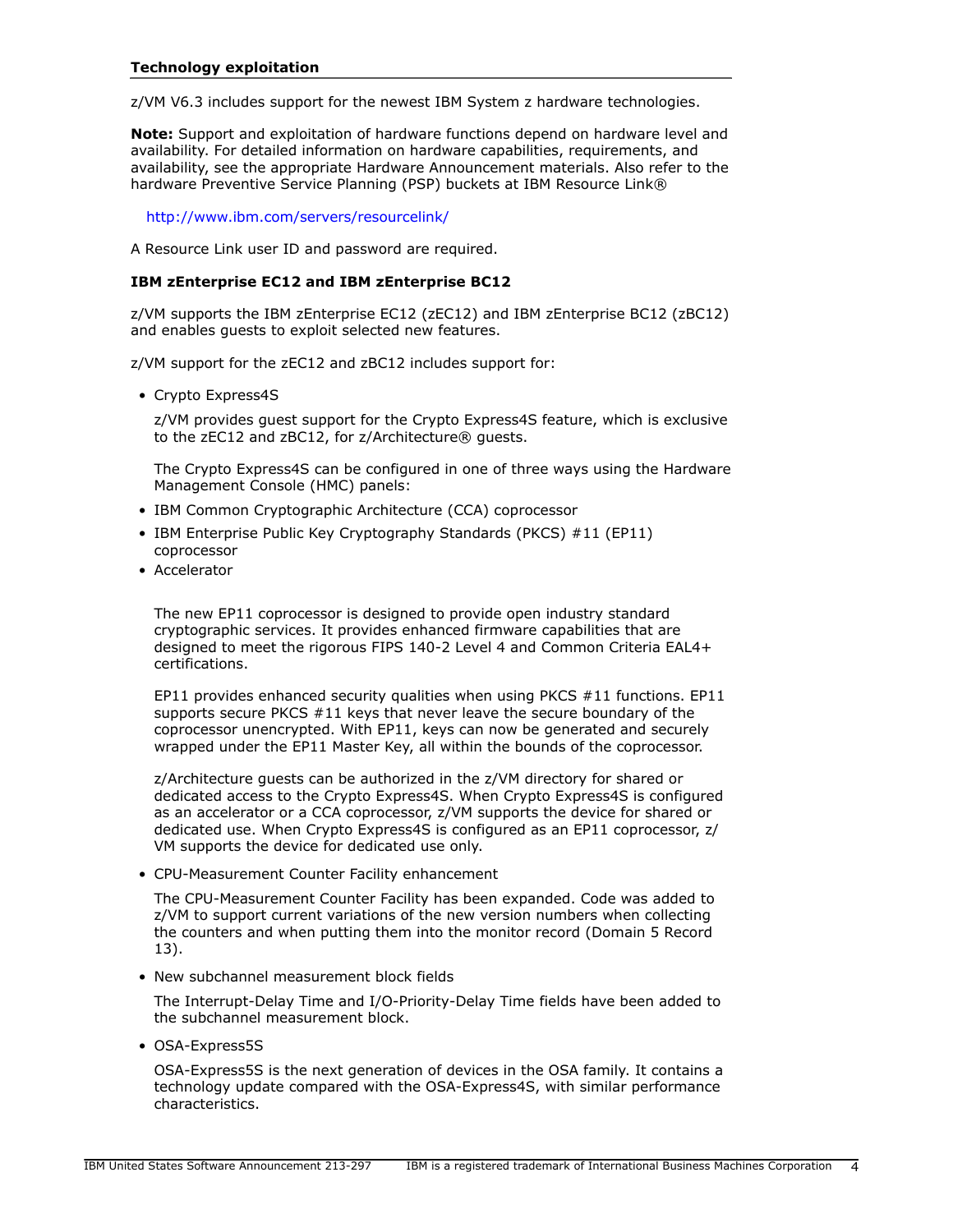## Technology exploitation

z/VM V6.3 includes support for the newest IBM System z hardware technologies.

**Note:** Support and exploitation of hardware functions depend on hardware level and availability. For detailed information on hardware capabilities, requirements, and availability, see the appropriate Hardware Announcement materials. Also refer to the hardware Preventive Service Planning (PSP) buckets at IBM Resource Link®

http://www.ibm.com/servers/resourcelink/

A Resource Link user ID and password are required.

### IBM zEnterprise EC12 and IBM zEnterprise BC12

z/VM supports the IBM zEnterprise EC12 (zEC12) and IBM zEnterprise BC12 (zBC12) and enables guests to exploit selected new features.

z/VM support for the zEC12 and zBC12 includes support for:

- Crypto Express4S

  z/VM provides guest support for the Crypto Express4S feature, which is exclusive to the zEC12 and zBC12, for z/Architecture® guests.

  The Crypto Express4S can be configured in one of three ways using the Hardware Management Console (HMC) panels:

- IBM Common Cryptographic Architecture (CCA) coprocessor
- IBM Enterprise Public Key Cryptography Standards (PKCS) #11 (EP11) coprocessor
- Accelerator

  The new EP11 coprocessor is designed to provide open industry standard cryptographic services. It provides enhanced firmware capabilities that are designed to meet the rigorous FIPS 140-2 Level 4 and Common Criteria EAL4+ certifications.

  EP11 provides enhanced security qualities when using PKCS #11 functions. EP11 supports secure PKCS #11 keys that never leave the secure boundary of the coprocessor unencrypted. With EP11, keys can now be generated and securely wrapped under the EP11 Master Key, all within the bounds of the coprocessor.

  z/Architecture guests can be authorized in the z/VM directory for shared or dedicated access to the Crypto Express4S. When Crypto Express4S is configured as an accelerator or a CCA coprocessor, z/VM supports the device for shared or dedicated use. When Crypto Express4S is configured as an EP11 coprocessor, z/VM supports the device for dedicated use only.

- CPU-Measurement Counter Facility enhancement

  The CPU-Measurement Counter Facility has been expanded. Code was added to z/VM to support current variations of the new version numbers when collecting the counters and when putting them into the monitor record (Domain 5 Record 13).

- New subchannel measurement block fields

  The Interrupt-Delay Time and I/O-Priority-Delay Time fields have been added to the subchannel measurement block.

- OSA-Express5S

  OSA-Express5S is the next generation of devices in the OSA family. It contains a technology update compared with the OSA-Express4S, with similar performance characteristics.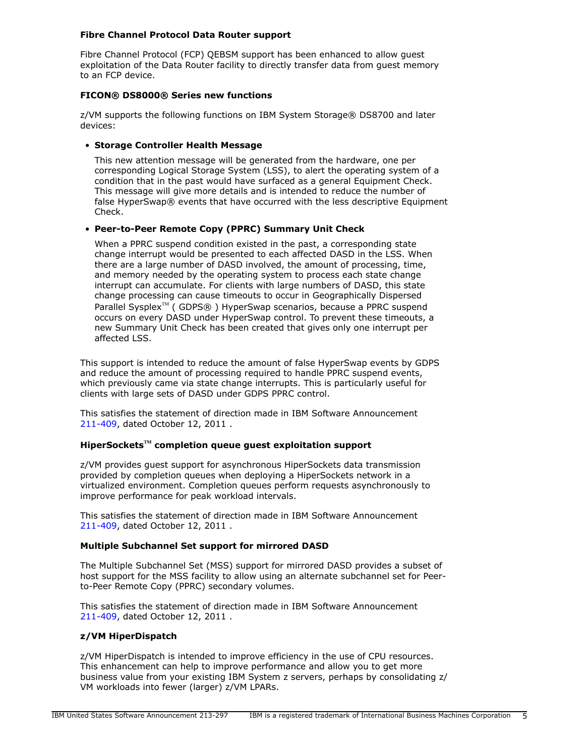**Fibre Channel Protocol Data Router support**

Fibre Channel Protocol (FCP) QEBSM support has been enhanced to allow guest exploitation of the Data Router facility to directly transfer data from guest memory to an FCP device.

**FICON® DS8000® Series new functions**

z/VM supports the following functions on IBM System Storage® DS8700 and later devices:

- **Storage Controller Health Message**

  This new attention message will be generated from the hardware, one per corresponding Logical Storage System (LSS), to alert the operating system of a condition that in the past would have surfaced as a general Equipment Check. This message will give more details and is intended to reduce the number of false HyperSwap® events that have occurred with the less descriptive Equipment Check.

- **Peer-to-Peer Remote Copy (PPRC) Summary Unit Check**

  When a PPRC suspend condition existed in the past, a corresponding state change interrupt would be presented to each affected DASD in the LSS. When there are a large number of DASD involved, the amount of processing, time, and memory needed by the operating system to process each state change interrupt can accumulate. For clients with large numbers of DASD, this state change processing can cause timeouts to occur in Geographically Dispersed Parallel Sysplex™ ( GDPS® ) HyperSwap scenarios, because a PPRC suspend occurs on every DASD under HyperSwap control. To prevent these timeouts, a new Summary Unit Check has been created that gives only one interrupt per affected LSS.

This support is intended to reduce the amount of false HyperSwap events by GDPS and reduce the amount of processing required to handle PPRC suspend events, which previously came via state change interrupts. This is particularly useful for clients with large sets of DASD under GDPS PPRC control.

This satisfies the statement of direction made in IBM Software Announcement 211-409, dated October 12, 2011 .

**HiperSockets™ completion queue guest exploitation support**

z/VM provides guest support for asynchronous HiperSockets data transmission provided by completion queues when deploying a HiperSockets network in a virtualized environment. Completion queues perform requests asynchronously to improve performance for peak workload intervals.

This satisfies the statement of direction made in IBM Software Announcement 211-409, dated October 12, 2011 .

**Multiple Subchannel Set support for mirrored DASD**

The Multiple Subchannel Set (MSS) support for mirrored DASD provides a subset of host support for the MSS facility to allow using an alternate subchannel set for Peer-to-Peer Remote Copy (PPRC) secondary volumes.

This satisfies the statement of direction made in IBM Software Announcement 211-409, dated October 12, 2011 .

**z/VM HiperDispatch**

z/VM HiperDispatch is intended to improve efficiency in the use of CPU resources. This enhancement can help to improve performance and allow you to get more business value from your existing IBM System z servers, perhaps by consolidating z/VM workloads into fewer (larger) z/VM LPARs.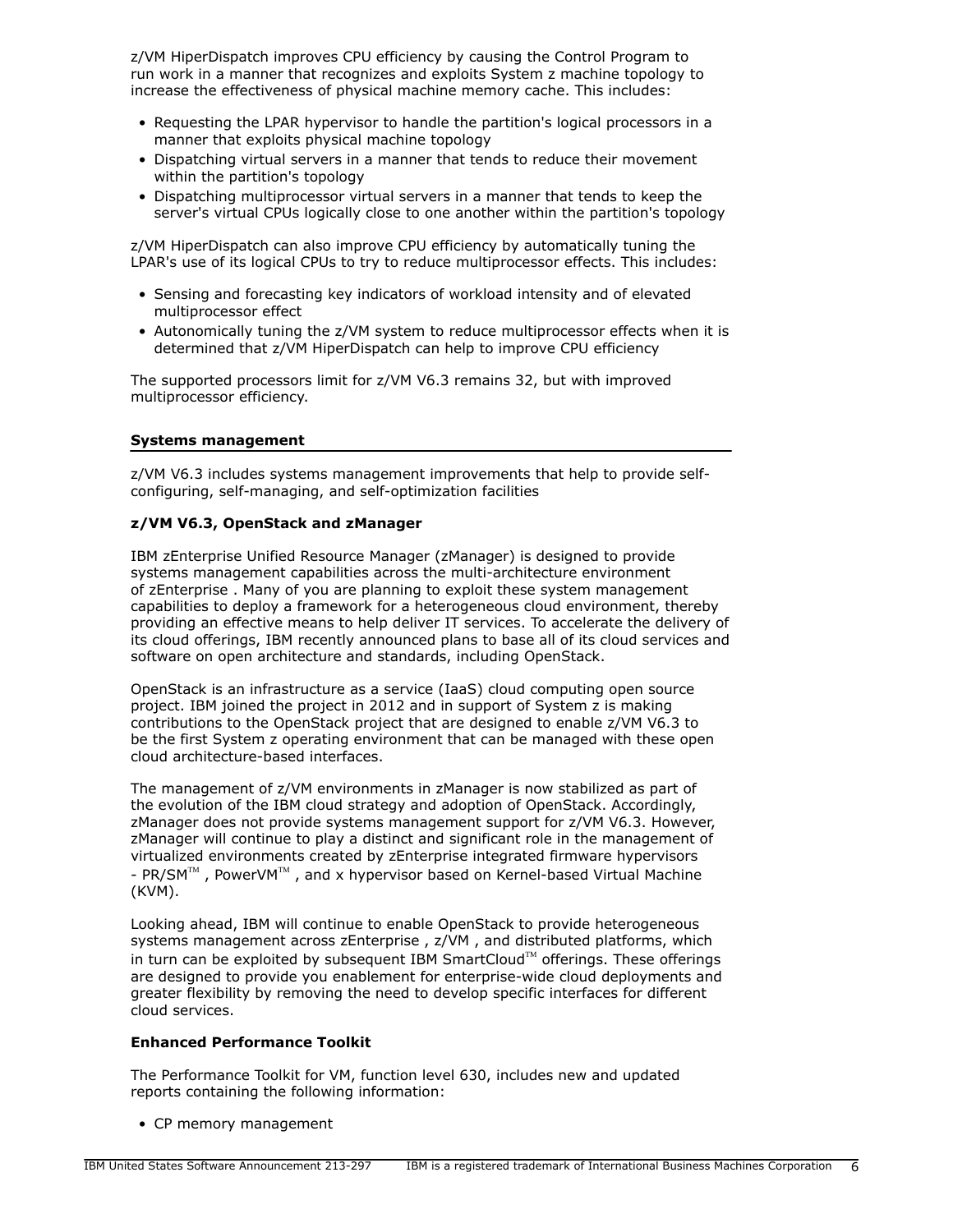z/VM HiperDispatch improves CPU efficiency by causing the Control Program to run work in a manner that recognizes and exploits System z machine topology to increase the effectiveness of physical machine memory cache. This includes:

- Requesting the LPAR hypervisor to handle the partition's logical processors in a manner that exploits physical machine topology
- Dispatching virtual servers in a manner that tends to reduce their movement within the partition's topology
- Dispatching multiprocessor virtual servers in a manner that tends to keep the server's virtual CPUs logically close to one another within the partition's topology

z/VM HiperDispatch can also improve CPU efficiency by automatically tuning the LPAR's use of its logical CPUs to try to reduce multiprocessor effects. This includes:

- Sensing and forecasting key indicators of workload intensity and of elevated multiprocessor effect
- Autonomically tuning the z/VM system to reduce multiprocessor effects when it is determined that z/VM HiperDispatch can help to improve CPU efficiency

The supported processors limit for z/VM V6.3 remains 32, but with improved multiprocessor efficiency.

## Systems management

z/VM V6.3 includes systems management improvements that help to provide self-configuring, self-managing, and self-optimization facilities

### z/VM V6.3, OpenStack and zManager

IBM zEnterprise Unified Resource Manager (zManager) is designed to provide systems management capabilities across the multi-architecture environment of zEnterprise . Many of you are planning to exploit these system management capabilities to deploy a framework for a heterogeneous cloud environment, thereby providing an effective means to help deliver IT services. To accelerate the delivery of its cloud offerings, IBM recently announced plans to base all of its cloud services and software on open architecture and standards, including OpenStack.

OpenStack is an infrastructure as a service (IaaS) cloud computing open source project. IBM joined the project in 2012 and in support of System z is making contributions to the OpenStack project that are designed to enable z/VM V6.3 to be the first System z operating environment that can be managed with these open cloud architecture-based interfaces.

The management of z/VM environments in zManager is now stabilized as part of the evolution of the IBM cloud strategy and adoption of OpenStack. Accordingly, zManager does not provide systems management support for z/VM V6.3. However, zManager will continue to play a distinct and significant role in the management of virtualized environments created by zEnterprise integrated firmware hypervisors - PR/SM™ , PowerVM™ , and x hypervisor based on Kernel-based Virtual Machine (KVM).

Looking ahead, IBM will continue to enable OpenStack to provide heterogeneous systems management across zEnterprise , z/VM , and distributed platforms, which in turn can be exploited by subsequent IBM SmartCloud™ offerings. These offerings are designed to provide you enablement for enterprise-wide cloud deployments and greater flexibility by removing the need to develop specific interfaces for different cloud services.

### Enhanced Performance Toolkit

The Performance Toolkit for VM, function level 630, includes new and updated reports containing the following information:

- CP memory management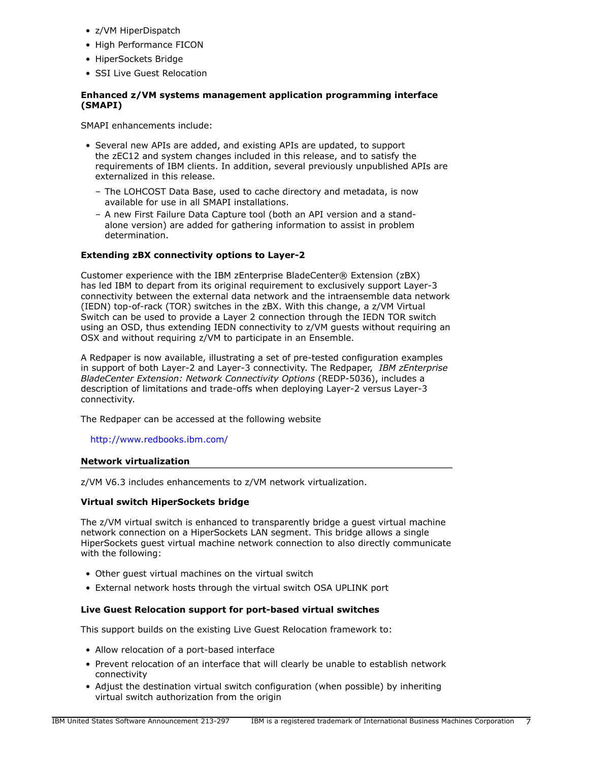- z/VM HiperDispatch
- High Performance FICON
- HiperSockets Bridge
- SSI Live Guest Relocation

**Enhanced z/VM systems management application programming interface (SMAPI)**

SMAPI enhancements include:

- Several new APIs are added, and existing APIs are updated, to support the zEC12 and system changes included in this release, and to satisfy the requirements of IBM clients. In addition, several previously unpublished APIs are externalized in this release.
  - The LOHCOST Data Base, used to cache directory and metadata, is now available for use in all SMAPI installations.
  - A new First Failure Data Capture tool (both an API version and a stand-alone version) are added for gathering information to assist in problem determination.

**Extending zBX connectivity options to Layer-2**

Customer experience with the IBM zEnterprise BladeCenter® Extension (zBX) has led IBM to depart from its original requirement to exclusively support Layer-3 connectivity between the external data network and the intraensemble data network (IEDN) top-of-rack (TOR) switches in the zBX. With this change, a z/VM Virtual Switch can be used to provide a Layer 2 connection through the IEDN TOR switch using an OSD, thus extending IEDN connectivity to z/VM guests without requiring an OSX and without requiring z/VM to participate in an Ensemble.

A Redpaper is now available, illustrating a set of pre-tested configuration examples in support of both Layer-2 and Layer-3 connectivity. The Redpaper, *IBM zEnterprise BladeCenter Extension: Network Connectivity Options* (REDP-5036), includes a description of limitations and trade-offs when deploying Layer-2 versus Layer-3 connectivity.

The Redpaper can be accessed at the following website

http://www.redbooks.ibm.com/

## Network virtualization

z/VM V6.3 includes enhancements to z/VM network virtualization.

**Virtual switch HiperSockets bridge**

The z/VM virtual switch is enhanced to transparently bridge a guest virtual machine network connection on a HiperSockets LAN segment. This bridge allows a single HiperSockets guest virtual machine network connection to also directly communicate with the following:

- Other guest virtual machines on the virtual switch
- External network hosts through the virtual switch OSA UPLINK port

**Live Guest Relocation support for port-based virtual switches**

This support builds on the existing Live Guest Relocation framework to:

- Allow relocation of a port-based interface
- Prevent relocation of an interface that will clearly be unable to establish network connectivity
- Adjust the destination virtual switch configuration (when possible) by inheriting virtual switch authorization from the origin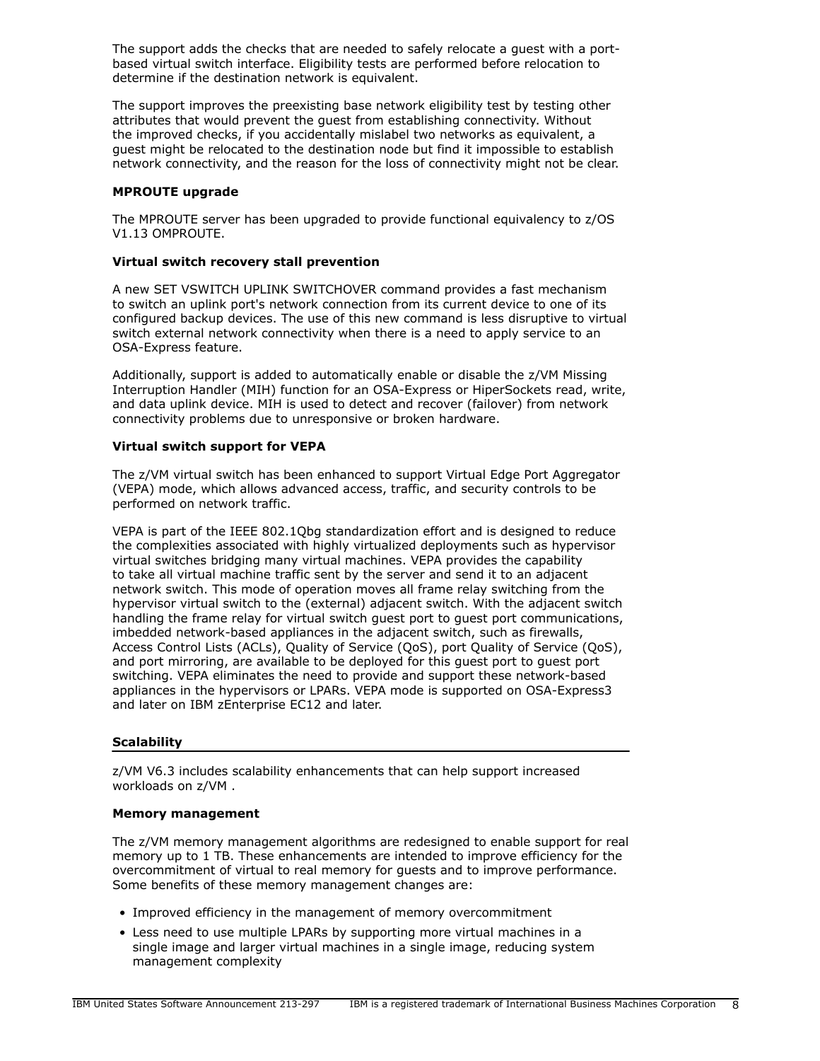The support adds the checks that are needed to safely relocate a guest with a port-based virtual switch interface. Eligibility tests are performed before relocation to determine if the destination network is equivalent.

The support improves the preexisting base network eligibility test by testing other attributes that would prevent the guest from establishing connectivity. Without the improved checks, if you accidentally mislabel two networks as equivalent, a guest might be relocated to the destination node but find it impossible to establish network connectivity, and the reason for the loss of connectivity might not be clear.

**MPROUTE upgrade**

The MPROUTE server has been upgraded to provide functional equivalency to z/OS V1.13 OMPROUTE.

**Virtual switch recovery stall prevention**

A new SET VSWITCH UPLINK SWITCHOVER command provides a fast mechanism to switch an uplink port's network connection from its current device to one of its configured backup devices. The use of this new command is less disruptive to virtual switch external network connectivity when there is a need to apply service to an OSA-Express feature.

Additionally, support is added to automatically enable or disable the z/VM Missing Interruption Handler (MIH) function for an OSA-Express or HiperSockets read, write, and data uplink device. MIH is used to detect and recover (failover) from network connectivity problems due to unresponsive or broken hardware.

**Virtual switch support for VEPA**

The z/VM virtual switch has been enhanced to support Virtual Edge Port Aggregator (VEPA) mode, which allows advanced access, traffic, and security controls to be performed on network traffic.

VEPA is part of the IEEE 802.1Qbg standardization effort and is designed to reduce the complexities associated with highly virtualized deployments such as hypervisor virtual switches bridging many virtual machines. VEPA provides the capability to take all virtual machine traffic sent by the server and send it to an adjacent network switch. This mode of operation moves all frame relay switching from the hypervisor virtual switch to the (external) adjacent switch. With the adjacent switch handling the frame relay for virtual switch guest port to guest port communications, imbedded network-based appliances in the adjacent switch, such as firewalls, Access Control Lists (ACLs), Quality of Service (QoS), port Quality of Service (QoS), and port mirroring, are available to be deployed for this guest port to guest port switching. VEPA eliminates the need to provide and support these network-based appliances in the hypervisors or LPARs. VEPA mode is supported on OSA-Express3 and later on IBM zEnterprise EC12 and later.

## Scalability

z/VM V6.3 includes scalability enhancements that can help support increased workloads on z/VM .

**Memory management**

The z/VM memory management algorithms are redesigned to enable support for real memory up to 1 TB. These enhancements are intended to improve efficiency for the overcommitment of virtual to real memory for guests and to improve performance. Some benefits of these memory management changes are:

- Improved efficiency in the management of memory overcommitment
- Less need to use multiple LPARs by supporting more virtual machines in a single image and larger virtual machines in a single image, reducing system management complexity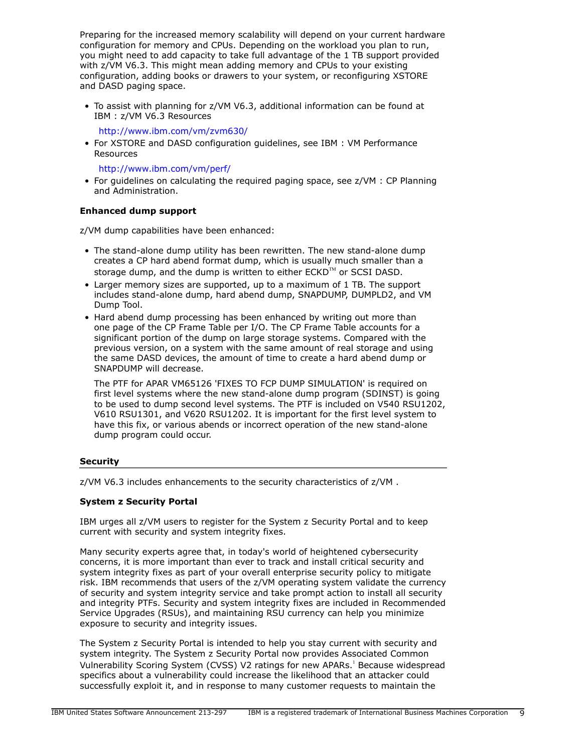Preparing for the increased memory scalability will depend on your current hardware configuration for memory and CPUs. Depending on the workload you plan to run, you might need to add capacity to take full advantage of the 1 TB support provided with z/VM V6.3. This might mean adding memory and CPUs to your existing configuration, adding books or drawers to your system, or reconfiguring XSTORE and DASD paging space.

- To assist with planning for z/VM V6.3, additional information can be found at IBM : z/VM V6.3 Resources

  http://www.ibm.com/vm/zvm630/

- For XSTORE and DASD configuration guidelines, see IBM : VM Performance Resources

  http://www.ibm.com/vm/perf/

- For guidelines on calculating the required paging space, see z/VM : CP Planning and Administration.

**Enhanced dump support**

z/VM dump capabilities have been enhanced:

- The stand-alone dump utility has been rewritten. The new stand-alone dump creates a CP hard abend format dump, which is usually much smaller than a storage dump, and the dump is written to either ECKD™ or SCSI DASD.
- Larger memory sizes are supported, up to a maximum of 1 TB. The support includes stand-alone dump, hard abend dump, SNAPDUMP, DUMPLD2, and VM Dump Tool.
- Hard abend dump processing has been enhanced by writing out more than one page of the CP Frame Table per I/O. The CP Frame Table accounts for a significant portion of the dump on large storage systems. Compared with the previous version, on a system with the same amount of real storage and using the same DASD devices, the amount of time to create a hard abend dump or SNAPDUMP will decrease.

  The PTF for APAR VM65126 'FIXES TO FCP DUMP SIMULATION' is required on first level systems where the new stand-alone dump program (SDINST) is going to be used to dump second level systems. The PTF is included on V540 RSU1202, V610 RSU1301, and V620 RSU1202. It is important for the first level system to have this fix, or various abends or incorrect operation of the new stand-alone dump program could occur.

## Security

z/VM V6.3 includes enhancements to the security characteristics of z/VM .

**System z Security Portal**

IBM urges all z/VM users to register for the System z Security Portal and to keep current with security and system integrity fixes.

Many security experts agree that, in today's world of heightened cybersecurity concerns, it is more important than ever to track and install critical security and system integrity fixes as part of your overall enterprise security policy to mitigate risk. IBM recommends that users of the z/VM operating system validate the currency of security and system integrity service and take prompt action to install all security and integrity PTFs. Security and system integrity fixes are included in Recommended Service Upgrades (RSUs), and maintaining RSU currency can help you minimize exposure to security and integrity issues.

The System z Security Portal is intended to help you stay current with security and system integrity. The System z Security Portal now provides Associated Common Vulnerability Scoring System (CVSS) V2 ratings for new APARs.[1] Because widespread specifics about a vulnerability could increase the likelihood that an attacker could successfully exploit it, and in response to many customer requests to maintain the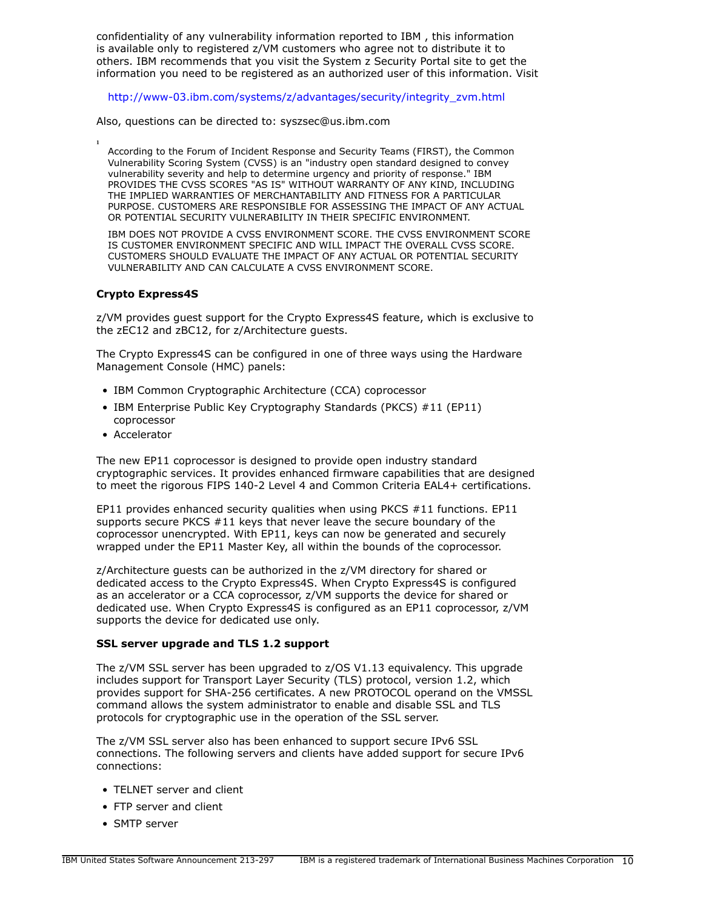confidentiality of any vulnerability information reported to IBM , this information is available only to registered z/VM customers who agree not to distribute it to others. IBM recommends that you visit the System z Security Portal site to get the information you need to be registered as an authorized user of this information. Visit

http://www-03.ibm.com/systems/z/advantages/security/integrity_zvm.html

Also, questions can be directed to: syszsec@us.ibm.com

[1] According to the Forum of Incident Response and Security Teams (FIRST), the Common Vulnerability Scoring System (CVSS) is an "industry open standard designed to convey vulnerability severity and help to determine urgency and priority of response." IBM PROVIDES THE CVSS SCORES "AS IS" WITHOUT WARRANTY OF ANY KIND, INCLUDING THE IMPLIED WARRANTIES OF MERCHANTABILITY AND FITNESS FOR A PARTICULAR PURPOSE. CUSTOMERS ARE RESPONSIBLE FOR ASSESSING THE IMPACT OF ANY ACTUAL OR POTENTIAL SECURITY VULNERABILITY IN THEIR SPECIFIC ENVIRONMENT.

IBM DOES NOT PROVIDE A CVSS ENVIRONMENT SCORE. THE CVSS ENVIRONMENT SCORE IS CUSTOMER ENVIRONMENT SPECIFIC AND WILL IMPACT THE OVERALL CVSS SCORE. CUSTOMERS SHOULD EVALUATE THE IMPACT OF ANY ACTUAL OR POTENTIAL SECURITY VULNERABILITY AND CAN CALCULATE A CVSS ENVIRONMENT SCORE.

**Crypto Express4S**

z/VM provides guest support for the Crypto Express4S feature, which is exclusive to the zEC12 and zBC12, for z/Architecture guests.

The Crypto Express4S can be configured in one of three ways using the Hardware Management Console (HMC) panels:

- IBM Common Cryptographic Architecture (CCA) coprocessor
- IBM Enterprise Public Key Cryptography Standards (PKCS) #11 (EP11) coprocessor
- Accelerator

The new EP11 coprocessor is designed to provide open industry standard cryptographic services. It provides enhanced firmware capabilities that are designed to meet the rigorous FIPS 140-2 Level 4 and Common Criteria EAL4+ certifications.

EP11 provides enhanced security qualities when using PKCS #11 functions. EP11 supports secure PKCS #11 keys that never leave the secure boundary of the coprocessor unencrypted. With EP11, keys can now be generated and securely wrapped under the EP11 Master Key, all within the bounds of the coprocessor.

z/Architecture guests can be authorized in the z/VM directory for shared or dedicated access to the Crypto Express4S. When Crypto Express4S is configured as an accelerator or a CCA coprocessor, z/VM supports the device for shared or dedicated use. When Crypto Express4S is configured as an EP11 coprocessor, z/VM supports the device for dedicated use only.

**SSL server upgrade and TLS 1.2 support**

The z/VM SSL server has been upgraded to z/OS V1.13 equivalency. This upgrade includes support for Transport Layer Security (TLS) protocol, version 1.2, which provides support for SHA-256 certificates. A new PROTOCOL operand on the VMSSL command allows the system administrator to enable and disable SSL and TLS protocols for cryptographic use in the operation of the SSL server.

The z/VM SSL server also has been enhanced to support secure IPv6 SSL connections. The following servers and clients have added support for secure IPv6 connections:

- TELNET server and client
- FTP server and client
- SMTP server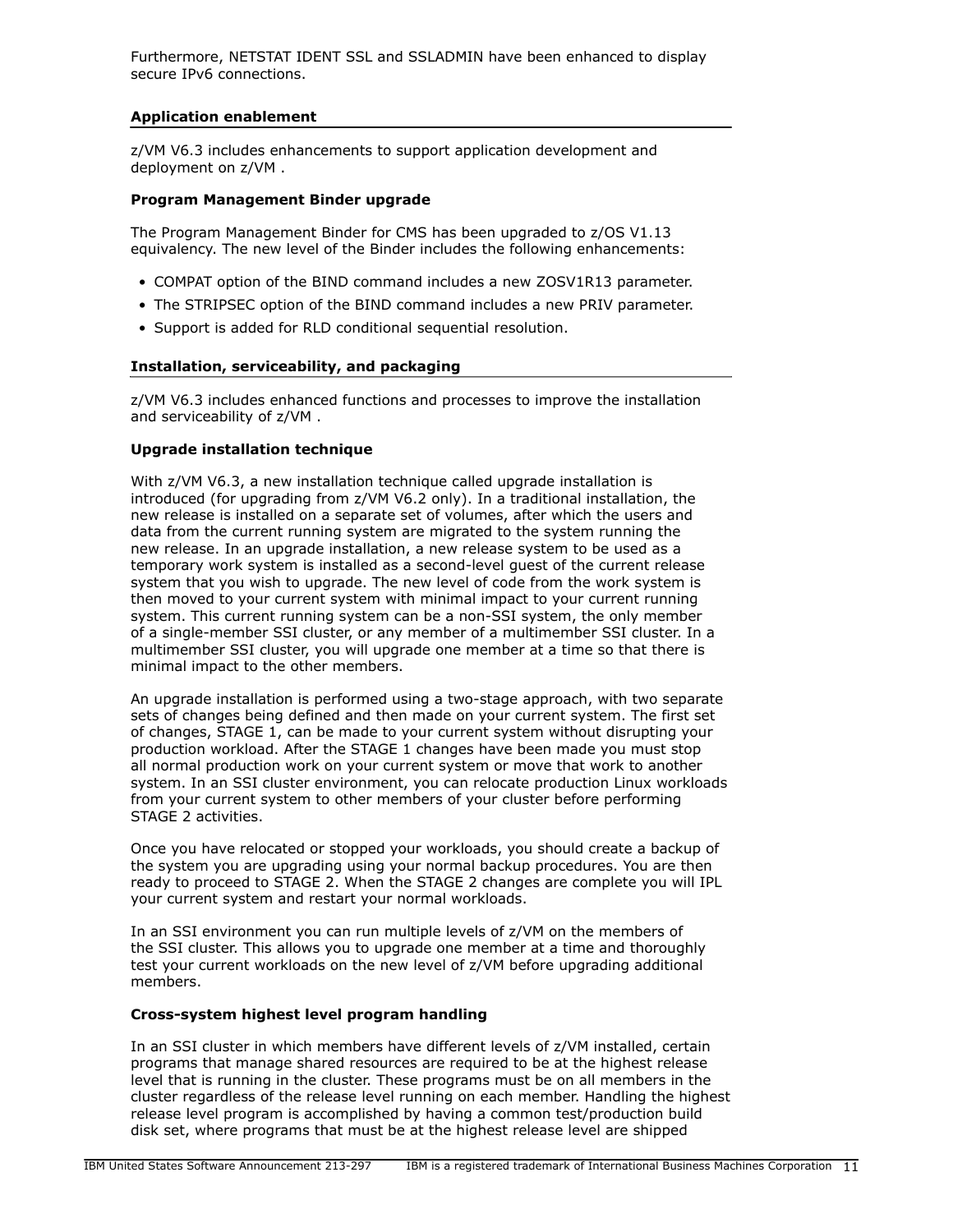Furthermore, NETSTAT IDENT SSL and SSLADMIN have been enhanced to display secure IPv6 connections.

## Application enablement

z/VM V6.3 includes enhancements to support application development and deployment on z/VM .

**Program Management Binder upgrade**

The Program Management Binder for CMS has been upgraded to z/OS V1.13 equivalency. The new level of the Binder includes the following enhancements:

- COMPAT option of the BIND command includes a new ZOSV1R13 parameter.
- The STRIPSEC option of the BIND command includes a new PRIV parameter.
- Support is added for RLD conditional sequential resolution.

## Installation, serviceability, and packaging

z/VM V6.3 includes enhanced functions and processes to improve the installation and serviceability of z/VM .

**Upgrade installation technique**

With z/VM V6.3, a new installation technique called upgrade installation is introduced (for upgrading from z/VM V6.2 only). In a traditional installation, the new release is installed on a separate set of volumes, after which the users and data from the current running system are migrated to the system running the new release. In an upgrade installation, a new release system to be used as a temporary work system is installed as a second-level guest of the current release system that you wish to upgrade. The new level of code from the work system is then moved to your current system with minimal impact to your current running system. This current running system can be a non-SSI system, the only member of a single-member SSI cluster, or any member of a multimember SSI cluster. In a multimember SSI cluster, you will upgrade one member at a time so that there is minimal impact to the other members.

An upgrade installation is performed using a two-stage approach, with two separate sets of changes being defined and then made on your current system. The first set of changes, STAGE 1, can be made to your current system without disrupting your production workload. After the STAGE 1 changes have been made you must stop all normal production work on your current system or move that work to another system. In an SSI cluster environment, you can relocate production Linux workloads from your current system to other members of your cluster before performing STAGE 2 activities.

Once you have relocated or stopped your workloads, you should create a backup of the system you are upgrading using your normal backup procedures. You are then ready to proceed to STAGE 2. When the STAGE 2 changes are complete you will IPL your current system and restart your normal workloads.

In an SSI environment you can run multiple levels of z/VM on the members of the SSI cluster. This allows you to upgrade one member at a time and thoroughly test your current workloads on the new level of z/VM before upgrading additional members.

**Cross-system highest level program handling**

In an SSI cluster in which members have different levels of z/VM installed, certain programs that manage shared resources are required to be at the highest release level that is running in the cluster. These programs must be on all members in the cluster regardless of the release level running on each member. Handling the highest release level program is accomplished by having a common test/production build disk set, where programs that must be at the highest release level are shipped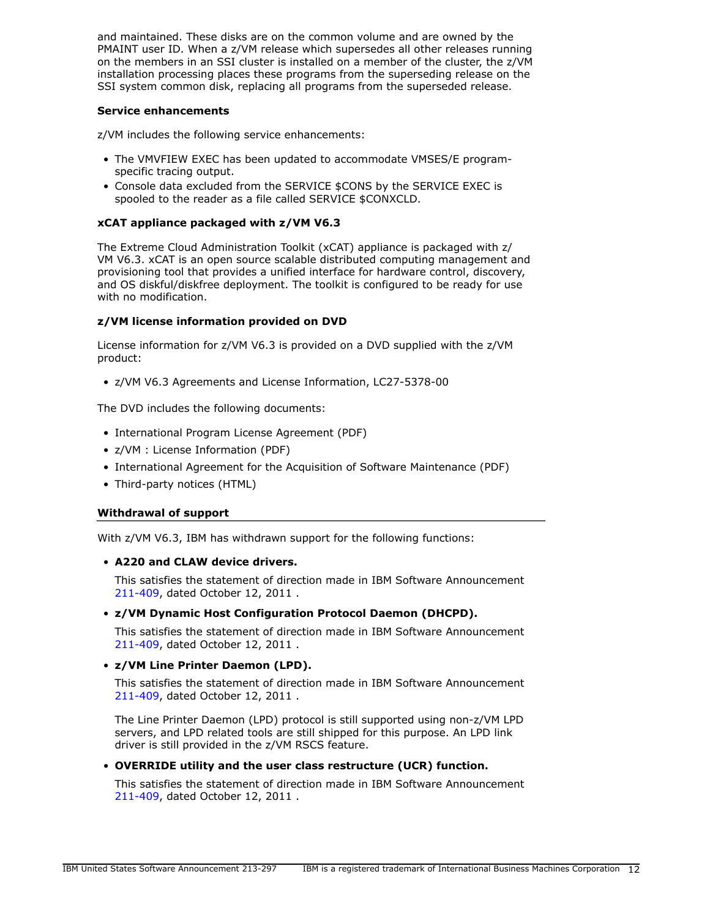and maintained. These disks are on the common volume and are owned by the PMAINT user ID. When a z/VM release which supersedes all other releases running on the members in an SSI cluster is installed on a member of the cluster, the z/VM installation processing places these programs from the superseding release on the SSI system common disk, replacing all programs from the superseded release.

**Service enhancements**

z/VM includes the following service enhancements:

- The VMVFIEW EXEC has been updated to accommodate VMSES/E program-specific tracing output.
- Console data excluded from the SERVICE $CONS by the SERVICE EXEC is spooled to the reader as a file called SERVICE $CONXCLD.

**xCAT appliance packaged with z/VM V6.3**

The Extreme Cloud Administration Toolkit (xCAT) appliance is packaged with z/VM V6.3. xCAT is an open source scalable distributed computing management and provisioning tool that provides a unified interface for hardware control, discovery, and OS diskful/diskfree deployment. The toolkit is configured to be ready for use with no modification.

**z/VM license information provided on DVD**

License information for z/VM V6.3 is provided on a DVD supplied with the z/VM product:

- z/VM V6.3 Agreements and License Information, LC27-5378-00

The DVD includes the following documents:

- International Program License Agreement (PDF)
- z/VM : License Information (PDF)
- International Agreement for the Acquisition of Software Maintenance (PDF)
- Third-party notices (HTML)

## Withdrawal of support

With z/VM V6.3, IBM has withdrawn support for the following functions:

- **A220 and CLAW device drivers.**

  This satisfies the statement of direction made in IBM Software Announcement 211-409, dated October 12, 2011 .

- **z/VM Dynamic Host Configuration Protocol Daemon (DHCPD).**

  This satisfies the statement of direction made in IBM Software Announcement 211-409, dated October 12, 2011 .

- **z/VM Line Printer Daemon (LPD).**

  This satisfies the statement of direction made in IBM Software Announcement 211-409, dated October 12, 2011 .

  The Line Printer Daemon (LPD) protocol is still supported using non-z/VM LPD servers, and LPD related tools are still shipped for this purpose. An LPD link driver is still provided in the z/VM RSCS feature.

- **OVERRIDE utility and the user class restructure (UCR) function.**

  This satisfies the statement of direction made in IBM Software Announcement 211-409, dated October 12, 2011 .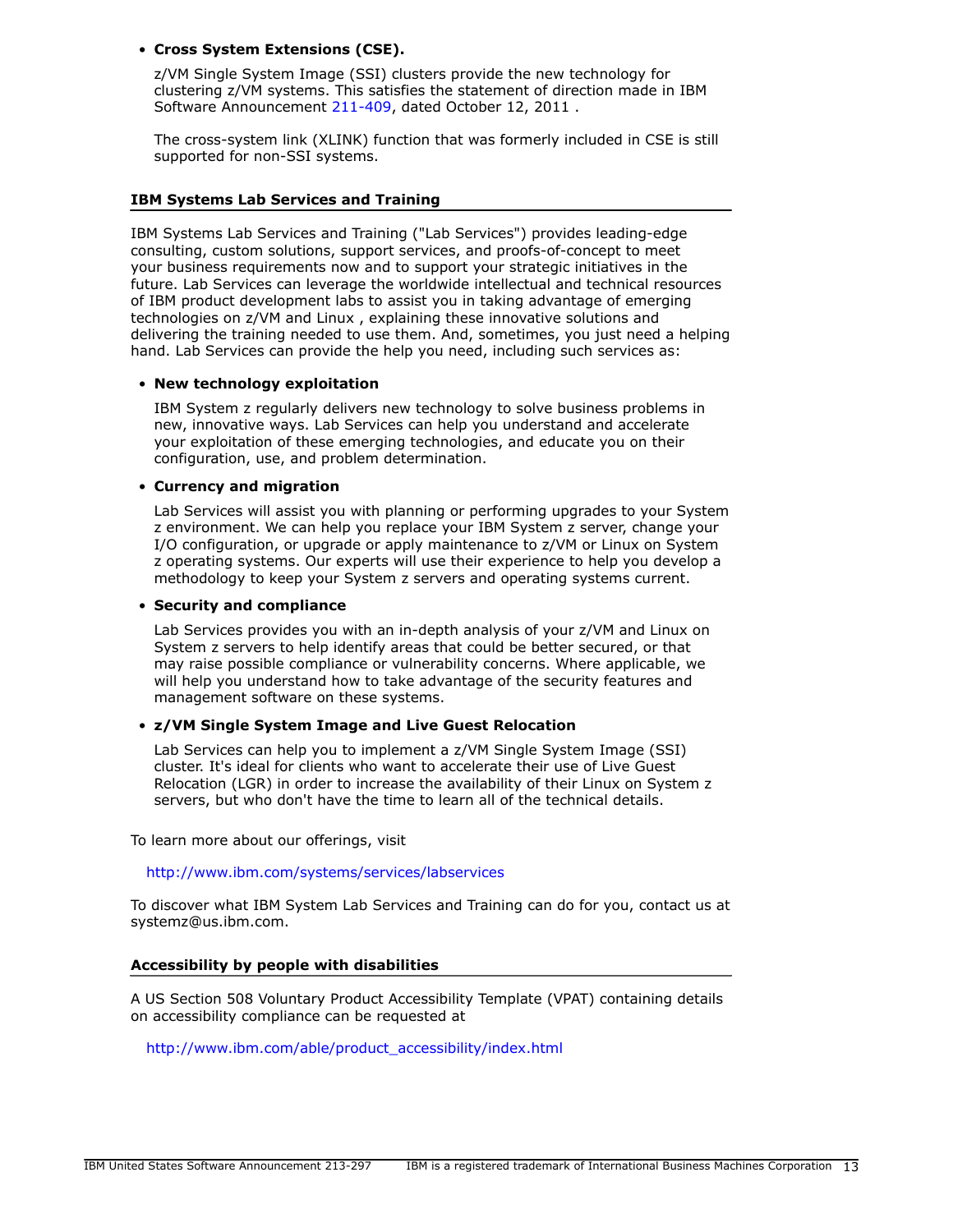- **Cross System Extensions (CSE).**

  z/VM Single System Image (SSI) clusters provide the new technology for clustering z/VM systems. This satisfies the statement of direction made in IBM Software Announcement 211-409, dated October 12, 2011 .

  The cross-system link (XLINK) function that was formerly included in CSE is still supported for non-SSI systems.

### IBM Systems Lab Services and Training

IBM Systems Lab Services and Training ("Lab Services") provides leading-edge consulting, custom solutions, support services, and proofs-of-concept to meet your business requirements now and to support your strategic initiatives in the future. Lab Services can leverage the worldwide intellectual and technical resources of IBM product development labs to assist you in taking advantage of emerging technologies on z/VM and Linux , explaining these innovative solutions and delivering the training needed to use them. And, sometimes, you just need a helping hand. Lab Services can provide the help you need, including such services as:

- **New technology exploitation**

  IBM System z regularly delivers new technology to solve business problems in new, innovative ways. Lab Services can help you understand and accelerate your exploitation of these emerging technologies, and educate you on their configuration, use, and problem determination.

- **Currency and migration**

  Lab Services will assist you with planning or performing upgrades to your System z environment. We can help you replace your IBM System z server, change your I/O configuration, or upgrade or apply maintenance to z/VM or Linux on System z operating systems. Our experts will use their experience to help you develop a methodology to keep your System z servers and operating systems current.

- **Security and compliance**

  Lab Services provides you with an in-depth analysis of your z/VM and Linux on System z servers to help identify areas that could be better secured, or that may raise possible compliance or vulnerability concerns. Where applicable, we will help you understand how to take advantage of the security features and management software on these systems.

- **z/VM Single System Image and Live Guest Relocation**

  Lab Services can help you to implement a z/VM Single System Image (SSI) cluster. It's ideal for clients who want to accelerate their use of Live Guest Relocation (LGR) in order to increase the availability of their Linux on System z servers, but who don't have the time to learn all of the technical details.

To learn more about our offerings, visit

http://www.ibm.com/systems/services/labservices

To discover what IBM System Lab Services and Training can do for you, contact us at systemz@us.ibm.com.

### Accessibility by people with disabilities

A US Section 508 Voluntary Product Accessibility Template (VPAT) containing details on accessibility compliance can be requested at

http://www.ibm.com/able/product_accessibility/index.html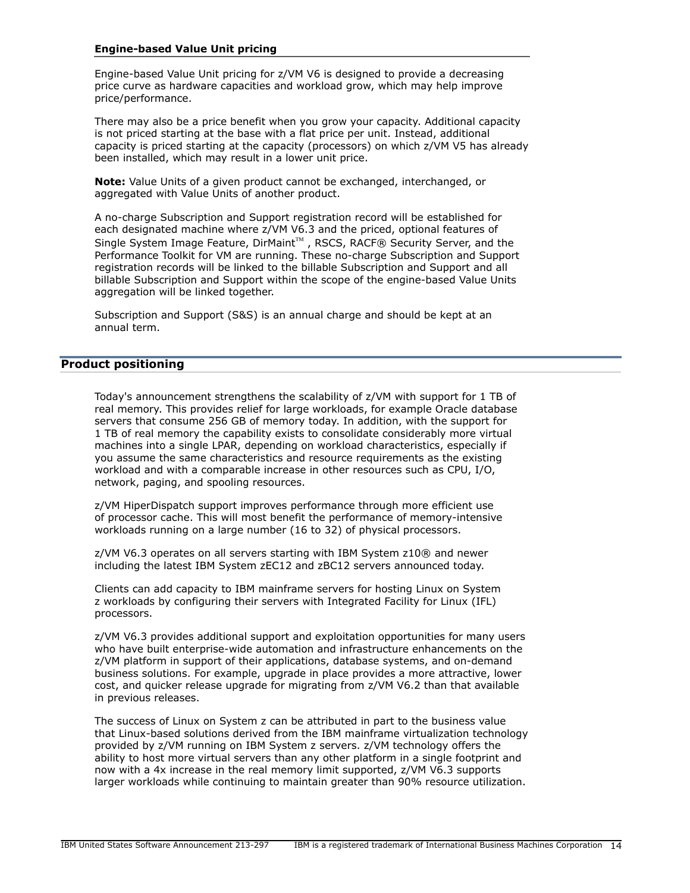**Engine-based Value Unit pricing**

Engine-based Value Unit pricing for z/VM V6 is designed to provide a decreasing price curve as hardware capacities and workload grow, which may help improve price/performance.

There may also be a price benefit when you grow your capacity. Additional capacity is not priced starting at the base with a flat price per unit. Instead, additional capacity is priced starting at the capacity (processors) on which z/VM V5 has already been installed, which may result in a lower unit price.

**Note:** Value Units of a given product cannot be exchanged, interchanged, or aggregated with Value Units of another product.

A no-charge Subscription and Support registration record will be established for each designated machine where z/VM V6.3 and the priced, optional features of Single System Image Feature, DirMaint™ , RSCS, RACF® Security Server, and the Performance Toolkit for VM are running. These no-charge Subscription and Support registration records will be linked to the billable Subscription and Support and all billable Subscription and Support within the scope of the engine-based Value Units aggregation will be linked together.

Subscription and Support (S&S) is an annual charge and should be kept at an annual term.

## Product positioning

Today's announcement strengthens the scalability of z/VM with support for 1 TB of real memory. This provides relief for large workloads, for example Oracle database servers that consume 256 GB of memory today. In addition, with the support for 1 TB of real memory the capability exists to consolidate considerably more virtual machines into a single LPAR, depending on workload characteristics, especially if you assume the same characteristics and resource requirements as the existing workload and with a comparable increase in other resources such as CPU, I/O, network, paging, and spooling resources.

z/VM HiperDispatch support improves performance through more efficient use of processor cache. This will most benefit the performance of memory-intensive workloads running on a large number (16 to 32) of physical processors.

z/VM V6.3 operates on all servers starting with IBM System z10® and newer including the latest IBM System zEC12 and zBC12 servers announced today.

Clients can add capacity to IBM mainframe servers for hosting Linux on System z workloads by configuring their servers with Integrated Facility for Linux (IFL) processors.

z/VM V6.3 provides additional support and exploitation opportunities for many users who have built enterprise-wide automation and infrastructure enhancements on the z/VM platform in support of their applications, database systems, and on-demand business solutions. For example, upgrade in place provides a more attractive, lower cost, and quicker release upgrade for migrating from z/VM V6.2 than that available in previous releases.

The success of Linux on System z can be attributed in part to the business value that Linux-based solutions derived from the IBM mainframe virtualization technology provided by z/VM running on IBM System z servers. z/VM technology offers the ability to host more virtual servers than any other platform in a single footprint and now with a 4x increase in the real memory limit supported, z/VM V6.3 supports larger workloads while continuing to maintain greater than 90% resource utilization.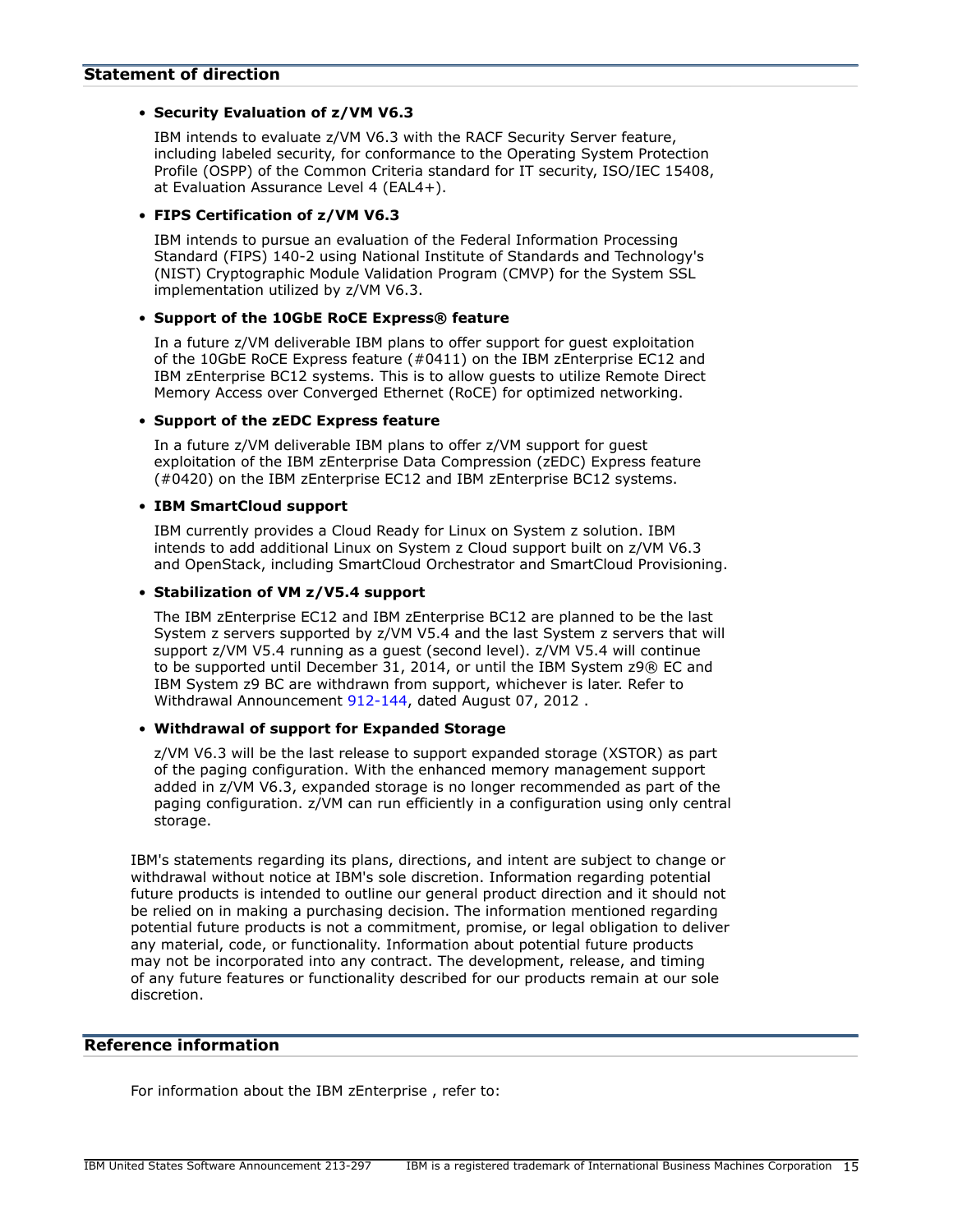## Statement of direction

- **Security Evaluation of z/VM V6.3**

  IBM intends to evaluate z/VM V6.3 with the RACF Security Server feature, including labeled security, for conformance to the Operating System Protection Profile (OSPP) of the Common Criteria standard for IT security, ISO/IEC 15408, at Evaluation Assurance Level 4 (EAL4+).

- **FIPS Certification of z/VM V6.3**

  IBM intends to pursue an evaluation of the Federal Information Processing Standard (FIPS) 140-2 using National Institute of Standards and Technology's (NIST) Cryptographic Module Validation Program (CMVP) for the System SSL implementation utilized by z/VM V6.3.

- **Support of the 10GbE RoCE Express® feature**

  In a future z/VM deliverable IBM plans to offer support for guest exploitation of the 10GbE RoCE Express feature (#0411) on the IBM zEnterprise EC12 and IBM zEnterprise BC12 systems. This is to allow guests to utilize Remote Direct Memory Access over Converged Ethernet (RoCE) for optimized networking.

- **Support of the zEDC Express feature**

  In a future z/VM deliverable IBM plans to offer z/VM support for guest exploitation of the IBM zEnterprise Data Compression (zEDC) Express feature (#0420) on the IBM zEnterprise EC12 and IBM zEnterprise BC12 systems.

- **IBM SmartCloud support**

  IBM currently provides a Cloud Ready for Linux on System z solution. IBM intends to add additional Linux on System z Cloud support built on z/VM V6.3 and OpenStack, including SmartCloud Orchestrator and SmartCloud Provisioning.

- **Stabilization of VM z/V5.4 support**

  The IBM zEnterprise EC12 and IBM zEnterprise BC12 are planned to be the last System z servers supported by z/VM V5.4 and the last System z servers that will support z/VM V5.4 running as a guest (second level). z/VM V5.4 will continue to be supported until December 31, 2014, or until the IBM System z9® EC and IBM System z9 BC are withdrawn from support, whichever is later. Refer to Withdrawal Announcement 912-144, dated August 07, 2012 .

- **Withdrawal of support for Expanded Storage**

  z/VM V6.3 will be the last release to support expanded storage (XSTOR) as part of the paging configuration. With the enhanced memory management support added in z/VM V6.3, expanded storage is no longer recommended as part of the paging configuration. z/VM can run efficiently in a configuration using only central storage.

IBM's statements regarding its plans, directions, and intent are subject to change or withdrawal without notice at IBM's sole discretion. Information regarding potential future products is intended to outline our general product direction and it should not be relied on in making a purchasing decision. The information mentioned regarding potential future products is not a commitment, promise, or legal obligation to deliver any material, code, or functionality. Information about potential future products may not be incorporated into any contract. The development, release, and timing of any future features or functionality described for our products remain at our sole discretion.

## Reference information

For information about the IBM zEnterprise , refer to: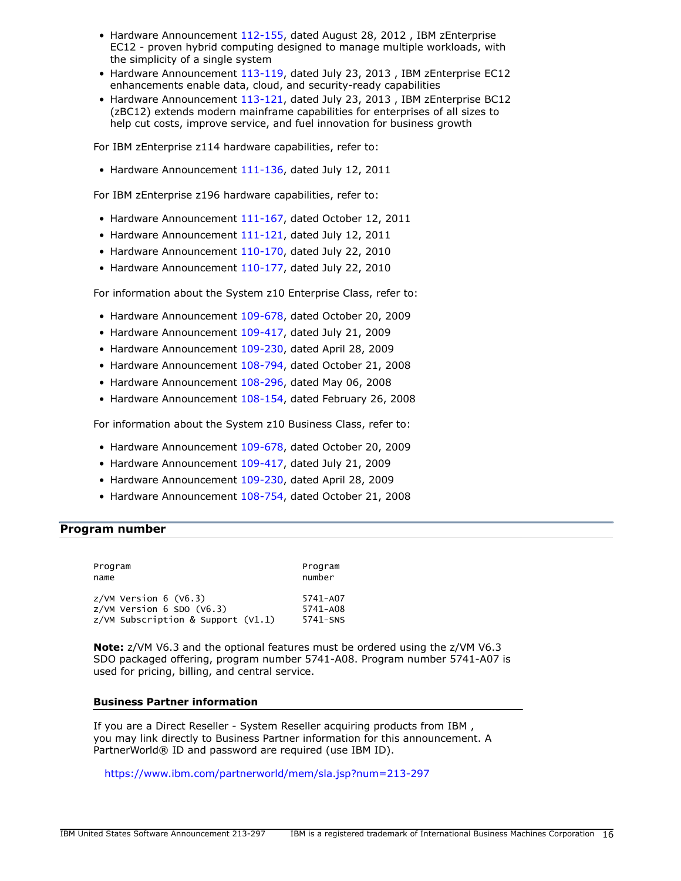- Hardware Announcement 112-155, dated August 28, 2012 , IBM zEnterprise EC12 - proven hybrid computing designed to manage multiple workloads, with the simplicity of a single system
- Hardware Announcement 113-119, dated July 23, 2013 , IBM zEnterprise EC12 enhancements enable data, cloud, and security-ready capabilities
- Hardware Announcement 113-121, dated July 23, 2013 , IBM zEnterprise BC12 (zBC12) extends modern mainframe capabilities for enterprises of all sizes to help cut costs, improve service, and fuel innovation for business growth

For IBM zEnterprise z114 hardware capabilities, refer to:

- Hardware Announcement 111-136, dated July 12, 2011

For IBM zEnterprise z196 hardware capabilities, refer to:

- Hardware Announcement 111-167, dated October 12, 2011
- Hardware Announcement 111-121, dated July 12, 2011
- Hardware Announcement 110-170, dated July 22, 2010
- Hardware Announcement 110-177, dated July 22, 2010

For information about the System z10 Enterprise Class, refer to:

- Hardware Announcement 109-678, dated October 20, 2009
- Hardware Announcement 109-417, dated July 21, 2009
- Hardware Announcement 109-230, dated April 28, 2009
- Hardware Announcement 108-794, dated October 21, 2008
- Hardware Announcement 108-296, dated May 06, 2008
- Hardware Announcement 108-154, dated February 26, 2008

For information about the System z10 Business Class, refer to:

- Hardware Announcement 109-678, dated October 20, 2009
- Hardware Announcement 109-417, dated July 21, 2009
- Hardware Announcement 109-230, dated April 28, 2009
- Hardware Announcement 108-754, dated October 21, 2008

## Program number

```
Program                              Program
name                                 number

z/VM Version 6 (V6.3)                5741-A07
z/VM Version 6 SDO (V6.3)            5741-A08
z/VM Subscription & Support (V1.1)   5741-SNS
```

**Note:** z/VM V6.3 and the optional features must be ordered using the z/VM V6.3 SDO packaged offering, program number 5741-A08. Program number 5741-A07 is used for pricing, billing, and central service.

### Business Partner information

If you are a Direct Reseller - System Reseller acquiring products from IBM , you may link directly to Business Partner information for this announcement. A PartnerWorld® ID and password are required (use IBM ID).

https://www.ibm.com/partnerworld/mem/sla.jsp?num=213-297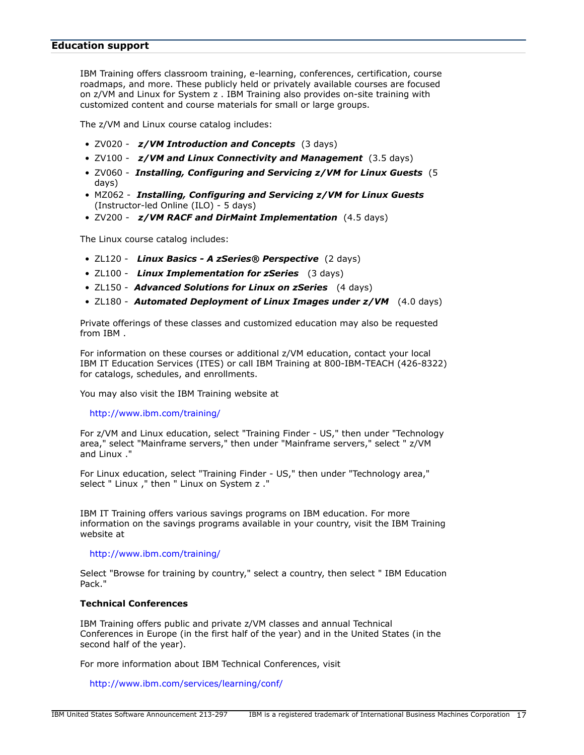## Education support

IBM Training offers classroom training, e-learning, conferences, certification, course roadmaps, and more. These publicly held or privately available courses are focused on z/VM and Linux for System z . IBM Training also provides on-site training with customized content and course materials for small or large groups.

The z/VM and Linux course catalog includes:

- ZV020 - ***z/VM Introduction and Concepts*** (3 days)
- ZV100 - ***z/VM and Linux Connectivity and Management*** (3.5 days)
- ZV060 - ***Installing, Configuring and Servicing z/VM for Linux Guests*** (5 days)
- MZ062 - ***Installing, Configuring and Servicing z/VM for Linux Guests*** (Instructor-led Online (ILO) - 5 days)
- ZV200 - ***z/VM RACF and DirMaint Implementation*** (4.5 days)

The Linux course catalog includes:

- ZL120 - ***Linux Basics - A zSeries® Perspective*** (2 days)
- ZL100 - ***Linux Implementation for zSeries*** (3 days)
- ZL150 - ***Advanced Solutions for Linux on zSeries*** (4 days)
- ZL180 - ***Automated Deployment of Linux Images under z/VM*** (4.0 days)

Private offerings of these classes and customized education may also be requested from IBM .

For information on these courses or additional z/VM education, contact your local IBM IT Education Services (ITES) or call IBM Training at 800-IBM-TEACH (426-8322) for catalogs, schedules, and enrollments.

You may also visit the IBM Training website at

http://www.ibm.com/training/

For z/VM and Linux education, select "Training Finder - US," then under "Technology area," select "Mainframe servers," then under "Mainframe servers," select " z/VM and Linux ."

For Linux education, select "Training Finder - US," then under "Technology area," select " Linux ," then " Linux on System z ."

IBM IT Training offers various savings programs on IBM education. For more information on the savings programs available in your country, visit the IBM Training website at

http://www.ibm.com/training/

Select "Browse for training by country," select a country, then select " IBM Education Pack."

### Technical Conferences

IBM Training offers public and private z/VM classes and annual Technical Conferences in Europe (in the first half of the year) and in the United States (in the second half of the year).

For more information about IBM Technical Conferences, visit

http://www.ibm.com/services/learning/conf/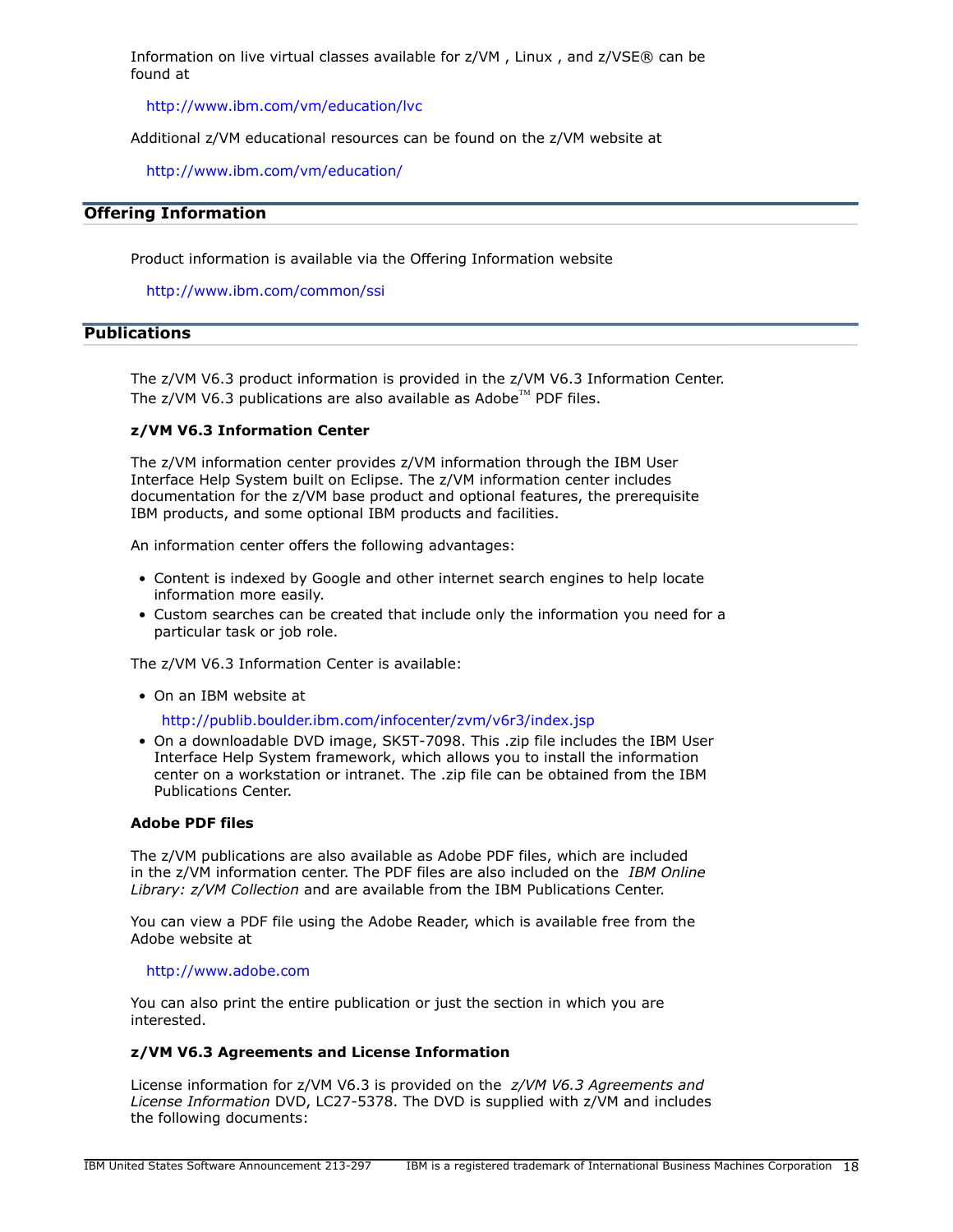Information on live virtual classes available for z/VM , Linux , and z/VSE® can be found at

http://www.ibm.com/vm/education/lvc

Additional z/VM educational resources can be found on the z/VM website at

http://www.ibm.com/vm/education/

## Offering Information

Product information is available via the Offering Information website

http://www.ibm.com/common/ssi

## Publications

The z/VM V6.3 product information is provided in the z/VM V6.3 Information Center. The z/VM V6.3 publications are also available as Adobe™ PDF files.

**z/VM V6.3 Information Center**

The z/VM information center provides z/VM information through the IBM User Interface Help System built on Eclipse. The z/VM information center includes documentation for the z/VM base product and optional features, the prerequisite IBM products, and some optional IBM products and facilities.

An information center offers the following advantages:

- Content is indexed by Google and other internet search engines to help locate information more easily.
- Custom searches can be created that include only the information you need for a particular task or job role.

The z/VM V6.3 Information Center is available:

- On an IBM website at

  http://publib.boulder.ibm.com/infocenter/zvm/v6r3/index.jsp
- On a downloadable DVD image, SK5T-7098. This .zip file includes the IBM User Interface Help System framework, which allows you to install the information center on a workstation or intranet. The .zip file can be obtained from the IBM Publications Center.

**Adobe PDF files**

The z/VM publications are also available as Adobe PDF files, which are included in the z/VM information center. The PDF files are also included on the *IBM Online Library: z/VM Collection* and are available from the IBM Publications Center.

You can view a PDF file using the Adobe Reader, which is available free from the Adobe website at

http://www.adobe.com

You can also print the entire publication or just the section in which you are interested.

**z/VM V6.3 Agreements and License Information**

License information for z/VM V6.3 is provided on the *z/VM V6.3 Agreements and License Information* DVD, LC27-5378. The DVD is supplied with z/VM and includes the following documents: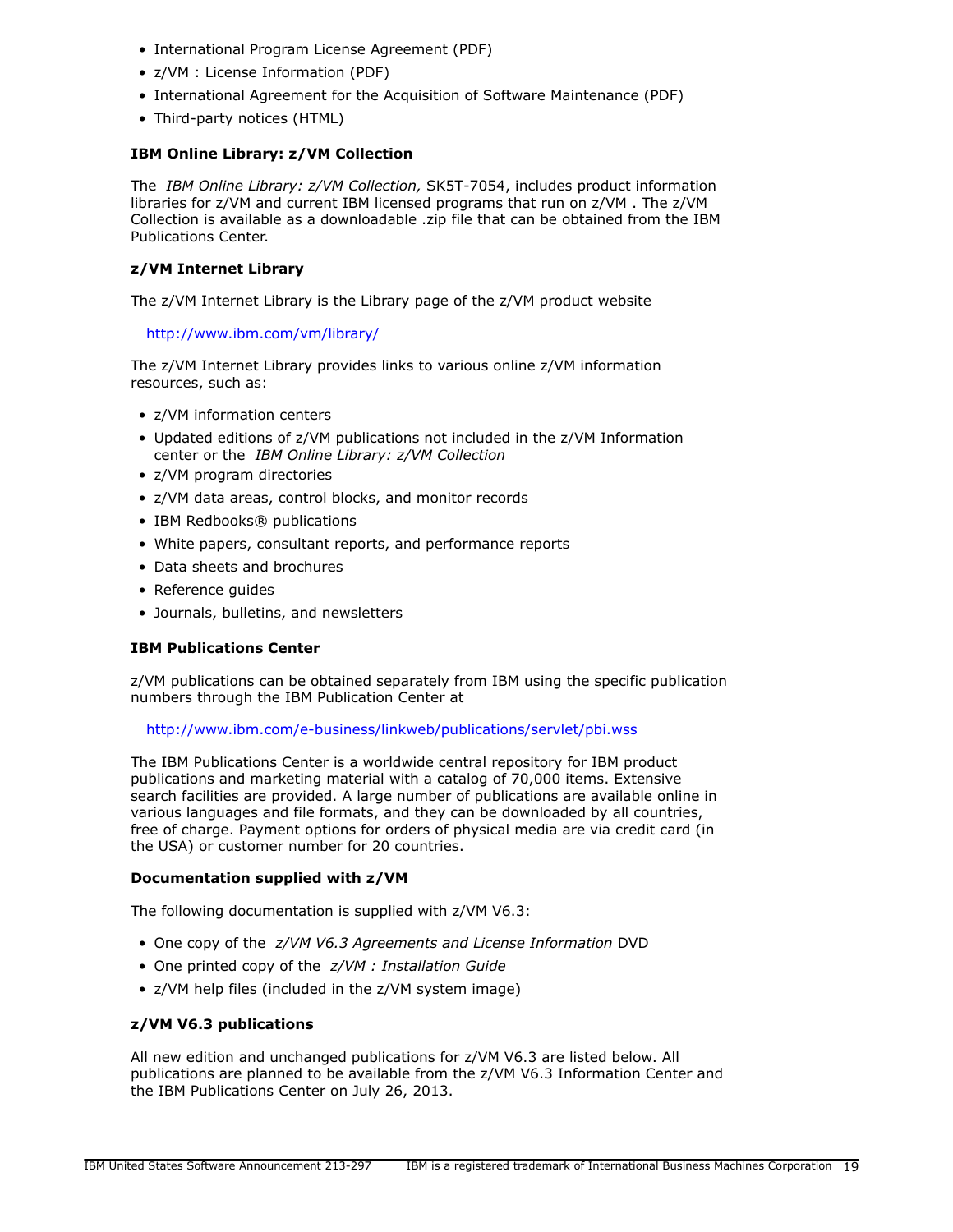- International Program License Agreement (PDF)
- z/VM : License Information (PDF)
- International Agreement for the Acquisition of Software Maintenance (PDF)
- Third-party notices (HTML)

**IBM Online Library: z/VM Collection**

The *IBM Online Library: z/VM Collection,* SK5T-7054, includes product information libraries for z/VM and current IBM licensed programs that run on z/VM . The z/VM Collection is available as a downloadable .zip file that can be obtained from the IBM Publications Center.

**z/VM Internet Library**

The z/VM Internet Library is the Library page of the z/VM product website

http://www.ibm.com/vm/library/

The z/VM Internet Library provides links to various online z/VM information resources, such as:

- z/VM information centers
- Updated editions of z/VM publications not included in the z/VM Information center or the *IBM Online Library: z/VM Collection*
- z/VM program directories
- z/VM data areas, control blocks, and monitor records
- IBM Redbooks® publications
- White papers, consultant reports, and performance reports
- Data sheets and brochures
- Reference guides
- Journals, bulletins, and newsletters

**IBM Publications Center**

z/VM publications can be obtained separately from IBM using the specific publication numbers through the IBM Publication Center at

http://www.ibm.com/e-business/linkweb/publications/servlet/pbi.wss

The IBM Publications Center is a worldwide central repository for IBM product publications and marketing material with a catalog of 70,000 items. Extensive search facilities are provided. A large number of publications are available online in various languages and file formats, and they can be downloaded by all countries, free of charge. Payment options for orders of physical media are via credit card (in the USA) or customer number for 20 countries.

**Documentation supplied with z/VM**

The following documentation is supplied with z/VM V6.3:

- One copy of the *z/VM V6.3 Agreements and License Information* DVD
- One printed copy of the *z/VM : Installation Guide*
- z/VM help files (included in the z/VM system image)

**z/VM V6.3 publications**

All new edition and unchanged publications for z/VM V6.3 are listed below. All publications are planned to be available from the z/VM V6.3 Information Center and the IBM Publications Center on July 26, 2013.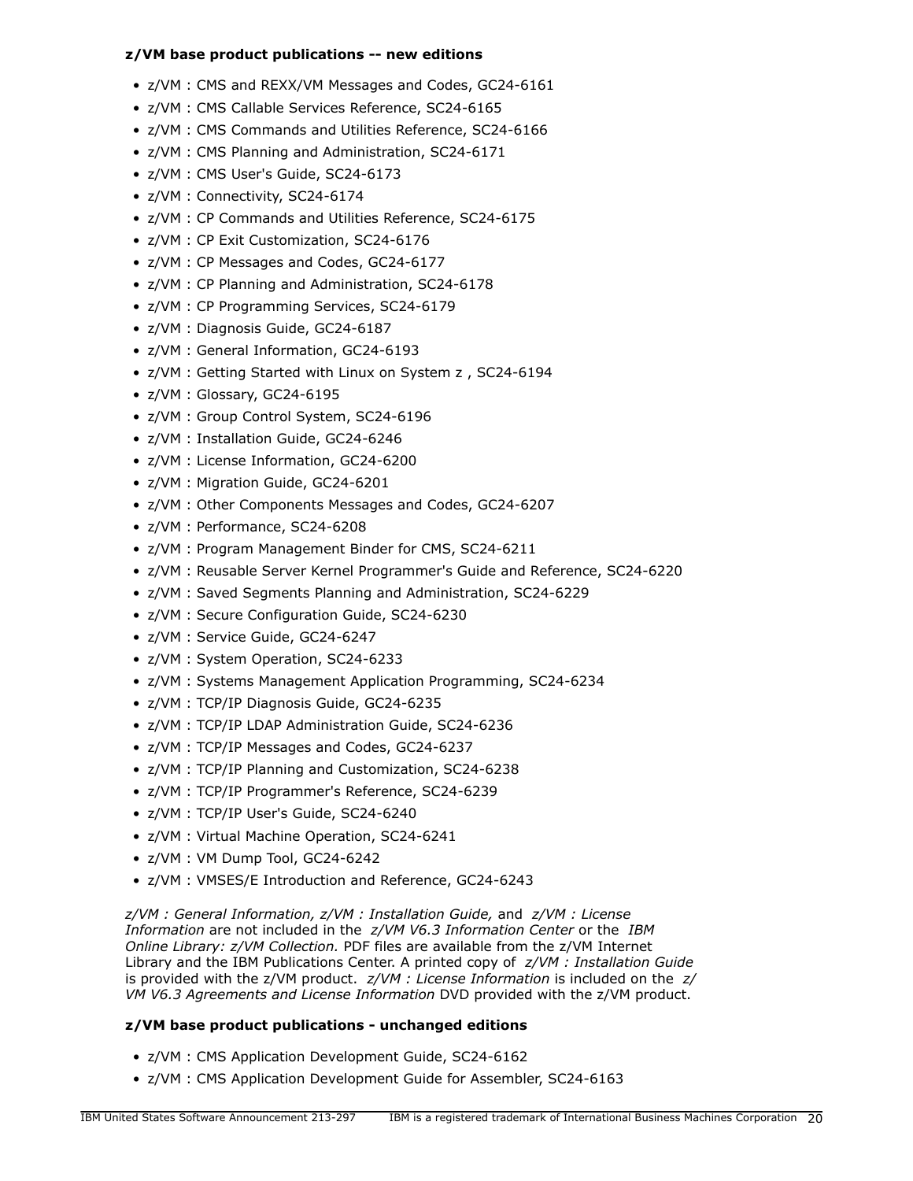**z/VM base product publications -- new editions**

- z/VM : CMS and REXX/VM Messages and Codes, GC24-6161
- z/VM : CMS Callable Services Reference, SC24-6165
- z/VM : CMS Commands and Utilities Reference, SC24-6166
- z/VM : CMS Planning and Administration, SC24-6171
- z/VM : CMS User's Guide, SC24-6173
- z/VM : Connectivity, SC24-6174
- z/VM : CP Commands and Utilities Reference, SC24-6175
- z/VM : CP Exit Customization, SC24-6176
- z/VM : CP Messages and Codes, GC24-6177
- z/VM : CP Planning and Administration, SC24-6178
- z/VM : CP Programming Services, SC24-6179
- z/VM : Diagnosis Guide, GC24-6187
- z/VM : General Information, GC24-6193
- z/VM : Getting Started with Linux on System z , SC24-6194
- z/VM : Glossary, GC24-6195
- z/VM : Group Control System, SC24-6196
- z/VM : Installation Guide, GC24-6246
- z/VM : License Information, GC24-6200
- z/VM : Migration Guide, GC24-6201
- z/VM : Other Components Messages and Codes, GC24-6207
- z/VM : Performance, SC24-6208
- z/VM : Program Management Binder for CMS, SC24-6211
- z/VM : Reusable Server Kernel Programmer's Guide and Reference, SC24-6220
- z/VM : Saved Segments Planning and Administration, SC24-6229
- z/VM : Secure Configuration Guide, SC24-6230
- z/VM : Service Guide, GC24-6247
- z/VM : System Operation, SC24-6233
- z/VM : Systems Management Application Programming, SC24-6234
- z/VM : TCP/IP Diagnosis Guide, GC24-6235
- z/VM : TCP/IP LDAP Administration Guide, SC24-6236
- z/VM : TCP/IP Messages and Codes, GC24-6237
- z/VM : TCP/IP Planning and Customization, SC24-6238
- z/VM : TCP/IP Programmer's Reference, SC24-6239
- z/VM : TCP/IP User's Guide, SC24-6240
- z/VM : Virtual Machine Operation, SC24-6241
- z/VM : VM Dump Tool, GC24-6242
- z/VM : VMSES/E Introduction and Reference, GC24-6243

*z/VM : General Information, z/VM : Installation Guide,* and *z/VM : License Information* are not included in the *z/VM V6.3 Information Center* or the *IBM Online Library: z/VM Collection.* PDF files are available from the z/VM Internet Library and the IBM Publications Center. A printed copy of *z/VM : Installation Guide* is provided with the z/VM product. *z/VM : License Information* is included on the *z/VM V6.3 Agreements and License Information* DVD provided with the z/VM product.

**z/VM base product publications - unchanged editions**

- z/VM : CMS Application Development Guide, SC24-6162
- z/VM : CMS Application Development Guide for Assembler, SC24-6163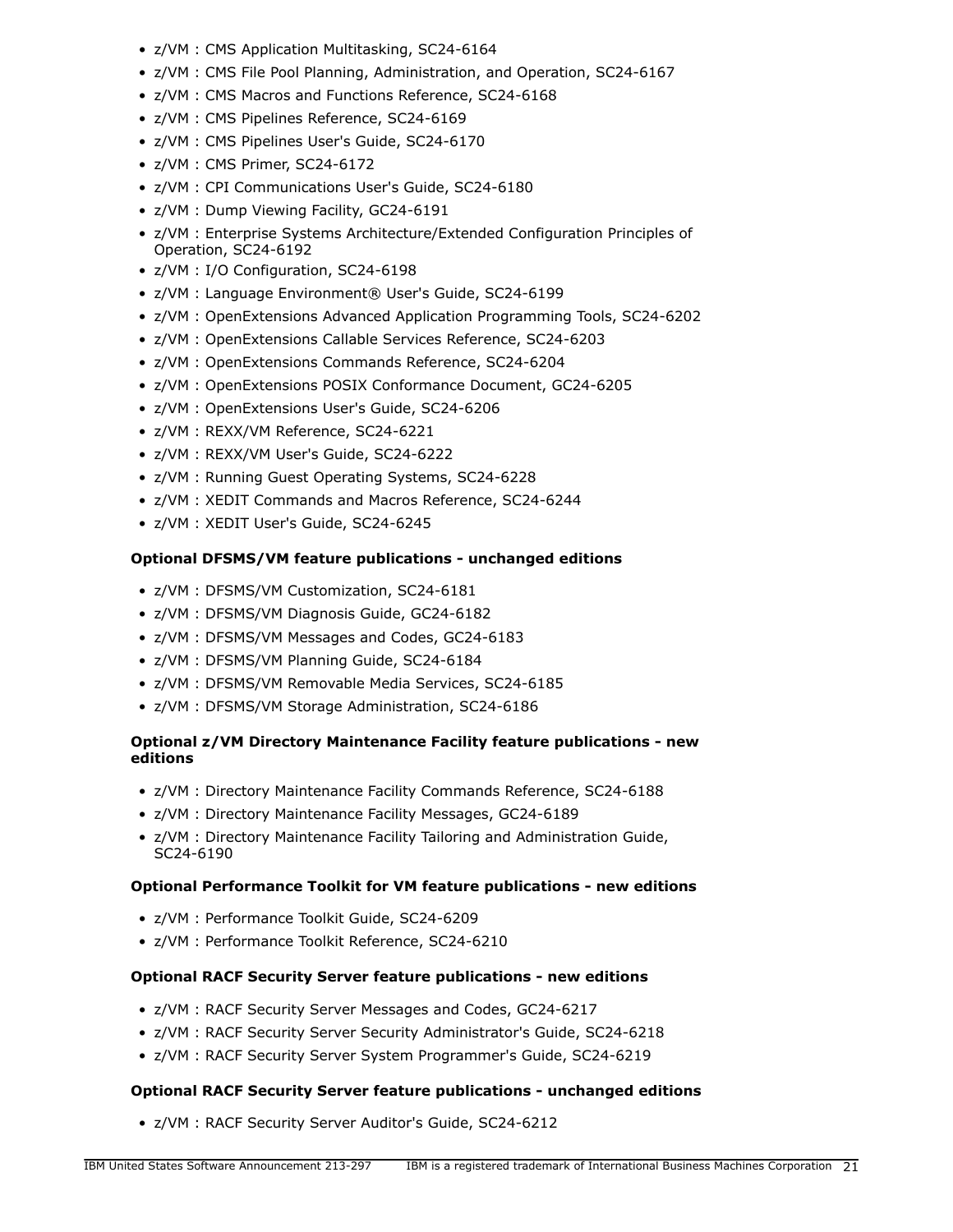- z/VM : CMS Application Multitasking, SC24-6164
- z/VM : CMS File Pool Planning, Administration, and Operation, SC24-6167
- z/VM : CMS Macros and Functions Reference, SC24-6168
- z/VM : CMS Pipelines Reference, SC24-6169
- z/VM : CMS Pipelines User's Guide, SC24-6170
- z/VM : CMS Primer, SC24-6172
- z/VM : CPI Communications User's Guide, SC24-6180
- z/VM : Dump Viewing Facility, GC24-6191
- z/VM : Enterprise Systems Architecture/Extended Configuration Principles of Operation, SC24-6192
- z/VM : I/O Configuration, SC24-6198
- z/VM : Language Environment® User's Guide, SC24-6199
- z/VM : OpenExtensions Advanced Application Programming Tools, SC24-6202
- z/VM : OpenExtensions Callable Services Reference, SC24-6203
- z/VM : OpenExtensions Commands Reference, SC24-6204
- z/VM : OpenExtensions POSIX Conformance Document, GC24-6205
- z/VM : OpenExtensions User's Guide, SC24-6206
- z/VM : REXX/VM Reference, SC24-6221
- z/VM : REXX/VM User's Guide, SC24-6222
- z/VM : Running Guest Operating Systems, SC24-6228
- z/VM : XEDIT Commands and Macros Reference, SC24-6244
- z/VM : XEDIT User's Guide, SC24-6245

**Optional DFSMS/VM feature publications - unchanged editions**

- z/VM : DFSMS/VM Customization, SC24-6181
- z/VM : DFSMS/VM Diagnosis Guide, GC24-6182
- z/VM : DFSMS/VM Messages and Codes, GC24-6183
- z/VM : DFSMS/VM Planning Guide, SC24-6184
- z/VM : DFSMS/VM Removable Media Services, SC24-6185
- z/VM : DFSMS/VM Storage Administration, SC24-6186

**Optional z/VM Directory Maintenance Facility feature publications - new editions**

- z/VM : Directory Maintenance Facility Commands Reference, SC24-6188
- z/VM : Directory Maintenance Facility Messages, GC24-6189
- z/VM : Directory Maintenance Facility Tailoring and Administration Guide, SC24-6190

**Optional Performance Toolkit for VM feature publications - new editions**

- z/VM : Performance Toolkit Guide, SC24-6209
- z/VM : Performance Toolkit Reference, SC24-6210

**Optional RACF Security Server feature publications - new editions**

- z/VM : RACF Security Server Messages and Codes, GC24-6217
- z/VM : RACF Security Server Security Administrator's Guide, SC24-6218
- z/VM : RACF Security Server System Programmer's Guide, SC24-6219

**Optional RACF Security Server feature publications - unchanged editions**

- z/VM : RACF Security Server Auditor's Guide, SC24-6212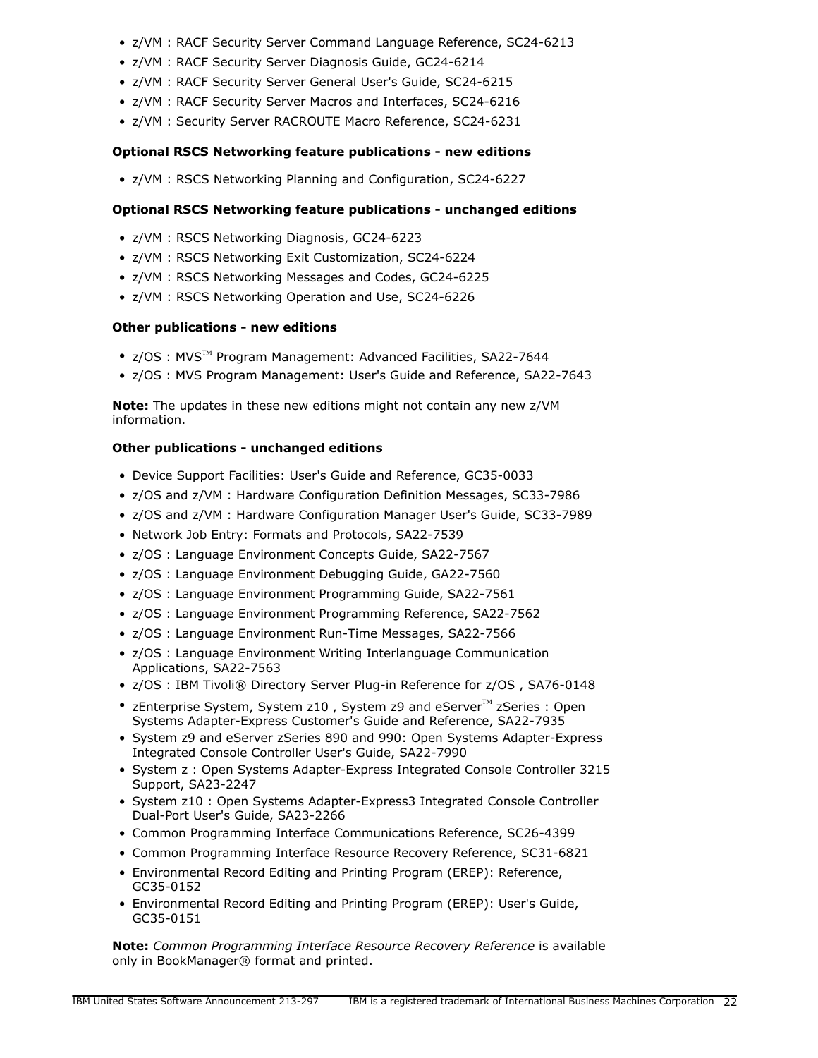- z/VM : RACF Security Server Command Language Reference, SC24-6213
- z/VM : RACF Security Server Diagnosis Guide, GC24-6214
- z/VM : RACF Security Server General User's Guide, SC24-6215
- z/VM : RACF Security Server Macros and Interfaces, SC24-6216
- z/VM : Security Server RACROUTE Macro Reference, SC24-6231

**Optional RSCS Networking feature publications - new editions**

- z/VM : RSCS Networking Planning and Configuration, SC24-6227

**Optional RSCS Networking feature publications - unchanged editions**

- z/VM : RSCS Networking Diagnosis, GC24-6223
- z/VM : RSCS Networking Exit Customization, SC24-6224
- z/VM : RSCS Networking Messages and Codes, GC24-6225
- z/VM : RSCS Networking Operation and Use, SC24-6226

**Other publications - new editions**

- z/OS : MVS™ Program Management: Advanced Facilities, SA22-7644
- z/OS : MVS Program Management: User's Guide and Reference, SA22-7643

**Note:** The updates in these new editions might not contain any new z/VM information.

**Other publications - unchanged editions**

- Device Support Facilities: User's Guide and Reference, GC35-0033
- z/OS and z/VM : Hardware Configuration Definition Messages, SC33-7986
- z/OS and z/VM : Hardware Configuration Manager User's Guide, SC33-7989
- Network Job Entry: Formats and Protocols, SA22-7539
- z/OS : Language Environment Concepts Guide, SA22-7567
- z/OS : Language Environment Debugging Guide, GA22-7560
- z/OS : Language Environment Programming Guide, SA22-7561
- z/OS : Language Environment Programming Reference, SA22-7562
- z/OS : Language Environment Run-Time Messages, SA22-7566
- z/OS : Language Environment Writing Interlanguage Communication Applications, SA22-7563
- z/OS : IBM Tivoli® Directory Server Plug-in Reference for z/OS , SA76-0148
- zEnterprise System, System z10 , System z9 and eServer™ zSeries : Open Systems Adapter-Express Customer's Guide and Reference, SA22-7935
- System z9 and eServer zSeries 890 and 990: Open Systems Adapter-Express Integrated Console Controller User's Guide, SA22-7990
- System z : Open Systems Adapter-Express Integrated Console Controller 3215 Support, SA23-2247
- System z10 : Open Systems Adapter-Express3 Integrated Console Controller Dual-Port User's Guide, SA23-2266
- Common Programming Interface Communications Reference, SC26-4399
- Common Programming Interface Resource Recovery Reference, SC31-6821
- Environmental Record Editing and Printing Program (EREP): Reference, GC35-0152
- Environmental Record Editing and Printing Program (EREP): User's Guide, GC35-0151

**Note:** *Common Programming Interface Resource Recovery Reference* is available only in BookManager® format and printed.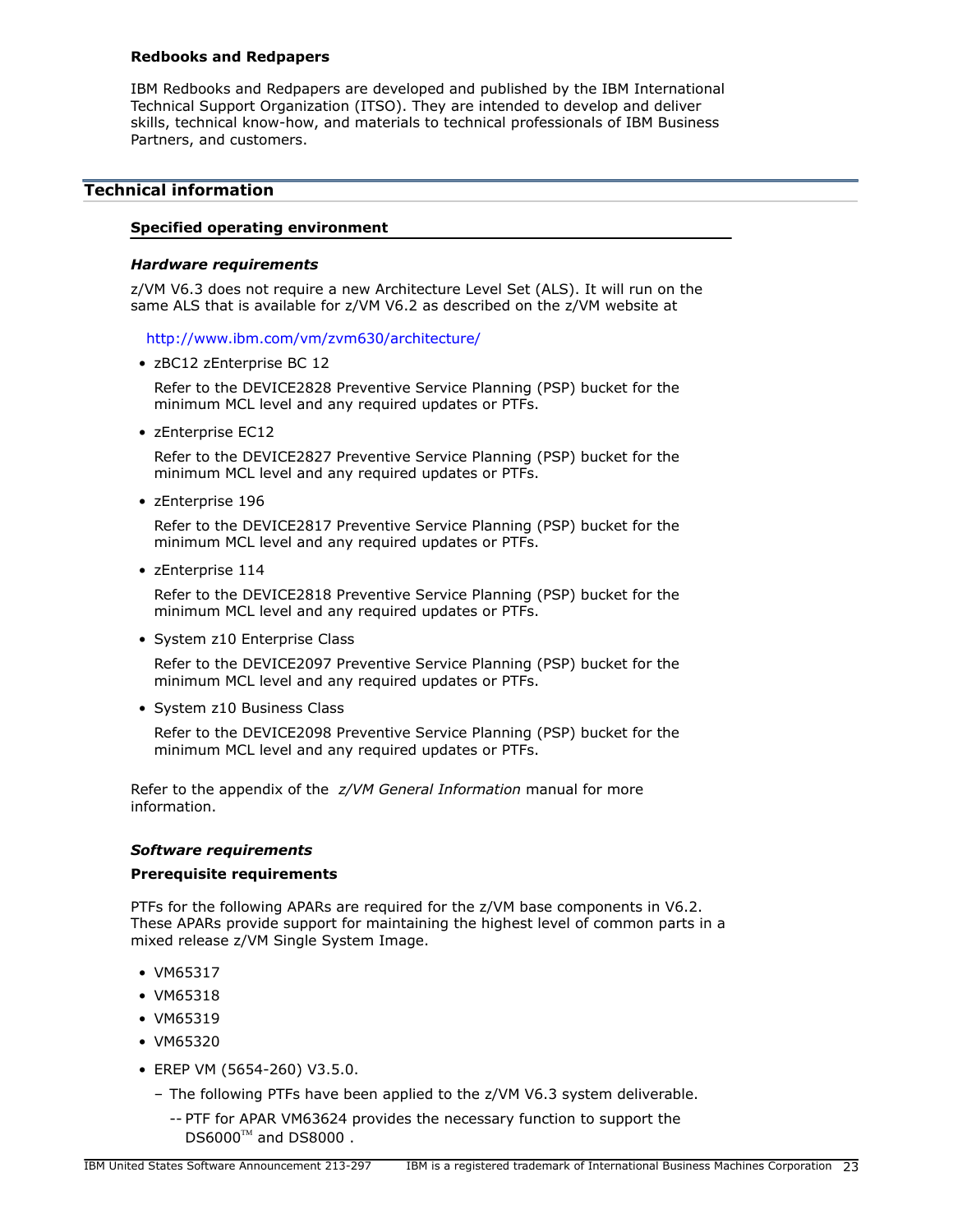**Redbooks and Redpapers**

IBM Redbooks and Redpapers are developed and published by the IBM International Technical Support Organization (ITSO). They are intended to develop and deliver skills, technical know-how, and materials to technical professionals of IBM Business Partners, and customers.

## Technical information

### Specified operating environment

***Hardware requirements***

z/VM V6.3 does not require a new Architecture Level Set (ALS). It will run on the same ALS that is available for z/VM V6.2 as described on the z/VM website at

http://www.ibm.com/vm/zvm630/architecture/

- zBC12 zEnterprise BC 12

  Refer to the DEVICE2828 Preventive Service Planning (PSP) bucket for the minimum MCL level and any required updates or PTFs.

- zEnterprise EC12

  Refer to the DEVICE2827 Preventive Service Planning (PSP) bucket for the minimum MCL level and any required updates or PTFs.

- zEnterprise 196

  Refer to the DEVICE2817 Preventive Service Planning (PSP) bucket for the minimum MCL level and any required updates or PTFs.

- zEnterprise 114

  Refer to the DEVICE2818 Preventive Service Planning (PSP) bucket for the minimum MCL level and any required updates or PTFs.

- System z10 Enterprise Class

  Refer to the DEVICE2097 Preventive Service Planning (PSP) bucket for the minimum MCL level and any required updates or PTFs.

- System z10 Business Class

  Refer to the DEVICE2098 Preventive Service Planning (PSP) bucket for the minimum MCL level and any required updates or PTFs.

Refer to the appendix of the *z/VM General Information* manual for more information.

***Software requirements***

**Prerequisite requirements**

PTFs for the following APARs are required for the z/VM base components in V6.2. These APARs provide support for maintaining the highest level of common parts in a mixed release z/VM Single System Image.

- VM65317
- VM65318
- VM65319
- VM65320
- EREP VM (5654-260) V3.5.0.
  - The following PTFs have been applied to the z/VM V6.3 system deliverable.
    - -- PTF for APAR VM63624 provides the necessary function to support the DS6000™ and DS8000 .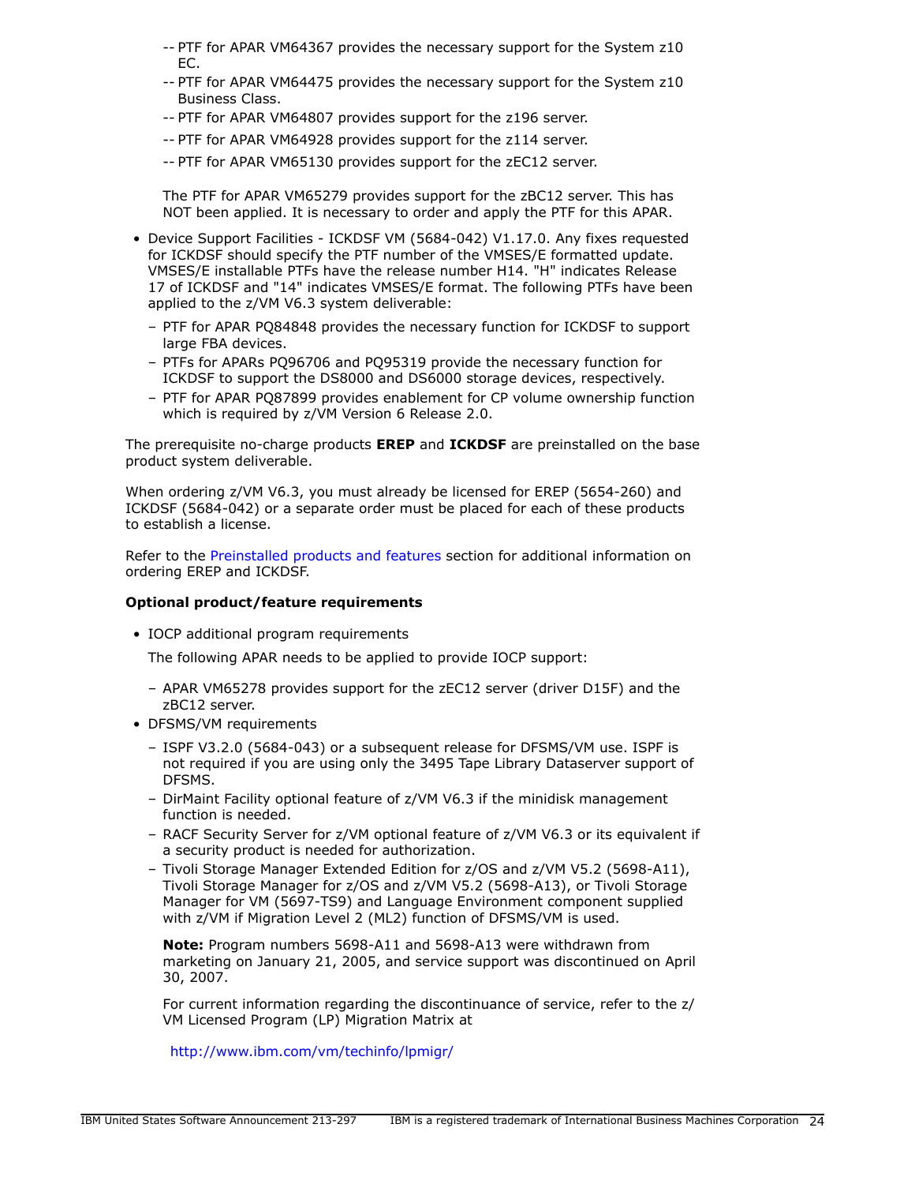- -- PTF for APAR VM64367 provides the necessary support for the System z10 EC.
- -- PTF for APAR VM64475 provides the necessary support for the System z10 Business Class.
- -- PTF for APAR VM64807 provides support for the z196 server.
- -- PTF for APAR VM64928 provides support for the z114 server.
- -- PTF for APAR VM65130 provides support for the zEC12 server.

  The PTF for APAR VM65279 provides support for the zBC12 server. This has NOT been applied. It is necessary to order and apply the PTF for this APAR.

- Device Support Facilities - ICKDSF VM (5684-042) V1.17.0. Any fixes requested for ICKDSF should specify the PTF number of the VMSES/E formatted update. VMSES/E installable PTFs have the release number H14. "H" indicates Release 17 of ICKDSF and "14" indicates VMSES/E format. The following PTFs have been applied to the z/VM V6.3 system deliverable:
  - PTF for APAR PQ84848 provides the necessary function for ICKDSF to support large FBA devices.
  - PTFs for APARs PQ96706 and PQ95319 provide the necessary function for ICKDSF to support the DS8000 and DS6000 storage devices, respectively.
  - PTF for APAR PQ87899 provides enablement for CP volume ownership function which is required by z/VM Version 6 Release 2.0.

The prerequisite no-charge products **EREP** and **ICKDSF** are preinstalled on the base product system deliverable.

When ordering z/VM V6.3, you must already be licensed for EREP (5654-260) and ICKDSF (5684-042) or a separate order must be placed for each of these products to establish a license.

Refer to the Preinstalled products and features section for additional information on ordering EREP and ICKDSF.

**Optional product/feature requirements**

- IOCP additional program requirements

  The following APAR needs to be applied to provide IOCP support:

  - APAR VM65278 provides support for the zEC12 server (driver D15F) and the zBC12 server.
- DFSMS/VM requirements
  - ISPF V3.2.0 (5684-043) or a subsequent release for DFSMS/VM use. ISPF is not required if you are using only the 3495 Tape Library Dataserver support of DFSMS.
  - DirMaint Facility optional feature of z/VM V6.3 if the minidisk management function is needed.
  - RACF Security Server for z/VM optional feature of z/VM V6.3 or its equivalent if a security product is needed for authorization.
  - Tivoli Storage Manager Extended Edition for z/OS and z/VM V5.2 (5698-A11), Tivoli Storage Manager for z/OS and z/VM V5.2 (5698-A13), or Tivoli Storage Manager for VM (5697-TS9) and Language Environment component supplied with z/VM if Migration Level 2 (ML2) function of DFSMS/VM is used.

    **Note:** Program numbers 5698-A11 and 5698-A13 were withdrawn from marketing on January 21, 2005, and service support was discontinued on April 30, 2007.

    For current information regarding the discontinuance of service, refer to the z/VM Licensed Program (LP) Migration Matrix at

    http://www.ibm.com/vm/techinfo/lpmigr/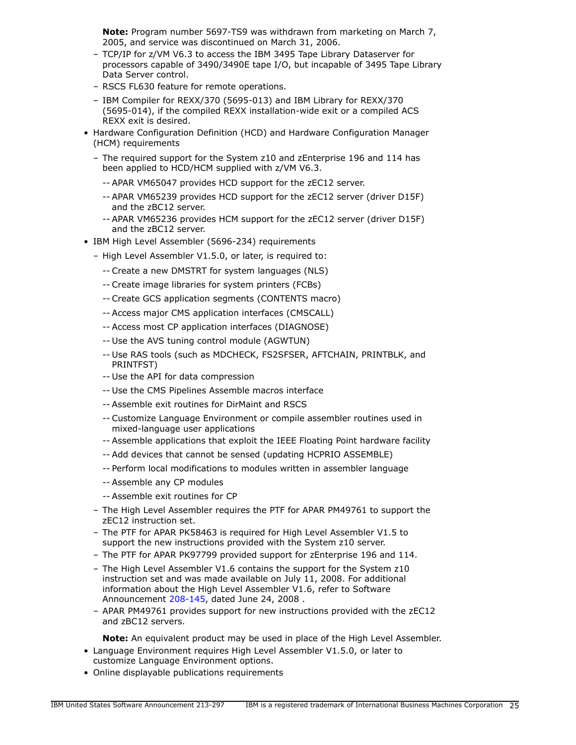**Note:** Program number 5697-TS9 was withdrawn from marketing on March 7, 2005, and service was discontinued on March 31, 2006.

  - TCP/IP for z/VM V6.3 to access the IBM 3495 Tape Library Dataserver for processors capable of 3490/3490E tape I/O, but incapable of 3495 Tape Library Data Server control.
  - RSCS FL630 feature for remote operations.
  - IBM Compiler for REXX/370 (5695-013) and IBM Library for REXX/370 (5695-014), if the compiled REXX installation-wide exit or a compiled ACS REXX exit is desired.
- Hardware Configuration Definition (HCD) and Hardware Configuration Manager (HCM) requirements
  - The required support for the System z10 and zEnterprise 196 and 114 has been applied to HCD/HCM supplied with z/VM V6.3.
    - APAR VM65047 provides HCD support for the zEC12 server.
    - APAR VM65239 provides HCD support for the zEC12 server (driver D15F) and the zBC12 server.
    - APAR VM65236 provides HCM support for the zEC12 server (driver D15F) and the zBC12 server.
- IBM High Level Assembler (5696-234) requirements
  - High Level Assembler V1.5.0, or later, is required to:
    - Create a new DMSTRT for system languages (NLS)
    - Create image libraries for system printers (FCBs)
    - Create GCS application segments (CONTENTS macro)
    - Access major CMS application interfaces (CMSCALL)
    - Access most CP application interfaces (DIAGNOSE)
    - Use the AVS tuning control module (AGWTUN)
    - Use RAS tools (such as MDCHECK, FS2SFSER, AFTCHAIN, PRINTBLK, and PRINTFST)
    - Use the API for data compression
    - Use the CMS Pipelines Assemble macros interface
    - Assemble exit routines for DirMaint and RSCS
    - Customize Language Environment or compile assembler routines used in mixed-language user applications
    - Assemble applications that exploit the IEEE Floating Point hardware facility
    - Add devices that cannot be sensed (updating HCPRIO ASSEMBLE)
    - Perform local modifications to modules written in assembler language
    - Assemble any CP modules
    - Assemble exit routines for CP
  - The High Level Assembler requires the PTF for APAR PM49761 to support the zEC12 instruction set.
  - The PTF for APAR PK58463 is required for High Level Assembler V1.5 to support the new instructions provided with the System z10 server.
  - The PTF for APAR PK97799 provided support for zEnterprise 196 and 114.
  - The High Level Assembler V1.6 contains the support for the System z10 instruction set and was made available on July 11, 2008. For additional information about the High Level Assembler V1.6, refer to Software Announcement 208-145, dated June 24, 2008 .
  - APAR PM49761 provides support for new instructions provided with the zEC12 and zBC12 servers.

  **Note:** An equivalent product may be used in place of the High Level Assembler.
- Language Environment requires High Level Assembler V1.5.0, or later to customize Language Environment options.
- Online displayable publications requirements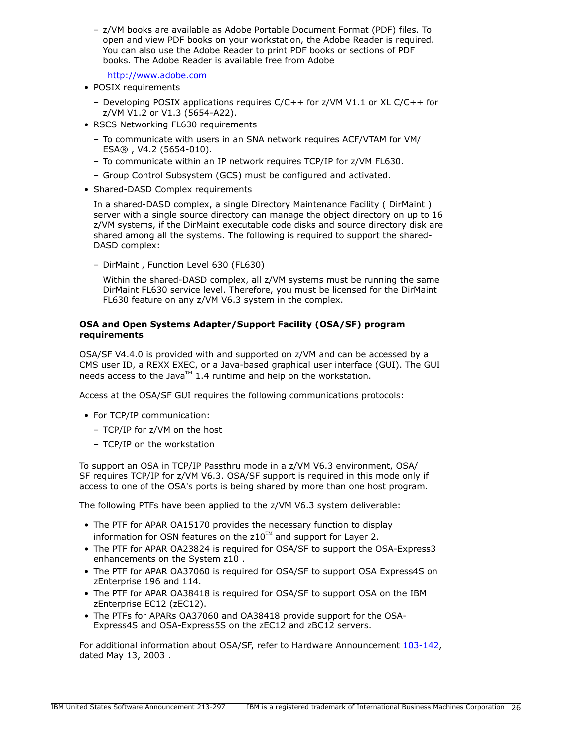- z/VM books are available as Adobe Portable Document Format (PDF) files. To open and view PDF books on your workstation, the Adobe Reader is required. You can also use the Adobe Reader to print PDF books or sections of PDF books. The Adobe Reader is available free from Adobe

    http://www.adobe.com

- POSIX requirements
  - Developing POSIX applications requires C/C++ for z/VM V1.1 or XL C/C++ for z/VM V1.2 or V1.3 (5654-A22).
- RSCS Networking FL630 requirements
  - To communicate with users in an SNA network requires ACF/VTAM for VM/ESA® , V4.2 (5654-010).
  - To communicate within an IP network requires TCP/IP for z/VM FL630.
  - Group Control Subsystem (GCS) must be configured and activated.
- Shared-DASD Complex requirements

  In a shared-DASD complex, a single Directory Maintenance Facility ( DirMaint ) server with a single source directory can manage the object directory on up to 16 z/VM systems, if the DirMaint executable code disks and source directory disk are shared among all the systems. The following is required to support the shared-DASD complex:

  - DirMaint , Function Level 630 (FL630)

    Within the shared-DASD complex, all z/VM systems must be running the same DirMaint FL630 service level. Therefore, you must be licensed for the DirMaint FL630 feature on any z/VM V6.3 system in the complex.

**OSA and Open Systems Adapter/Support Facility (OSA/SF) program requirements**

OSA/SF V4.4.0 is provided with and supported on z/VM and can be accessed by a CMS user ID, a REXX EXEC, or a Java-based graphical user interface (GUI). The GUI needs access to the Java™ 1.4 runtime and help on the workstation.

Access at the OSA/SF GUI requires the following communications protocols:

- For TCP/IP communication:
  - TCP/IP for z/VM on the host
  - TCP/IP on the workstation

To support an OSA in TCP/IP Passthru mode in a z/VM V6.3 environment, OSA/SF requires TCP/IP for z/VM V6.3. OSA/SF support is required in this mode only if access to one of the OSA's ports is being shared by more than one host program.

The following PTFs have been applied to the z/VM V6.3 system deliverable:

- The PTF for APAR OA15170 provides the necessary function to display information for OSN features on the z10™ and support for Layer 2.
- The PTF for APAR OA23824 is required for OSA/SF to support the OSA-Express3 enhancements on the System z10 .
- The PTF for APAR OA37060 is required for OSA/SF to support OSA Express4S on zEnterprise 196 and 114.
- The PTF for APAR OA38418 is required for OSA/SF to support OSA on the IBM zEnterprise EC12 (zEC12).
- The PTFs for APARs OA37060 and OA38418 provide support for the OSA-Express4S and OSA-Express5S on the zEC12 and zBC12 servers.

For additional information about OSA/SF, refer to Hardware Announcement 103-142, dated May 13, 2003 .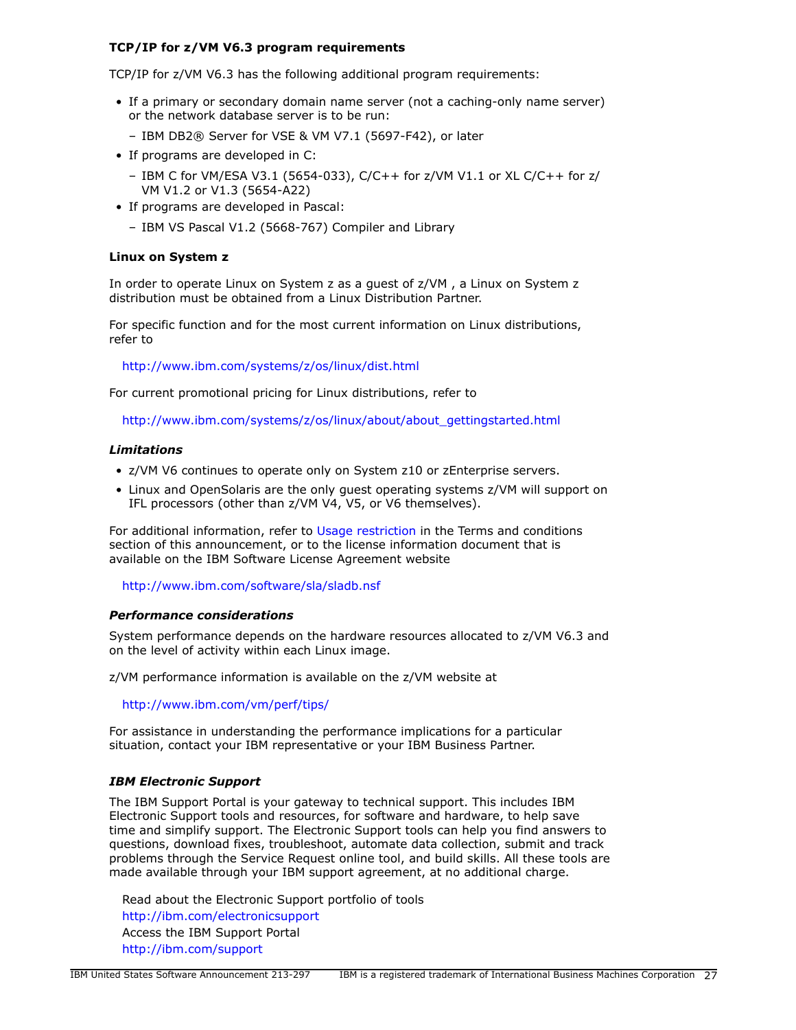### TCP/IP for z/VM V6.3 program requirements

TCP/IP for z/VM V6.3 has the following additional program requirements:

- If a primary or secondary domain name server (not a caching-only name server) or the network database server is to be run:
  - IBM DB2® Server for VSE & VM V7.1 (5697-F42), or later
- If programs are developed in C:
  - IBM C for VM/ESA V3.1 (5654-033), C/C++ for z/VM V1.1 or XL C/C++ for z/VM V1.2 or V1.3 (5654-A22)
- If programs are developed in Pascal:
  - IBM VS Pascal V1.2 (5668-767) Compiler and Library

### Linux on System z

In order to operate Linux on System z as a guest of z/VM , a Linux on System z distribution must be obtained from a Linux Distribution Partner.

For specific function and for the most current information on Linux distributions, refer to

http://www.ibm.com/systems/z/os/linux/dist.html

For current promotional pricing for Linux distributions, refer to

http://www.ibm.com/systems/z/os/linux/about/about_gettingstarted.html

### *Limitations*

- z/VM V6 continues to operate only on System z10 or zEnterprise servers.
- Linux and OpenSolaris are the only guest operating systems z/VM will support on IFL processors (other than z/VM V4, V5, or V6 themselves).

For additional information, refer to Usage restriction in the Terms and conditions section of this announcement, or to the license information document that is available on the IBM Software License Agreement website

http://www.ibm.com/software/sla/sladb.nsf

### *Performance considerations*

System performance depends on the hardware resources allocated to z/VM V6.3 and on the level of activity within each Linux image.

z/VM performance information is available on the z/VM website at

http://www.ibm.com/vm/perf/tips/

For assistance in understanding the performance implications for a particular situation, contact your IBM representative or your IBM Business Partner.

### *IBM Electronic Support*

The IBM Support Portal is your gateway to technical support. This includes IBM Electronic Support tools and resources, for software and hardware, to help save time and simplify support. The Electronic Support tools can help you find answers to questions, download fixes, troubleshoot, automate data collection, submit and track problems through the Service Request online tool, and build skills. All these tools are made available through your IBM support agreement, at no additional charge.

Read about the Electronic Support portfolio of tools
http://ibm.com/electronicsupport
Access the IBM Support Portal
http://ibm.com/support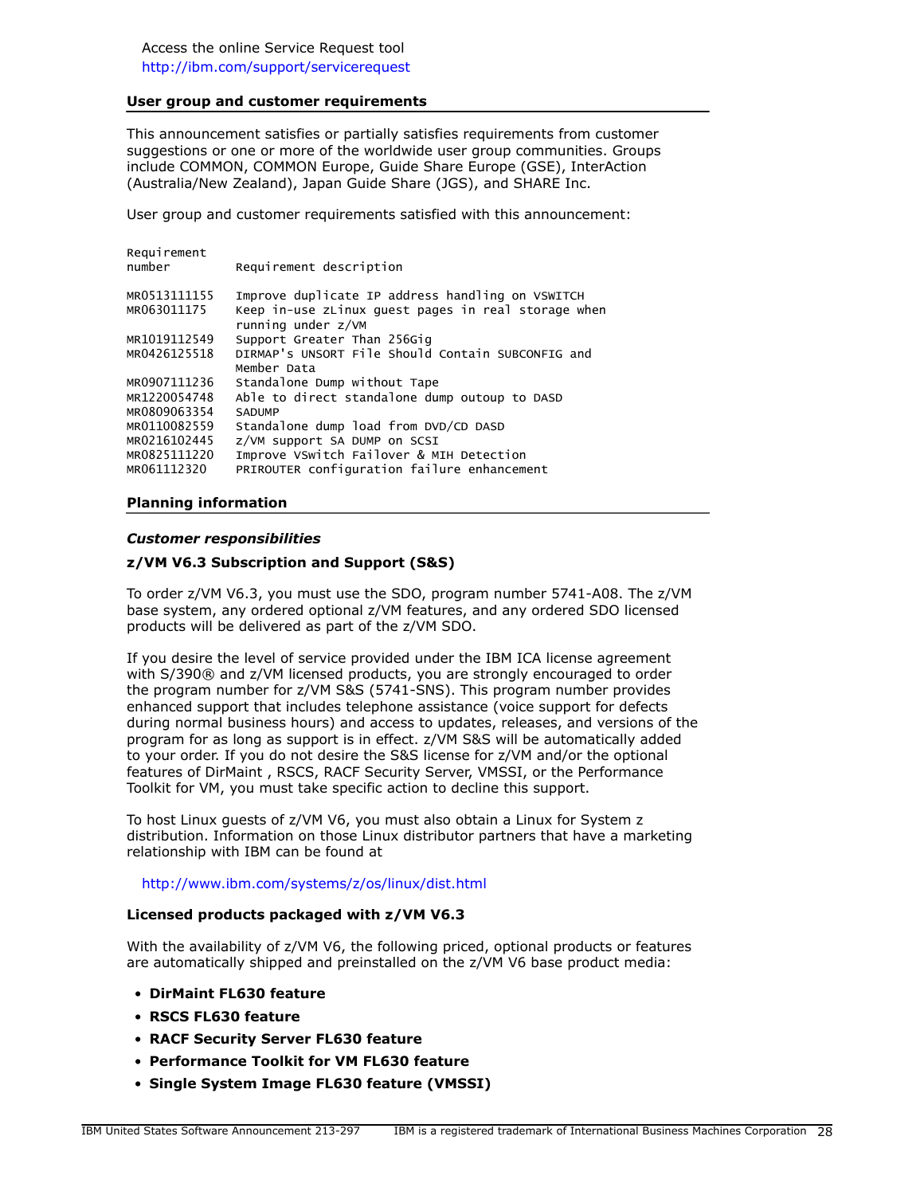Access the online Service Request tool
http://ibm.com/support/servicerequest

## User group and customer requirements

This announcement satisfies or partially satisfies requirements from customer suggestions or one or more of the worldwide user group communities. Groups include COMMON, COMMON Europe, Guide Share Europe (GSE), InterAction (Australia/New Zealand), Japan Guide Share (JGS), and SHARE Inc.

User group and customer requirements satisfied with this announcement:

| Requirement number | Requirement description |
|---|---|
| MR0513111155 | Improve duplicate IP address handling on VSWITCH |
| MR063011175 | Keep in-use zLinux guest pages in real storage when running under z/VM |
| MR1019112549 | Support Greater Than 256Gig |
| MR0426125518 | DIRMAP's UNSORT File Should Contain SUBCONFIG and Member Data |
| MR0907111236 | Standalone Dump without Tape |
| MR1220054748 | Able to direct standalone dump outoup to DASD |
| MR0809063354 | SADUMP |
| MR0110082559 | Standalone dump load from DVD/CD DASD |
| MR0216102445 | z/VM support SA DUMP on SCSI |
| MR0825111220 | Improve VSwitch Failover & MIH Detection |
| MR061112320 | PRIROUTER configuration failure enhancement |

## Planning information

### *Customer responsibilities*

**z/VM V6.3 Subscription and Support (S&S)**

To order z/VM V6.3, you must use the SDO, program number 5741-A08. The z/VM base system, any ordered optional z/VM features, and any ordered SDO licensed products will be delivered as part of the z/VM SDO.

If you desire the level of service provided under the IBM ICA license agreement with S/390® and z/VM licensed products, you are strongly encouraged to order the program number for z/VM S&S (5741-SNS). This program number provides enhanced support that includes telephone assistance (voice support for defects during normal business hours) and access to updates, releases, and versions of the program for as long as support is in effect. z/VM S&S will be automatically added to your order. If you do not desire the S&S license for z/VM and/or the optional features of DirMaint , RSCS, RACF Security Server, VMSSI, or the Performance Toolkit for VM, you must take specific action to decline this support.

To host Linux guests of z/VM V6, you must also obtain a Linux for System z distribution. Information on those Linux distributor partners that have a marketing relationship with IBM can be found at

http://www.ibm.com/systems/z/os/linux/dist.html

**Licensed products packaged with z/VM V6.3**

With the availability of z/VM V6, the following priced, optional products or features are automatically shipped and preinstalled on the z/VM V6 base product media:

- **DirMaint FL630 feature**
- **RSCS FL630 feature**
- **RACF Security Server FL630 feature**
- **Performance Toolkit for VM FL630 feature**
- **Single System Image FL630 feature (VMSSI)**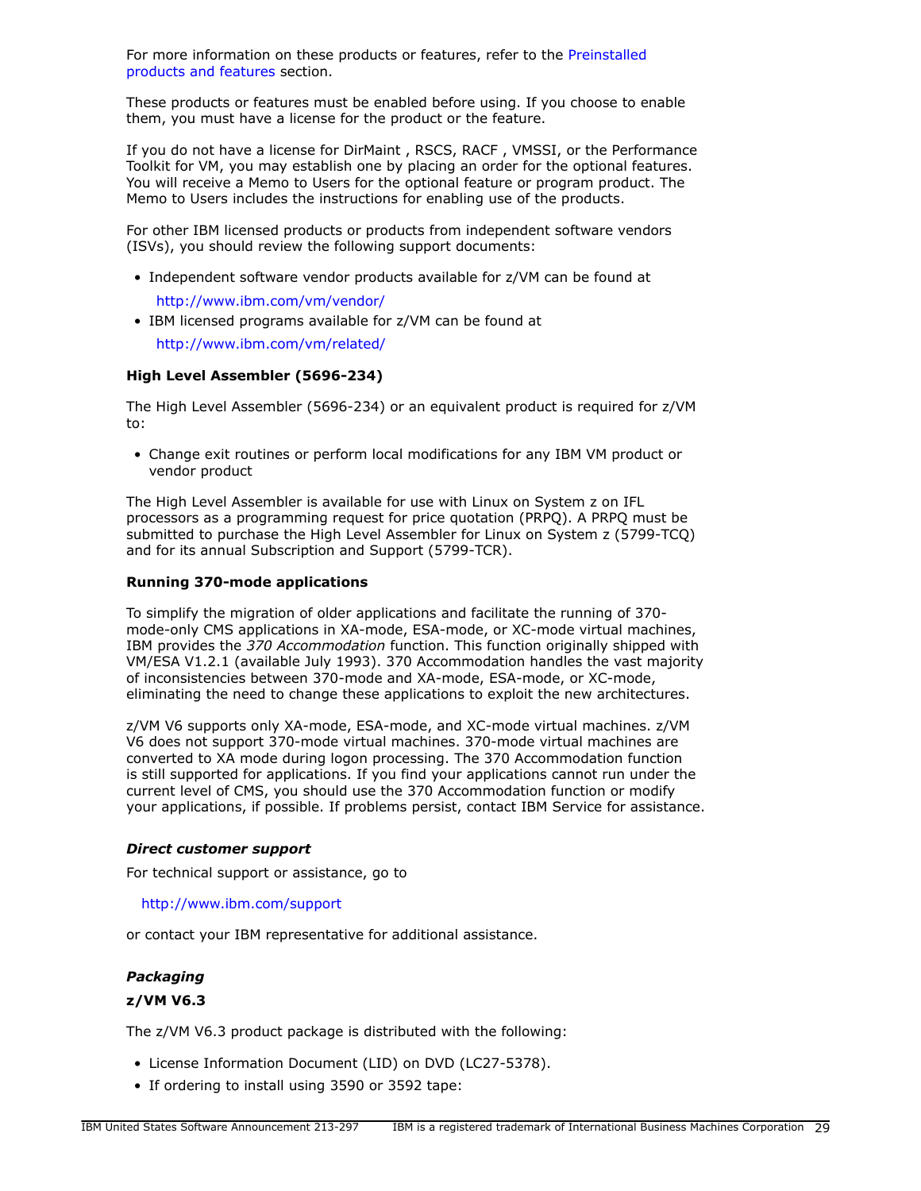For more information on these products or features, refer to the Preinstalled products and features section.

These products or features must be enabled before using. If you choose to enable them, you must have a license for the product or the feature.

If you do not have a license for DirMaint , RSCS, RACF , VMSSI, or the Performance Toolkit for VM, you may establish one by placing an order for the optional features. You will receive a Memo to Users for the optional feature or program product. The Memo to Users includes the instructions for enabling use of the products.

For other IBM licensed products or products from independent software vendors (ISVs), you should review the following support documents:

- Independent software vendor products available for z/VM can be found at

  http://www.ibm.com/vm/vendor/
- IBM licensed programs available for z/VM can be found at

  http://www.ibm.com/vm/related/

**High Level Assembler (5696-234)**

The High Level Assembler (5696-234) or an equivalent product is required for z/VM to:

- Change exit routines or perform local modifications for any IBM VM product or vendor product

The High Level Assembler is available for use with Linux on System z on IFL processors as a programming request for price quotation (PRPQ). A PRPQ must be submitted to purchase the High Level Assembler for Linux on System z (5799-TCQ) and for its annual Subscription and Support (5799-TCR).

**Running 370-mode applications**

To simplify the migration of older applications and facilitate the running of 370-mode-only CMS applications in XA-mode, ESA-mode, or XC-mode virtual machines, IBM provides the *370 Accommodation* function. This function originally shipped with VM/ESA V1.2.1 (available July 1993). 370 Accommodation handles the vast majority of inconsistencies between 370-mode and XA-mode, ESA-mode, or XC-mode, eliminating the need to change these applications to exploit the new architectures.

z/VM V6 supports only XA-mode, ESA-mode, and XC-mode virtual machines. z/VM V6 does not support 370-mode virtual machines. 370-mode virtual machines are converted to XA mode during logon processing. The 370 Accommodation function is still supported for applications. If you find your applications cannot run under the current level of CMS, you should use the 370 Accommodation function or modify your applications, if possible. If problems persist, contact IBM Service for assistance.

***Direct customer support***

For technical support or assistance, go to

http://www.ibm.com/support

or contact your IBM representative for additional assistance.

***Packaging***

**z/VM V6.3**

The z/VM V6.3 product package is distributed with the following:

- License Information Document (LID) on DVD (LC27-5378).
- If ordering to install using 3590 or 3592 tape: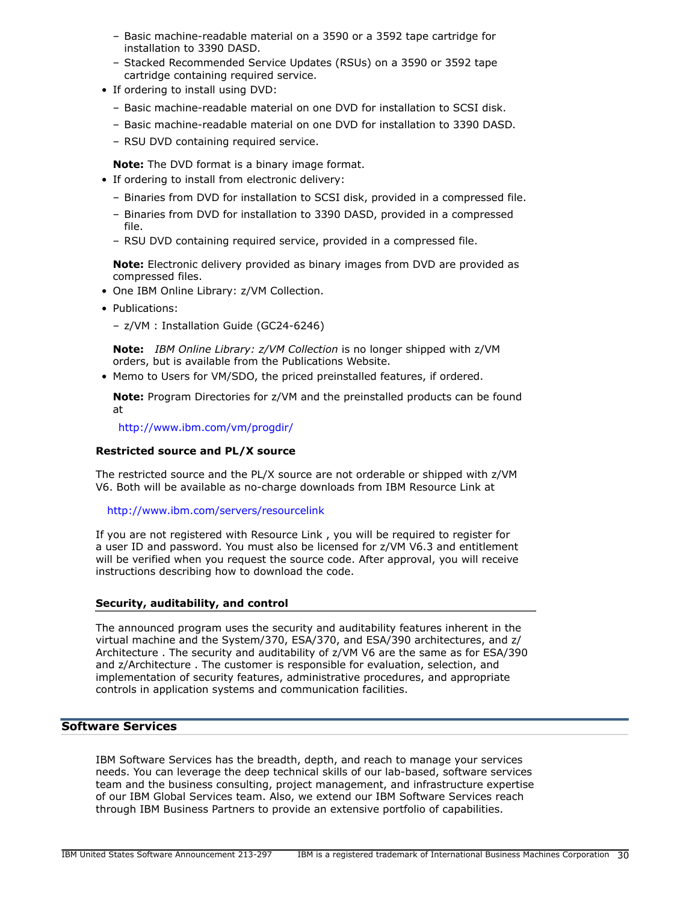- Basic machine-readable material on a 3590 or a 3592 tape cartridge for installation to 3390 DASD.
  - Stacked Recommended Service Updates (RSUs) on a 3590 or 3592 tape cartridge containing required service.
- If ordering to install using DVD:
  - Basic machine-readable material on one DVD for installation to SCSI disk.
  - Basic machine-readable material on one DVD for installation to 3390 DASD.
  - RSU DVD containing required service.

  **Note:** The DVD format is a binary image format.
- If ordering to install from electronic delivery:
  - Binaries from DVD for installation to SCSI disk, provided in a compressed file.
  - Binaries from DVD for installation to 3390 DASD, provided in a compressed file.
  - RSU DVD containing required service, provided in a compressed file.

  **Note:** Electronic delivery provided as binary images from DVD are provided as compressed files.
- One IBM Online Library: z/VM Collection.
- Publications:
  - z/VM : Installation Guide (GC24-6246)

  **Note:** *IBM Online Library: z/VM Collection* is no longer shipped with z/VM orders, but is available from the Publications Website.
- Memo to Users for VM/SDO, the priced preinstalled features, if ordered.

  **Note:** Program Directories for z/VM and the preinstalled products can be found at

  http://www.ibm.com/vm/progdir/

**Restricted source and PL/X source**

The restricted source and the PL/X source are not orderable or shipped with z/VM V6. Both will be available as no-charge downloads from IBM Resource Link at

http://www.ibm.com/servers/resourcelink

If you are not registered with Resource Link , you will be required to register for a user ID and password. You must also be licensed for z/VM V6.3 and entitlement will be verified when you request the source code. After approval, you will receive instructions describing how to download the code.

### Security, auditability, and control

The announced program uses the security and auditability features inherent in the virtual machine and the System/370, ESA/370, and ESA/390 architectures, and z/Architecture . The security and auditability of z/VM V6 are the same as for ESA/390 and z/Architecture . The customer is responsible for evaluation, selection, and implementation of security features, administrative procedures, and appropriate controls in application systems and communication facilities.

## Software Services

IBM Software Services has the breadth, depth, and reach to manage your services needs. You can leverage the deep technical skills of our lab-based, software services team and the business consulting, project management, and infrastructure expertise of our IBM Global Services team. Also, we extend our IBM Software Services reach through IBM Business Partners to provide an extensive portfolio of capabilities.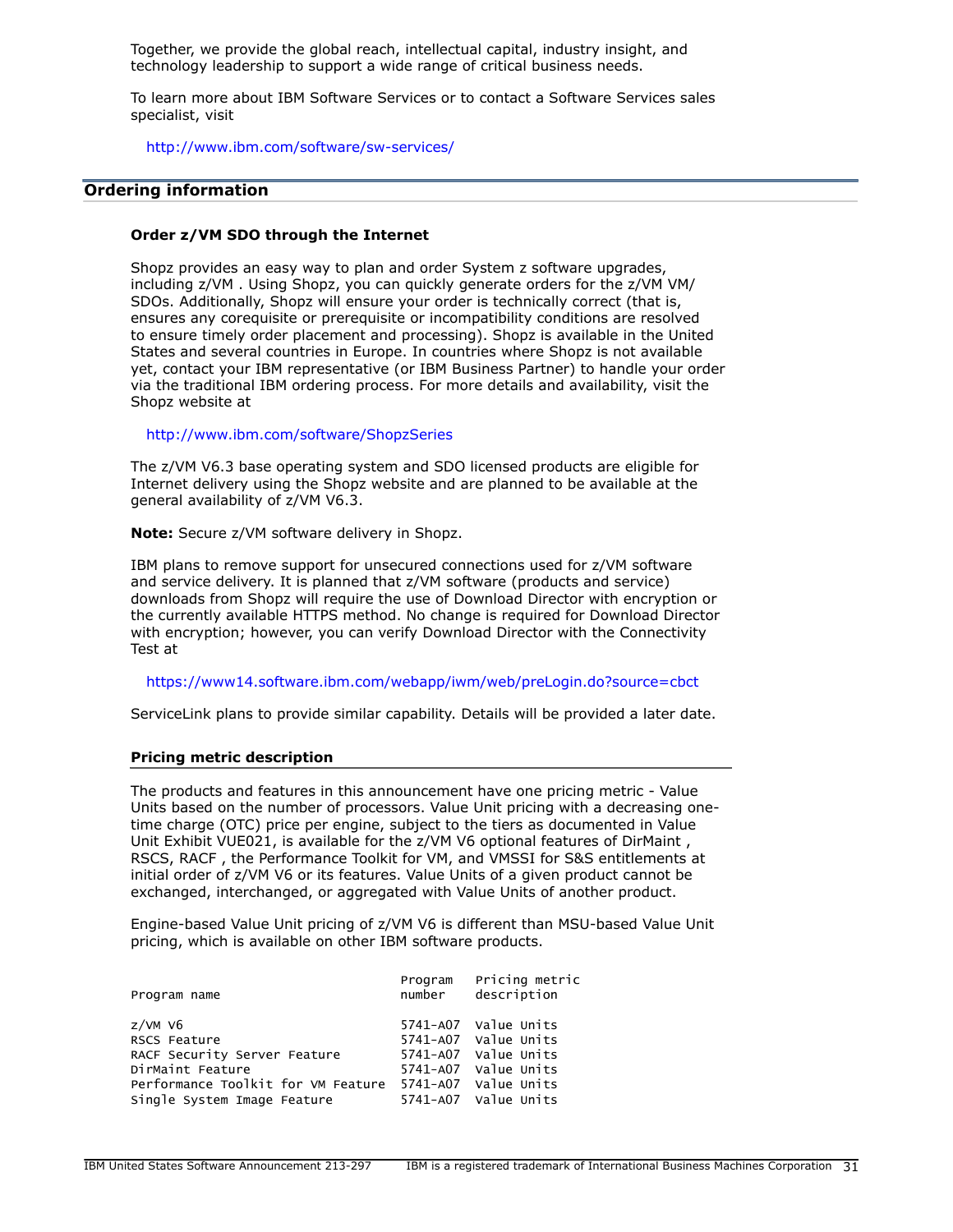Together, we provide the global reach, intellectual capital, industry insight, and technology leadership to support a wide range of critical business needs.

To learn more about IBM Software Services or to contact a Software Services sales specialist, visit

http://www.ibm.com/software/sw-services/

## Ordering information

### Order z/VM SDO through the Internet

Shopz provides an easy way to plan and order System z software upgrades, including z/VM . Using Shopz, you can quickly generate orders for the z/VM VM/SDOs. Additionally, Shopz will ensure your order is technically correct (that is, ensures any corequisite or prerequisite or incompatibility conditions are resolved to ensure timely order placement and processing). Shopz is available in the United States and several countries in Europe. In countries where Shopz is not available yet, contact your IBM representative (or IBM Business Partner) to handle your order via the traditional IBM ordering process. For more details and availability, visit the Shopz website at

http://www.ibm.com/software/ShopzSeries

The z/VM V6.3 base operating system and SDO licensed products are eligible for Internet delivery using the Shopz website and are planned to be available at the general availability of z/VM V6.3.

**Note:** Secure z/VM software delivery in Shopz.

IBM plans to remove support for unsecured connections used for z/VM software and service delivery. It is planned that z/VM software (products and service) downloads from Shopz will require the use of Download Director with encryption or the currently available HTTPS method. No change is required for Download Director with encryption; however, you can verify Download Director with the Connectivity Test at

https://www14.software.ibm.com/webapp/iwm/web/preLogin.do?source=cbct

ServiceLink plans to provide similar capability. Details will be provided a later date.

### Pricing metric description

The products and features in this announcement have one pricing metric - Value Units based on the number of processors. Value Unit pricing with a decreasing one-time charge (OTC) price per engine, subject to the tiers as documented in Value Unit Exhibit VUE021, is available for the z/VM V6 optional features of DirMaint , RSCS, RACF , the Performance Toolkit for VM, and VMSSI for S&S entitlements at initial order of z/VM V6 or its features. Value Units of a given product cannot be exchanged, interchanged, or aggregated with Value Units of another product.

Engine-based Value Unit pricing of z/VM V6 is different than MSU-based Value Unit pricing, which is available on other IBM software products.

| Program name | Program number | Pricing metric description |
|---|---|---|
| z/VM V6 | 5741-A07 | Value Units |
| RSCS Feature | 5741-A07 | Value Units |
| RACF Security Server Feature | 5741-A07 | Value Units |
| DirMaint Feature | 5741-A07 | Value Units |
| Performance Toolkit for VM Feature | 5741-A07 | Value Units |
| Single System Image Feature | 5741-A07 | Value Units |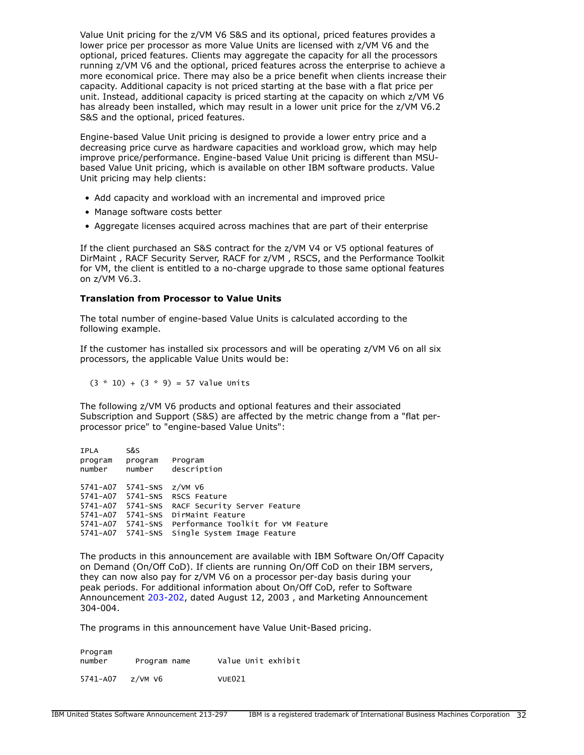Value Unit pricing for the z/VM V6 S&S and its optional, priced features provides a lower price per processor as more Value Units are licensed with z/VM V6 and the optional, priced features. Clients may aggregate the capacity for all the processors running z/VM V6 and the optional, priced features across the enterprise to achieve a more economical price. There may also be a price benefit when clients increase their capacity. Additional capacity is not priced starting at the base with a flat price per unit. Instead, additional capacity is priced starting at the capacity on which z/VM V6 has already been installed, which may result in a lower unit price for the z/VM V6.2 S&S and the optional, priced features.

Engine-based Value Unit pricing is designed to provide a lower entry price and a decreasing price curve as hardware capacities and workload grow, which may help improve price/performance. Engine-based Value Unit pricing is different than MSU-based Value Unit pricing, which is available on other IBM software products. Value Unit pricing may help clients:

- Add capacity and workload with an incremental and improved price
- Manage software costs better
- Aggregate licenses acquired across machines that are part of their enterprise

If the client purchased an S&S contract for the z/VM V4 or V5 optional features of DirMaint , RACF Security Server, RACF for z/VM , RSCS, and the Performance Toolkit for VM, the client is entitled to a no-charge upgrade to those same optional features on z/VM V6.3.

**Translation from Processor to Value Units**

The total number of engine-based Value Units is calculated according to the following example.

If the customer has installed six processors and will be operating z/VM V6 on all six processors, the applicable Value Units would be:

```
(3 * 10) + (3 * 9) = 57 Value Units
```

The following z/VM V6 products and optional features and their associated Subscription and Support (S&S) are affected by the metric change from a "flat per-processor price" to "engine-based Value Units":

| IPLA program number | S&S program number | Program description |
|---|---|---|
| 5741-A07 | 5741-SNS | z/VM V6 |
| 5741-A07 | 5741-SNS | RSCS Feature |
| 5741-A07 | 5741-SNS | RACF Security Server Feature |
| 5741-A07 | 5741-SNS | DirMaint Feature |
| 5741-A07 | 5741-SNS | Performance Toolkit for VM Feature |
| 5741-A07 | 5741-SNS | Single System Image Feature |

The products in this announcement are available with IBM Software On/Off Capacity on Demand (On/Off CoD). If clients are running On/Off CoD on their IBM servers, they can now also pay for z/VM V6 on a processor per-day basis during your peak periods. For additional information about On/Off CoD, refer to Software Announcement 203-202, dated August 12, 2003 , and Marketing Announcement 304-004.

The programs in this announcement have Value Unit-Based pricing.

| Program number | Program name | Value Unit exhibit |
|---|---|---|
| 5741-A07 | z/VM V6 | VUE021 |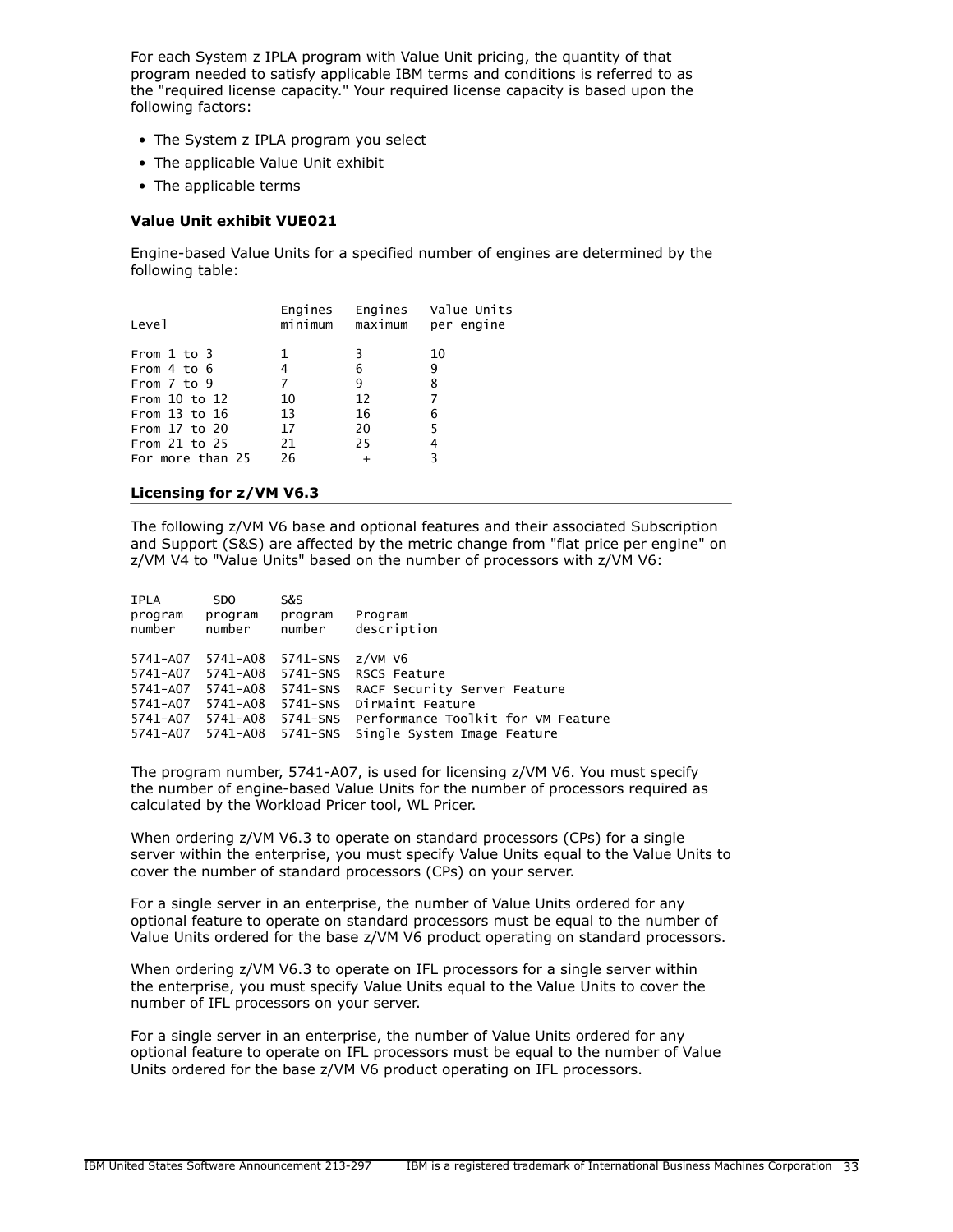For each System z IPLA program with Value Unit pricing, the quantity of that program needed to satisfy applicable IBM terms and conditions is referred to as the "required license capacity." Your required license capacity is based upon the following factors:

- The System z IPLA program you select
- The applicable Value Unit exhibit
- The applicable terms

**Value Unit exhibit VUE021**

Engine-based Value Units for a specified number of engines are determined by the following table:

| Level | Engines minimum | Engines maximum | Value Units per engine |
|---|---|---|---|
| From 1 to 3 | 1 | 3 | 10 |
| From 4 to 6 | 4 | 6 | 9 |
| From 7 to 9 | 7 | 9 | 8 |
| From 10 to 12 | 10 | 12 | 7 |
| From 13 to 16 | 13 | 16 | 6 |
| From 17 to 20 | 17 | 20 | 5 |
| From 21 to 25 | 21 | 25 | 4 |
| For more than 25 | 26 | + | 3 |

## Licensing for z/VM V6.3

The following z/VM V6 base and optional features and their associated Subscription and Support (S&S) are affected by the metric change from "flat price per engine" on z/VM V4 to "Value Units" based on the number of processors with z/VM V6:

| IPLA program number | SDO program number | S&S program number | Program description |
|---|---|---|---|
| 5741-A07 | 5741-A08 | 5741-SNS | z/VM V6 |
| 5741-A07 | 5741-A08 | 5741-SNS | RSCS Feature |
| 5741-A07 | 5741-A08 | 5741-SNS | RACF Security Server Feature |
| 5741-A07 | 5741-A08 | 5741-SNS | DirMaint Feature |
| 5741-A07 | 5741-A08 | 5741-SNS | Performance Toolkit for VM Feature |
| 5741-A07 | 5741-A08 | 5741-SNS | Single System Image Feature |

The program number, 5741-A07, is used for licensing z/VM V6. You must specify the number of engine-based Value Units for the number of processors required as calculated by the Workload Pricer tool, WL Pricer.

When ordering z/VM V6.3 to operate on standard processors (CPs) for a single server within the enterprise, you must specify Value Units equal to the Value Units to cover the number of standard processors (CPs) on your server.

For a single server in an enterprise, the number of Value Units ordered for any optional feature to operate on standard processors must be equal to the number of Value Units ordered for the base z/VM V6 product operating on standard processors.

When ordering z/VM V6.3 to operate on IFL processors for a single server within the enterprise, you must specify Value Units equal to the Value Units to cover the number of IFL processors on your server.

For a single server in an enterprise, the number of Value Units ordered for any optional feature to operate on IFL processors must be equal to the number of Value Units ordered for the base z/VM V6 product operating on IFL processors.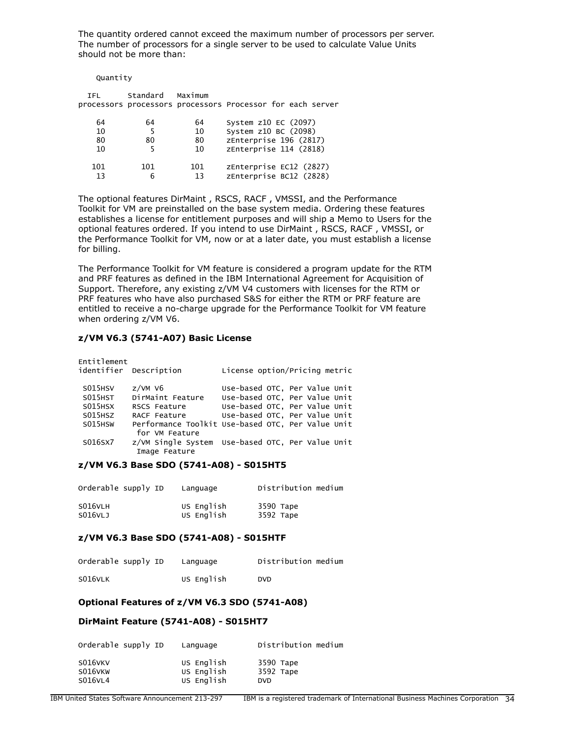The quantity ordered cannot exceed the maximum number of processors per server. The number of processors for a single server to be used to calculate Value Units should not be more than:

| Quantity | | | |
|---|---|---|---|
| IFL processors | Standard processors | Maximum processors | Processor for each server |
| 64 | 64 | 64 | System z10 EC (2097) |
| 10 | 5 | 10 | System z10 BC (2098) |
| 80 | 80 | 80 | zEnterprise 196 (2817) |
| 10 | 5 | 10 | zEnterprise 114 (2818) |
| 101 | 101 | 101 | zEnterprise EC12 (2827) |
| 13 | 6 | 13 | zEnterprise BC12 (2828) |

The optional features DirMaint , RSCS, RACF , VMSSI, and the Performance Toolkit for VM are preinstalled on the base system media. Ordering these features establishes a license for entitlement purposes and will ship a Memo to Users for the optional features ordered. If you intend to use DirMaint , RSCS, RACF , VMSSI, or the Performance Toolkit for VM, now or at a later date, you must establish a license for billing.

The Performance Toolkit for VM feature is considered a program update for the RTM and PRF features as defined in the IBM International Agreement for Acquisition of Support. Therefore, any existing z/VM V4 customers with licenses for the RTM or PRF features who have also purchased S&S for either the RTM or PRF feature are entitled to receive a no-charge upgrade for the Performance Toolkit for VM feature when ordering z/VM V6.

### z/VM V6.3 (5741-A07) Basic License

| Entitlement identifier | Description | License option/Pricing metric |
|---|---|---|
| S015HSV | z/VM V6 | Use-based OTC, Per Value Unit |
| S015HST | DirMaint Feature | Use-based OTC, Per Value Unit |
| S015HSX | RSCS Feature | Use-based OTC, Per Value Unit |
| S015HSZ | RACF Feature | Use-based OTC, Per Value Unit |
| S015HSW | Performance Toolkit for VM Feature | Use-based OTC, Per Value Unit |
| S016SX7 | z/VM Single System Image Feature | Use-based OTC, Per Value Unit |

### z/VM V6.3 Base SDO (5741-A08) - S015HT5

| Orderable supply ID | Language | Distribution medium |
|---|---|---|
| S016VLH | US English | 3590 Tape |
| S016VLJ | US English | 3592 Tape |

### z/VM V6.3 Base SDO (5741-A08) - S015HTF

| Orderable supply ID | Language | Distribution medium |
|---|---|---|
| S016VLK | US English | DVD |

### Optional Features of z/VM V6.3 SDO (5741-A08)

### DirMaint Feature (5741-A08) - S015HT7

| Orderable supply ID | Language | Distribution medium |
|---|---|---|
| S016VKV | US English | 3590 Tape |
| S016VKW | US English | 3592 Tape |
| S016VL4 | US English | DVD |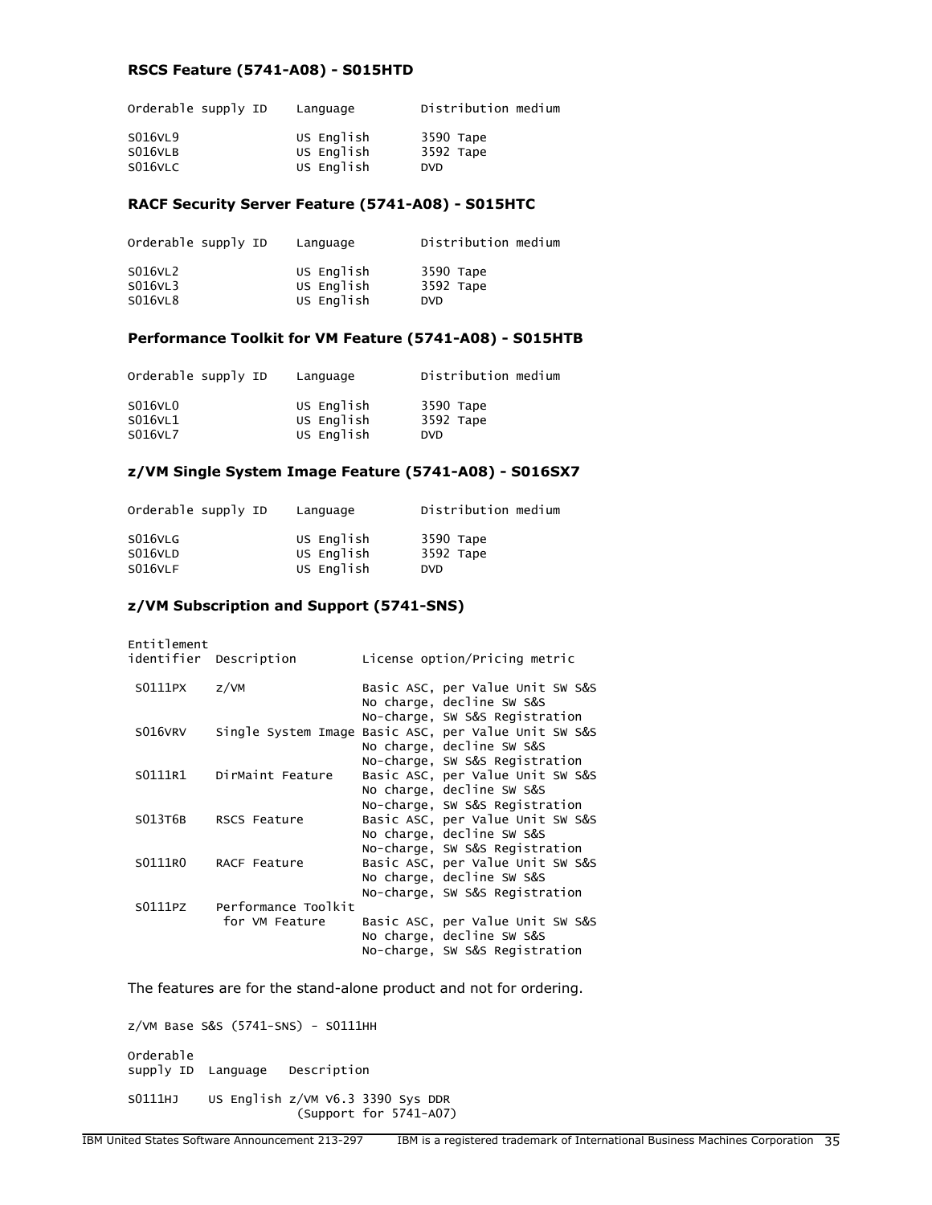**RSCS Feature (5741-A08) - S015HTD**

| Orderable supply ID | Language | Distribution medium |
|---|---|---|
| S016VL9 | US English | 3590 Tape |
| S016VLB | US English | 3592 Tape |
| S016VLC | US English | DVD |

**RACF Security Server Feature (5741-A08) - S015HTC**

| Orderable supply ID | Language | Distribution medium |
|---|---|---|
| S016VL2 | US English | 3590 Tape |
| S016VL3 | US English | 3592 Tape |
| S016VL8 | US English | DVD |

**Performance Toolkit for VM Feature (5741-A08) - S015HTB**

| Orderable supply ID | Language | Distribution medium |
|---|---|---|
| S016VL0 | US English | 3590 Tape |
| S016VL1 | US English | 3592 Tape |
| S016VL7 | US English | DVD |

**z/VM Single System Image Feature (5741-A08) - S016SX7**

| Orderable supply ID | Language | Distribution medium |
|---|---|---|
| S016VLG | US English | 3590 Tape |
| S016VLD | US English | 3592 Tape |
| S016VLF | US English | DVD |

**z/VM Subscription and Support (5741-SNS)**

| Entitlement identifier | Description | License option/Pricing metric |
|---|---|---|
| S0111PX | z/VM | Basic ASC, per Value Unit SW S&S<br>No charge, decline SW S&S<br>No-charge, SW S&S Registration |
| S016VRV | Single System Image | Basic ASC, per Value Unit SW S&S<br>No charge, decline SW S&S<br>No-charge, SW S&S Registration |
| S0111R1 | DirMaint Feature | Basic ASC, per Value Unit SW S&S<br>No charge, decline SW S&S<br>No-charge, SW S&S Registration |
| S013T6B | RSCS Feature | Basic ASC, per Value Unit SW S&S<br>No charge, decline SW S&S<br>No-charge, SW S&S Registration |
| S0111R0 | RACF Feature | Basic ASC, per Value Unit SW S&S<br>No charge, decline SW S&S<br>No-charge, SW S&S Registration |
| S0111PZ | Performance Toolkit for VM Feature | Basic ASC, per Value Unit SW S&S<br>No charge, decline SW S&S<br>No-charge, SW S&S Registration |

The features are for the stand-alone product and not for ordering.

z/VM Base S&S (5741-SNS) - S0111HH

| Orderable supply ID | Language | Description |
|---|---|---|
| S0111HJ | US English | z/VM V6.3 3390 Sys DDR (Support for 5741-A07) |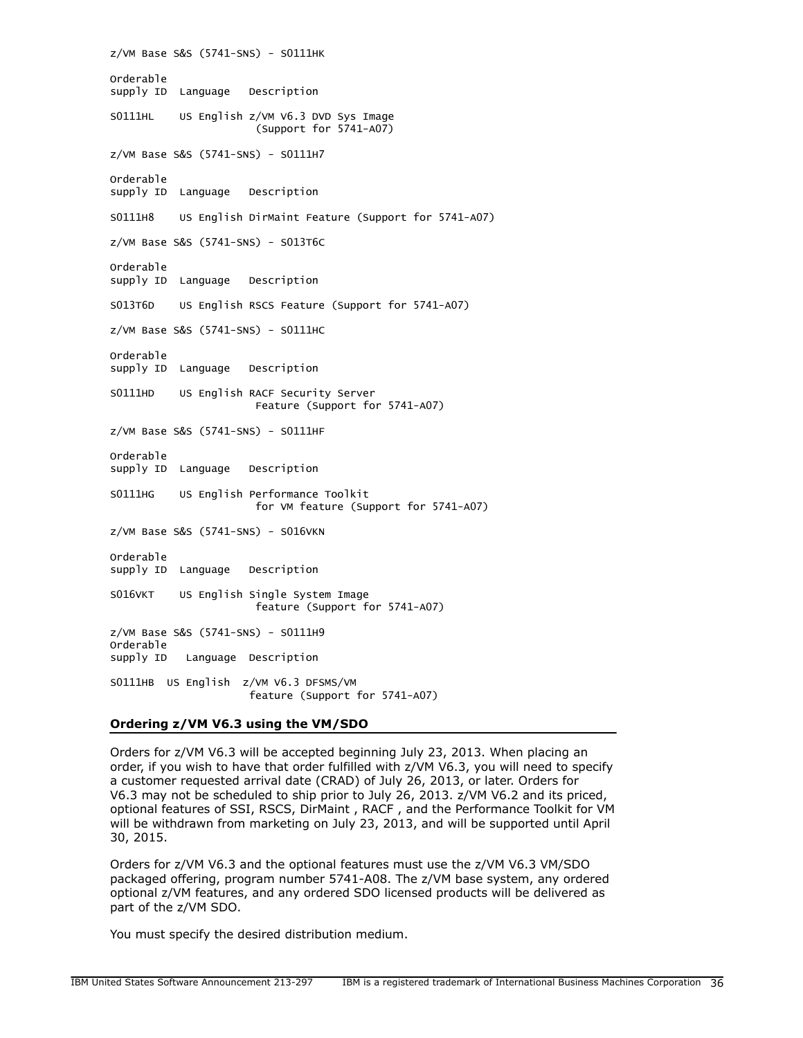z/VM Base S&S (5741-SNS) - S0111HK

| Orderable supply ID | Language | Description |
|---|---|---|
| S0111HL | US English | z/VM V6.3 DVD Sys Image (Support for 5741-A07) |

z/VM Base S&S (5741-SNS) - S0111H7

| Orderable supply ID | Language | Description |
|---|---|---|
| S0111H8 | US English | DirMaint Feature (Support for 5741-A07) |

z/VM Base S&S (5741-SNS) - S013T6C

| Orderable supply ID | Language | Description |
|---|---|---|
| S013T6D | US English | RSCS Feature (Support for 5741-A07) |

z/VM Base S&S (5741-SNS) - S0111HC

| Orderable supply ID | Language | Description |
|---|---|---|
| S0111HD | US English | RACF Security Server Feature (Support for 5741-A07) |

z/VM Base S&S (5741-SNS) - S0111HF

| Orderable supply ID | Language | Description |
|---|---|---|
| S0111HG | US English | Performance Toolkit for VM feature (Support for 5741-A07) |

z/VM Base S&S (5741-SNS) - S016VKN

| Orderable supply ID | Language | Description |
|---|---|---|
| S016VKT | US English | Single System Image feature (Support for 5741-A07) |

z/VM Base S&S (5741-SNS) - S0111H9

| Orderable supply ID | Language | Description |
|---|---|---|
| S0111HB | US English | z/VM V6.3 DFSMS/VM feature (Support for 5741-A07) |

## Ordering z/VM V6.3 using the VM/SDO

Orders for z/VM V6.3 will be accepted beginning July 23, 2013. When placing an order, if you wish to have that order fulfilled with z/VM V6.3, you will need to specify a customer requested arrival date (CRAD) of July 26, 2013, or later. Orders for V6.3 may not be scheduled to ship prior to July 26, 2013. z/VM V6.2 and its priced, optional features of SSI, RSCS, DirMaint , RACF , and the Performance Toolkit for VM will be withdrawn from marketing on July 23, 2013, and will be supported until April 30, 2015.

Orders for z/VM V6.3 and the optional features must use the z/VM V6.3 VM/SDO packaged offering, program number 5741-A08. The z/VM base system, any ordered optional z/VM features, and any ordered SDO licensed products will be delivered as part of the z/VM SDO.

You must specify the desired distribution medium.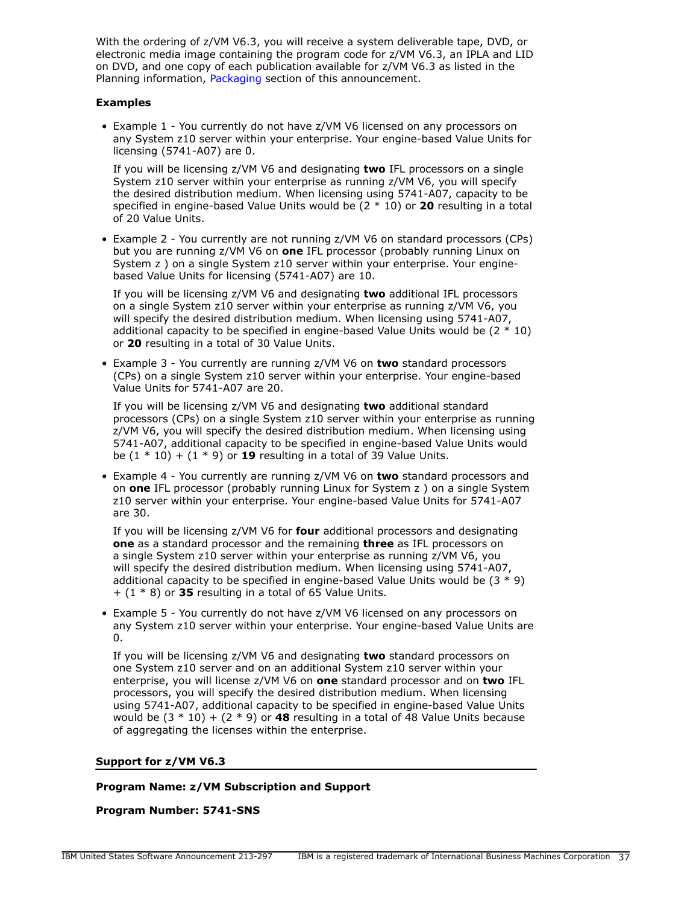With the ordering of z/VM V6.3, you will receive a system deliverable tape, DVD, or electronic media image containing the program code for z/VM V6.3, an IPLA and LID on DVD, and one copy of each publication available for z/VM V6.3 as listed in the Planning information, Packaging section of this announcement.

**Examples**

- Example 1 - You currently do not have z/VM V6 licensed on any processors on any System z10 server within your enterprise. Your engine-based Value Units for licensing (5741-A07) are 0.

  If you will be licensing z/VM V6 and designating **two** IFL processors on a single System z10 server within your enterprise as running z/VM V6, you will specify the desired distribution medium. When licensing using 5741-A07, capacity to be specified in engine-based Value Units would be (2 * 10) or **20** resulting in a total of 20 Value Units.

- Example 2 - You currently are not running z/VM V6 on standard processors (CPs) but you are running z/VM V6 on **one** IFL processor (probably running Linux on System z ) on a single System z10 server within your enterprise. Your engine-based Value Units for licensing (5741-A07) are 10.

  If you will be licensing z/VM V6 and designating **two** additional IFL processors on a single System z10 server within your enterprise as running z/VM V6, you will specify the desired distribution medium. When licensing using 5741-A07, additional capacity to be specified in engine-based Value Units would be (2 * 10) or **20** resulting in a total of 30 Value Units.

- Example 3 - You currently are running z/VM V6 on **two** standard processors (CPs) on a single System z10 server within your enterprise. Your engine-based Value Units for 5741-A07 are 20.

  If you will be licensing z/VM V6 and designating **two** additional standard processors (CPs) on a single System z10 server within your enterprise as running z/VM V6, you will specify the desired distribution medium. When licensing using 5741-A07, additional capacity to be specified in engine-based Value Units would be (1 * 10) + (1 * 9) or **19** resulting in a total of 39 Value Units.

- Example 4 - You currently are running z/VM V6 on **two** standard processors and on **one** IFL processor (probably running Linux for System z ) on a single System z10 server within your enterprise. Your engine-based Value Units for 5741-A07 are 30.

  If you will be licensing z/VM V6 for **four** additional processors and designating **one** as a standard processor and the remaining **three** as IFL processors on a single System z10 server within your enterprise as running z/VM V6, you will specify the desired distribution medium. When licensing using 5741-A07, additional capacity to be specified in engine-based Value Units would be (3 * 9) + (1 * 8) or **35** resulting in a total of 65 Value Units.

- Example 5 - You currently do not have z/VM V6 licensed on any processors on any System z10 server within your enterprise. Your engine-based Value Units are 0.

  If you will be licensing z/VM V6 and designating **two** standard processors on one System z10 server and on an additional System z10 server within your enterprise, you will license z/VM V6 on **one** standard processor and on **two** IFL processors, you will specify the desired distribution medium. When licensing using 5741-A07, additional capacity to be specified in engine-based Value Units would be (3 * 10) + (2 * 9) or **48** resulting in a total of 48 Value Units because of aggregating the licenses within the enterprise.

**Support for z/VM V6.3**

**Program Name: z/VM Subscription and Support**

**Program Number: 5741-SNS**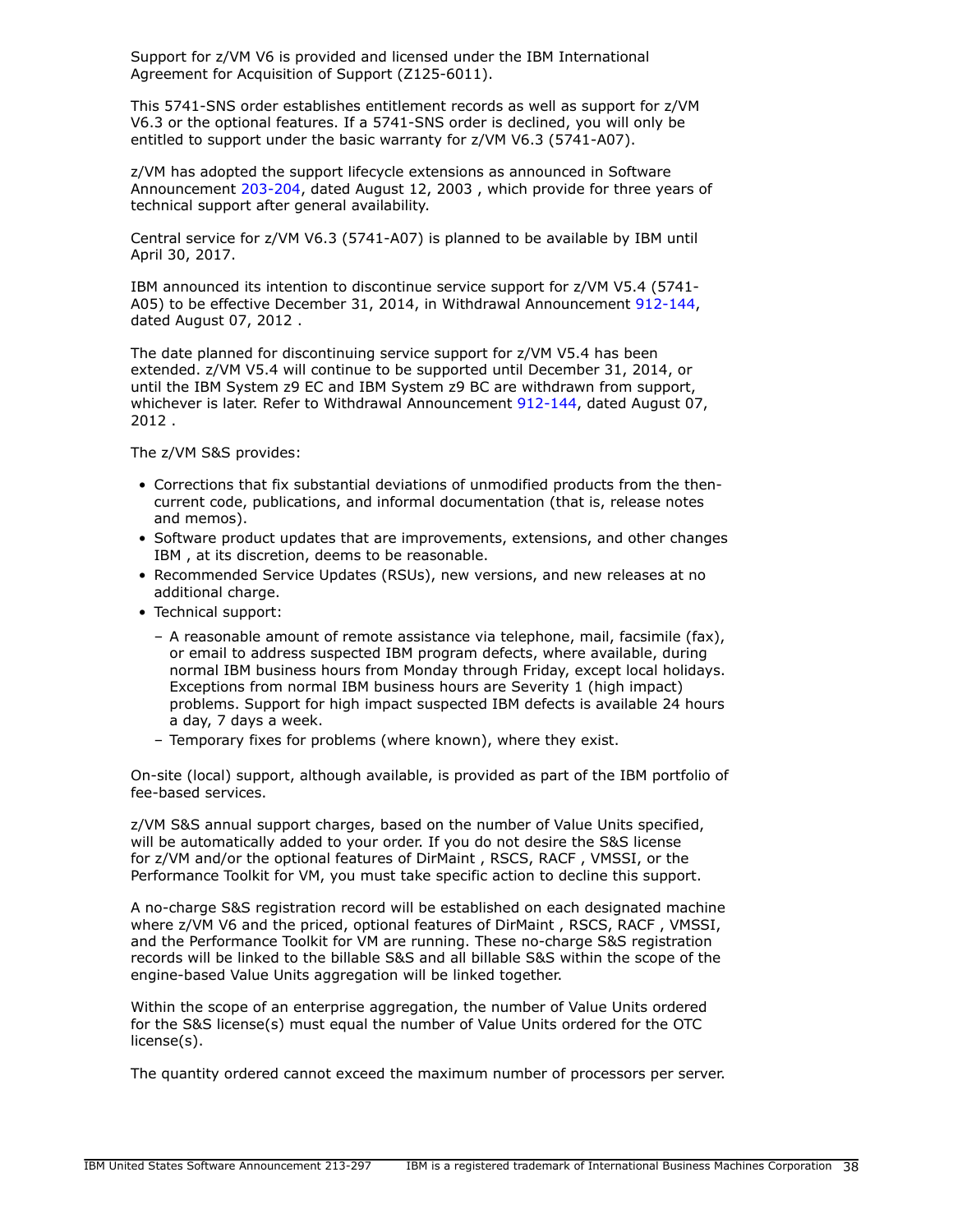Support for z/VM V6 is provided and licensed under the IBM International Agreement for Acquisition of Support (Z125-6011).

This 5741-SNS order establishes entitlement records as well as support for z/VM V6.3 or the optional features. If a 5741-SNS order is declined, you will only be entitled to support under the basic warranty for z/VM V6.3 (5741-A07).

z/VM has adopted the support lifecycle extensions as announced in Software Announcement 203-204, dated August 12, 2003 , which provide for three years of technical support after general availability.

Central service for z/VM V6.3 (5741-A07) is planned to be available by IBM until April 30, 2017.

IBM announced its intention to discontinue service support for z/VM V5.4 (5741-A05) to be effective December 31, 2014, in Withdrawal Announcement 912-144, dated August 07, 2012 .

The date planned for discontinuing service support for z/VM V5.4 has been extended. z/VM V5.4 will continue to be supported until December 31, 2014, or until the IBM System z9 EC and IBM System z9 BC are withdrawn from support, whichever is later. Refer to Withdrawal Announcement 912-144, dated August 07, 2012 .

The z/VM S&S provides:

- Corrections that fix substantial deviations of unmodified products from the then-current code, publications, and informal documentation (that is, release notes and memos).
- Software product updates that are improvements, extensions, and other changes IBM , at its discretion, deems to be reasonable.
- Recommended Service Updates (RSUs), new versions, and new releases at no additional charge.
- Technical support:
  - A reasonable amount of remote assistance via telephone, mail, facsimile (fax), or email to address suspected IBM program defects, where available, during normal IBM business hours from Monday through Friday, except local holidays. Exceptions from normal IBM business hours are Severity 1 (high impact) problems. Support for high impact suspected IBM defects is available 24 hours a day, 7 days a week.
  - Temporary fixes for problems (where known), where they exist.

On-site (local) support, although available, is provided as part of the IBM portfolio of fee-based services.

z/VM S&S annual support charges, based on the number of Value Units specified, will be automatically added to your order. If you do not desire the S&S license for z/VM and/or the optional features of DirMaint , RSCS, RACF , VMSSI, or the Performance Toolkit for VM, you must take specific action to decline this support.

A no-charge S&S registration record will be established on each designated machine where z/VM V6 and the priced, optional features of DirMaint , RSCS, RACF , VMSSI, and the Performance Toolkit for VM are running. These no-charge S&S registration records will be linked to the billable S&S and all billable S&S within the scope of the engine-based Value Units aggregation will be linked together.

Within the scope of an enterprise aggregation, the number of Value Units ordered for the S&S license(s) must equal the number of Value Units ordered for the OTC license(s).

The quantity ordered cannot exceed the maximum number of processors per server.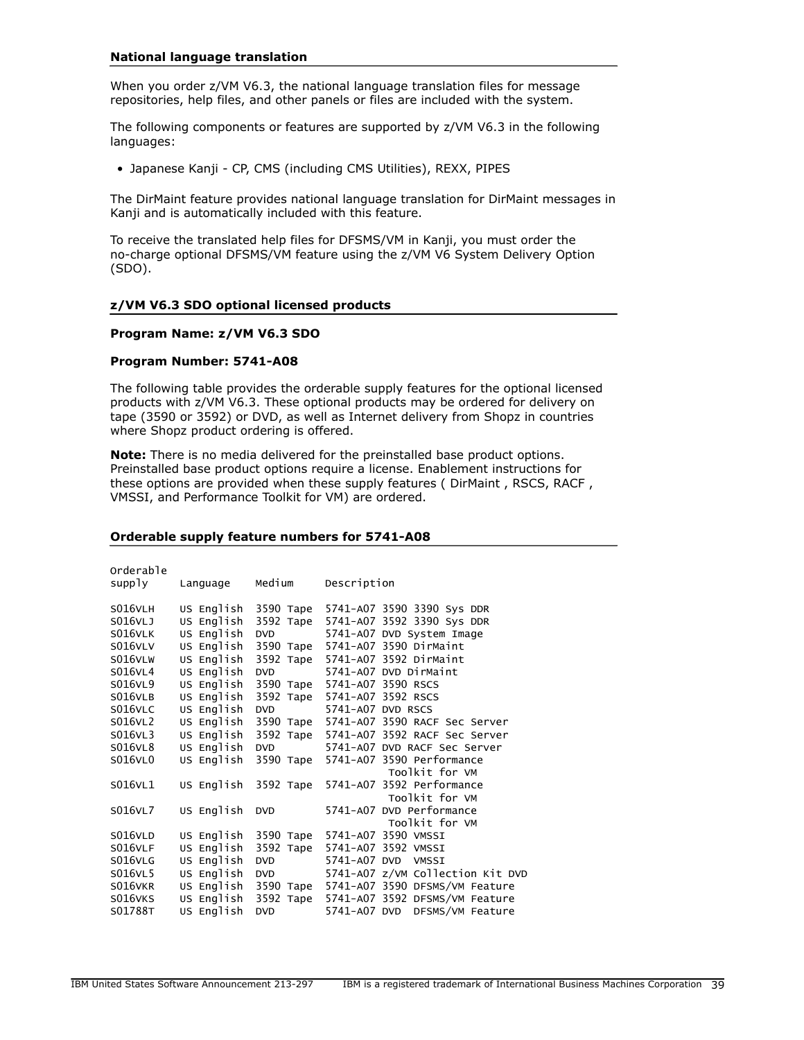### National language translation

When you order z/VM V6.3, the national language translation files for message repositories, help files, and other panels or files are included with the system.

The following components or features are supported by z/VM V6.3 in the following languages:

- Japanese Kanji - CP, CMS (including CMS Utilities), REXX, PIPES

The DirMaint feature provides national language translation for DirMaint messages in Kanji and is automatically included with this feature.

To receive the translated help files for DFSMS/VM in Kanji, you must order the no-charge optional DFSMS/VM feature using the z/VM V6 System Delivery Option (SDO).

### z/VM V6.3 SDO optional licensed products

**Program Name: z/VM V6.3 SDO**

**Program Number: 5741-A08**

The following table provides the orderable supply features for the optional licensed products with z/VM V6.3. These optional products may be ordered for delivery on tape (3590 or 3592) or DVD, as well as Internet delivery from Shopz in countries where Shopz product ordering is offered.

**Note:** There is no media delivered for the preinstalled base product options. Preinstalled base product options require a license. Enablement instructions for these options are provided when these supply features ( DirMaint , RSCS, RACF , VMSSI, and Performance Toolkit for VM) are ordered.

### Orderable supply feature numbers for 5741-A08

```
Orderable
supply     Language    Medium     Description

S016VLH    US English  3590 Tape  5741-A07 3590 3390 Sys DDR
S016VLJ    US English  3592 Tape  5741-A07 3592 3390 Sys DDR
S016VLK    US English  DVD        5741-A07 DVD System Image
S016VLV    US English  3590 Tape  5741-A07 3590 DirMaint
S016VLW    US English  3592 Tape  5741-A07 3592 DirMaint
S016VL4    US English  DVD        5741-A07 DVD DirMaint
S016VL9    US English  3590 Tape  5741-A07 3590 RSCS
S016VLB    US English  3592 Tape  5741-A07 3592 RSCS
S016VLC    US English  DVD        5741-A07 DVD RSCS
S016VL2    US English  3590 Tape  5741-A07 3590 RACF Sec Server
S016VL3    US English  3592 Tape  5741-A07 3592 RACF Sec Server
S016VL8    US English  DVD        5741-A07 DVD RACF Sec Server
S016VL0    US English  3590 Tape  5741-A07 3590 Performance
                                           Toolkit for VM
S016VL1    US English  3592 Tape  5741-A07 3592 Performance
                                           Toolkit for VM
S016VL7    US English  DVD        5741-A07 DVD Performance
                                           Toolkit for VM
S016VLD    US English  3590 Tape  5741-A07 3590 VMSSI
S016VLF    US English  3592 Tape  5741-A07 3592 VMSSI
S016VLG    US English  DVD        5741-A07 DVD  VMSSI
S016VL5    US English  DVD        5741-A07 z/VM Collection Kit DVD
S016VKR    US English  3590 Tape  5741-A07 3590 DFSMS/VM Feature
S016VKS    US English  3592 Tape  5741-A07 3592 DFSMS/VM Feature
S01788T    US English  DVD        5741-A07 DVD  DFSMS/VM Feature
```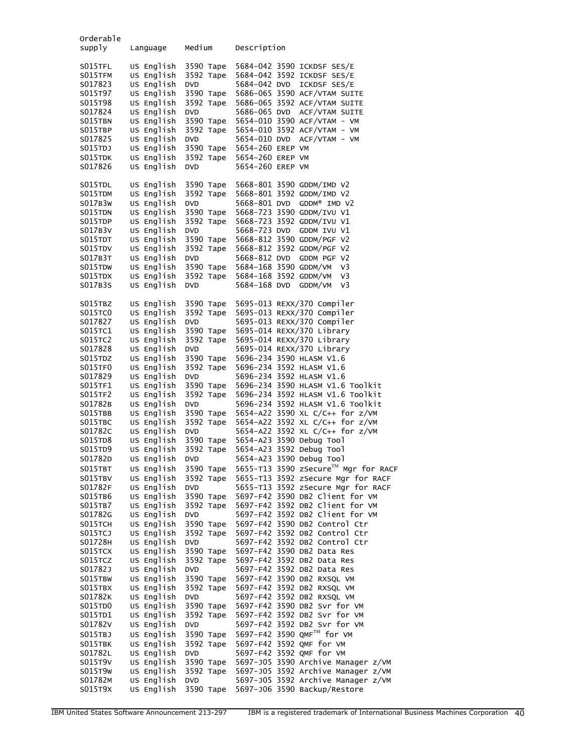| Orderable supply | Language | Medium | Description |
|---|---|---|---|
| S015TFL | US English | 3590 Tape | 5684-042 3590 ICKDSF SES/E |
| S015TFM | US English | 3592 Tape | 5684-042 3592 ICKDSF SES/E |
| S017823 | US English | DVD | 5684-042 DVD ICKDSF SES/E |
| S015T97 | US English | 3590 Tape | 5686-065 3590 ACF/VTAM SUITE |
| S015T98 | US English | 3592 Tape | 5686-065 3592 ACF/VTAM SUITE |
| S017824 | US English | DVD | 5686-065 DVD ACF/VTAM SUITE |
| S015TBN | US English | 3590 Tape | 5654-010 3590 ACF/VTAM - VM |
| S015TBP | US English | 3592 Tape | 5654-010 3592 ACF/VTAM - VM |
| S017825 | US English | DVD | 5654-010 DVD ACF/VTAM - VM |
| S015TDJ | US English | 3590 Tape | 5654-260 EREP VM |
| S015TDK | US English | 3592 Tape | 5654-260 EREP VM |
| S017826 | US English | DVD | 5654-260 EREP VM |
| S015TDL | US English | 3590 Tape | 5668-801 3590 GDDM/IMD V2 |
| S015TDM | US English | 3592 Tape | 5668-801 3592 GDDM/IMD V2 |
| S017B3W | US English | DVD | 5668-801 DVD GDDM® IMD V2 |
| S015TDN | US English | 3590 Tape | 5668-723 3590 GDDM/IVU V1 |
| S015TDP | US English | 3592 Tape | 5668-723 3592 GDDM/IVU V1 |
| S017B3V | US English | DVD | 5668-723 DVD GDDM IVU V1 |
| S015TDT | US English | 3590 Tape | 5668-812 3590 GDDM/PGF V2 |
| S015TDV | US English | 3592 Tape | 5668-812 3592 GDDM/PGF V2 |
| S017B3T | US English | DVD | 5668-812 DVD GDDM PGF V2 |
| S015TDW | US English | 3590 Tape | 5684-168 3590 GDDM/VM V3 |
| S015TDX | US English | 3592 Tape | 5684-168 3592 GDDM/VM V3 |
| S017B3S | US English | DVD | 5684-168 DVD GDDM/VM V3 |
| S015TBZ | US English | 3590 Tape | 5695-013 REXX/370 Compiler |
| S015TC0 | US English | 3592 Tape | 5695-013 REXX/370 Compiler |
| S017827 | US English | DVD | 5695-013 REXX/370 Compiler |
| S015TC1 | US English | 3590 Tape | 5695-014 REXX/370 Library |
| S015TC2 | US English | 3592 Tape | 5695-014 REXX/370 Library |
| S017828 | US English | DVD | 5695-014 REXX/370 Library |
| S015TDZ | US English | 3590 Tape | 5696-234 3590 HLASM V1.6 |
| S015TF0 | US English | 3592 Tape | 5696-234 3592 HLASM V1.6 |
| S017829 | US English | DVD | 5696-234 3592 HLASM V1.6 |
| S015TF1 | US English | 3590 Tape | 5696-234 3590 HLASM V1.6 Toolkit |
| S015TF2 | US English | 3592 Tape | 5696-234 3592 HLASM V1.6 Toolkit |
| S01782B | US English | DVD | 5696-234 3592 HLASM V1.6 Toolkit |
| S015TBB | US English | 3590 Tape | 5654-A22 3590 XL C/C++ for z/VM |
| S015TBC | US English | 3592 Tape | 5654-A22 3592 XL C/C++ for z/VM |
| S01782C | US English | DVD | 5654-A22 3592 XL C/C++ for z/VM |
| S015TD8 | US English | 3590 Tape | 5654-A23 3590 Debug Tool |
| S015TD9 | US English | 3592 Tape | 5654-A23 3592 Debug Tool |
| S01782D | US English | DVD | 5654-A23 3590 Debug Tool |
| S015TBT | US English | 3590 Tape | 5655-T13 3590 zSecure™ Mgr for RACF |
| S015TBV | US English | 3592 Tape | 5655-T13 3592 zSecure Mgr for RACF |
| S01782F | US English | DVD | 5655-T13 3592 zSecure Mgr for RACF |
| S015TB6 | US English | 3590 Tape | 5697-F42 3590 DB2 Client for VM |
| S015TB7 | US English | 3592 Tape | 5697-F42 3592 DB2 Client for VM |
| S01782G | US English | DVD | 5697-F42 3592 DB2 Client for VM |
| S015TCH | US English | 3590 Tape | 5697-F42 3590 DB2 Control Ctr |
| S015TCJ | US English | 3592 Tape | 5697-F42 3592 DB2 Control Ctr |
| S01728H | US English | DVD | 5697-F42 3592 DB2 Control Ctr |
| S015TCX | US English | 3590 Tape | 5697-F42 3590 DB2 Data Res |
| S015TCZ | US English | 3592 Tape | 5697-F42 3592 DB2 Data Res |
| S01782J | US English | DVD | 5697-F42 3592 DB2 Data Res |
| S015TBW | US English | 3590 Tape | 5697-F42 3590 DB2 RXSQL VM |
| S015TBX | US English | 3592 Tape | 5697-F42 3592 DB2 RXSQL VM |
| S01782K | US English | DVD | 5697-F42 3592 DB2 RXSQL VM |
| S015TD0 | US English | 3590 Tape | 5697-F42 3590 DB2 Svr for VM |
| S015TD1 | US English | 3592 Tape | 5697-F42 3592 DB2 Svr for VM |
| S01782V | US English | DVD | 5697-F42 3592 DB2 Svr for VM |
| S015TBJ | US English | 3590 Tape | 5697-F42 3590 QMF™ for VM |
| S015TBK | US English | 3592 Tape | 5697-F42 3592 QMF for VM |
| S01782L | US English | DVD | 5697-F42 3592 QMF for VM |
| S015T9V | US English | 3590 Tape | 5697-J05 3590 Archive Manager z/VM |
| S015T9W | US English | 3592 Tape | 5697-J05 3592 Archive Manager z/VM |
| S01782M | US English | DVD | 5697-J05 3592 Archive Manager z/VM |
| S015T9X | US English | 3590 Tape | 5697-J06 3590 Backup/Restore |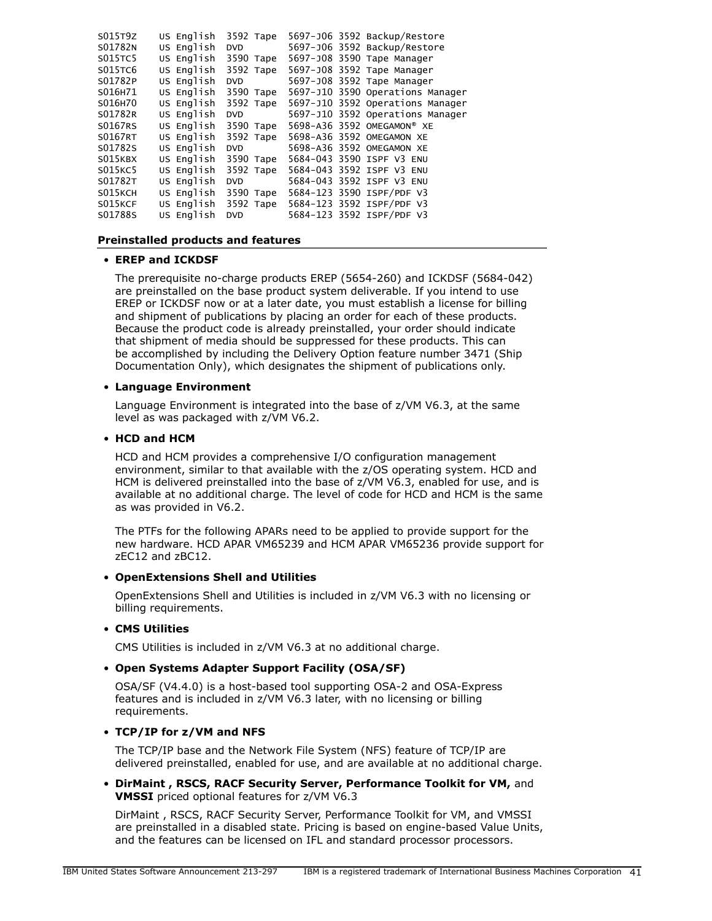```
S015T9Z    US English  3592 Tape  5697-J06 3592 Backup/Restore
S01782N    US English  DVD        5697-J06 3592 Backup/Restore
S015TC5    US English  3590 Tape  5697-J08 3590 Tape Manager
S015TC6    US English  3592 Tape  5697-J08 3592 Tape Manager
S01782P    US English  DVD        5697-J08 3592 Tape Manager
S016H71    US English  3590 Tape  5697-J10 3590 Operations Manager
S016H70    US English  3592 Tape  5697-J10 3592 Operations Manager
S01782R    US English  DVD        5697-J10 3592 Operations Manager
S0167RS    US English  3590 Tape  5698-A36 3592 OMEGAMON® XE
S0167RT    US English  3592 Tape  5698-A36 3592 OMEGAMON XE
S01782S    US English  DVD        5698-A36 3592 OMEGAMON XE
S015KBX    US English  3590 Tape  5684-043 3590 ISPF V3 ENU
S015KC5    US English  3592 Tape  5684-043 3592 ISPF V3 ENU
S01782T    US English  DVD        5684-043 3592 ISPF V3 ENU
S015KCH    US English  3590 Tape  5684-123 3590 ISPF/PDF V3
S015KCF    US English  3592 Tape  5684-123 3592 ISPF/PDF V3
S01788S    US English  DVD        5684-123 3592 ISPF/PDF V3
```

**Preinstalled products and features**

- **EREP and ICKDSF**

  The prerequisite no-charge products EREP (5654-260) and ICKDSF (5684-042) are preinstalled on the base product system deliverable. If you intend to use EREP or ICKDSF now or at a later date, you must establish a license for billing and shipment of publications by placing an order for each of these products. Because the product code is already preinstalled, your order should indicate that shipment of media should be suppressed for these products. This can be accomplished by including the Delivery Option feature number 3471 (Ship Documentation Only), which designates the shipment of publications only.

- **Language Environment**

  Language Environment is integrated into the base of z/VM V6.3, at the same level as was packaged with z/VM V6.2.

- **HCD and HCM**

  HCD and HCM provides a comprehensive I/O configuration management environment, similar to that available with the z/OS operating system. HCD and HCM is delivered preinstalled into the base of z/VM V6.3, enabled for use, and is available at no additional charge. The level of code for HCD and HCM is the same as was provided in V6.2.

  The PTFs for the following APARs need to be applied to provide support for the new hardware. HCD APAR VM65239 and HCM APAR VM65236 provide support for zEC12 and zBC12.

- **OpenExtensions Shell and Utilities**

  OpenExtensions Shell and Utilities is included in z/VM V6.3 with no licensing or billing requirements.

- **CMS Utilities**

  CMS Utilities is included in z/VM V6.3 at no additional charge.

- **Open Systems Adapter Support Facility (OSA/SF)**

  OSA/SF (V4.4.0) is a host-based tool supporting OSA-2 and OSA-Express features and is included in z/VM V6.3 later, with no licensing or billing requirements.

- **TCP/IP for z/VM and NFS**

  The TCP/IP base and the Network File System (NFS) feature of TCP/IP are delivered preinstalled, enabled for use, and are available at no additional charge.

- **DirMaint , RSCS, RACF Security Server, Performance Toolkit for VM,** and **VMSSI** priced optional features for z/VM V6.3

  DirMaint , RSCS, RACF Security Server, Performance Toolkit for VM, and VMSSI are preinstalled in a disabled state. Pricing is based on engine-based Value Units, and the features can be licensed on IFL and standard processor processors.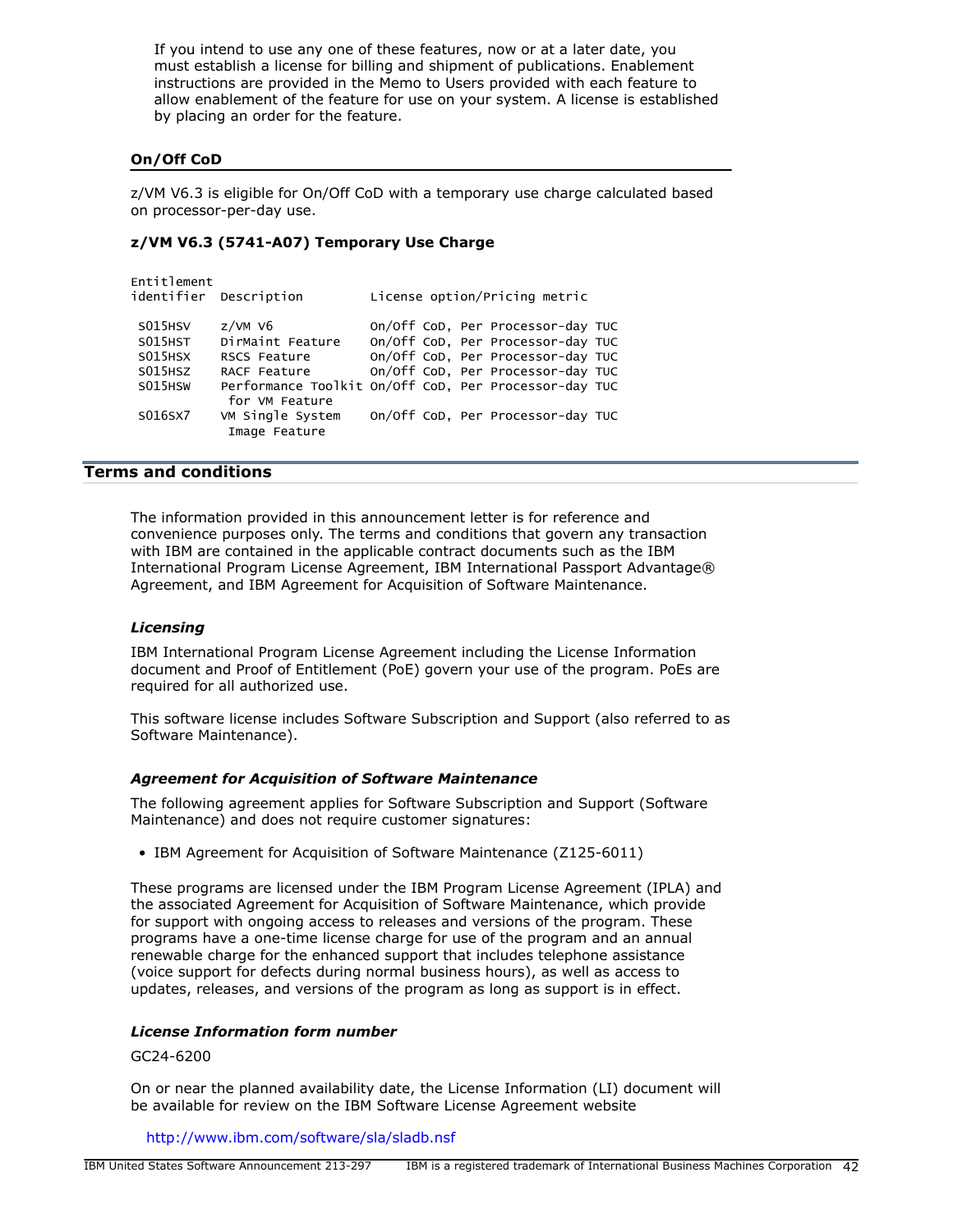If you intend to use any one of these features, now or at a later date, you must establish a license for billing and shipment of publications. Enablement instructions are provided in the Memo to Users provided with each feature to allow enablement of the feature for use on your system. A license is established by placing an order for the feature.

### On/Off CoD

z/VM V6.3 is eligible for On/Off CoD with a temporary use charge calculated based on processor-per-day use.

**z/VM V6.3 (5741-A07) Temporary Use Charge**

| Entitlement identifier | Description | License option/Pricing metric |
|---|---|---|
| S015HSV | z/VM V6 | On/Off CoD, Per Processor-day TUC |
| S015HST | DirMaint Feature | On/Off CoD, Per Processor-day TUC |
| S015HSX | RSCS Feature | On/Off CoD, Per Processor-day TUC |
| S015HSZ | RACF Feature | On/Off CoD, Per Processor-day TUC |
| S015HSW | Performance Toolkit for VM Feature | On/Off CoD, Per Processor-day TUC |
| S016SX7 | VM Single System Image Feature | On/Off CoD, Per Processor-day TUC |

## Terms and conditions

The information provided in this announcement letter is for reference and convenience purposes only. The terms and conditions that govern any transaction with IBM are contained in the applicable contract documents such as the IBM International Program License Agreement, IBM International Passport Advantage® Agreement, and IBM Agreement for Acquisition of Software Maintenance.

### *Licensing*

IBM International Program License Agreement including the License Information document and Proof of Entitlement (PoE) govern your use of the program. PoEs are required for all authorized use.

This software license includes Software Subscription and Support (also referred to as Software Maintenance).

### *Agreement for Acquisition of Software Maintenance*

The following agreement applies for Software Subscription and Support (Software Maintenance) and does not require customer signatures:

- IBM Agreement for Acquisition of Software Maintenance (Z125-6011)

These programs are licensed under the IBM Program License Agreement (IPLA) and the associated Agreement for Acquisition of Software Maintenance, which provide for support with ongoing access to releases and versions of the program. These programs have a one-time license charge for use of the program and an annual renewable charge for the enhanced support that includes telephone assistance (voice support for defects during normal business hours), as well as access to updates, releases, and versions of the program as long as support is in effect.

### *License Information form number*

GC24-6200

On or near the planned availability date, the License Information (LI) document will be available for review on the IBM Software License Agreement website

http://www.ibm.com/software/sla/sladb.nsf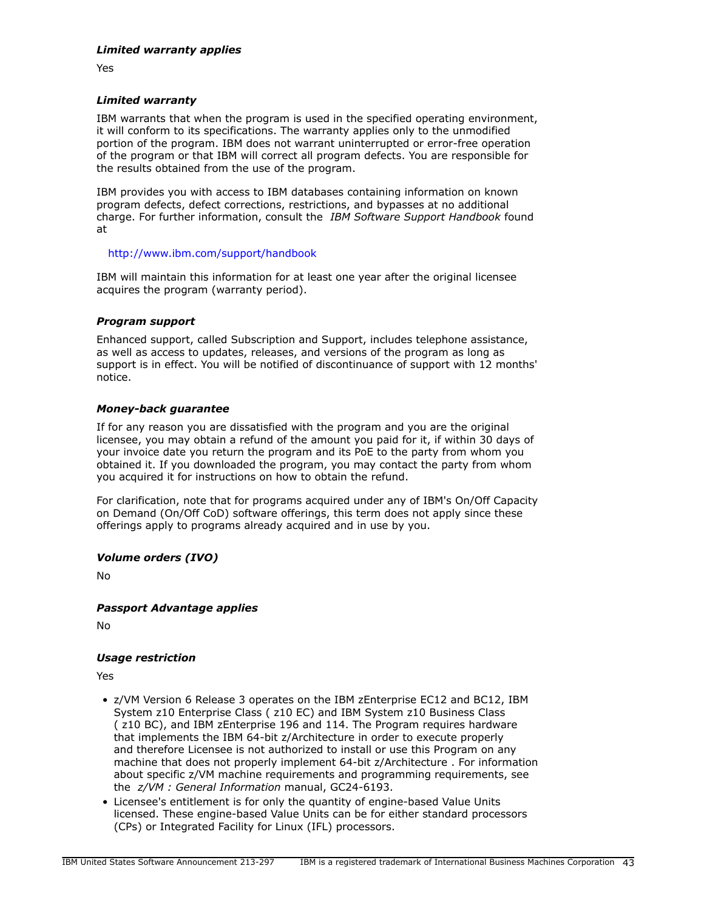***Limited warranty applies***

Yes

***Limited warranty***

IBM warrants that when the program is used in the specified operating environment, it will conform to its specifications. The warranty applies only to the unmodified portion of the program. IBM does not warrant uninterrupted or error-free operation of the program or that IBM will correct all program defects. You are responsible for the results obtained from the use of the program.

IBM provides you with access to IBM databases containing information on known program defects, defect corrections, restrictions, and bypasses at no additional charge. For further information, consult the *IBM Software Support Handbook* found at

http://www.ibm.com/support/handbook

IBM will maintain this information for at least one year after the original licensee acquires the program (warranty period).

***Program support***

Enhanced support, called Subscription and Support, includes telephone assistance, as well as access to updates, releases, and versions of the program as long as support is in effect. You will be notified of discontinuance of support with 12 months' notice.

***Money-back guarantee***

If for any reason you are dissatisfied with the program and you are the original licensee, you may obtain a refund of the amount you paid for it, if within 30 days of your invoice date you return the program and its PoE to the party from whom you obtained it. If you downloaded the program, you may contact the party from whom you acquired it for instructions on how to obtain the refund.

For clarification, note that for programs acquired under any of IBM's On/Off Capacity on Demand (On/Off CoD) software offerings, this term does not apply since these offerings apply to programs already acquired and in use by you.

***Volume orders (IVO)***

No

***Passport Advantage applies***

No

***Usage restriction***

Yes

- z/VM Version 6 Release 3 operates on the IBM zEnterprise EC12 and BC12, IBM System z10 Enterprise Class ( z10 EC) and IBM System z10 Business Class ( z10 BC), and IBM zEnterprise 196 and 114. The Program requires hardware that implements the IBM 64-bit z/Architecture in order to execute properly and therefore Licensee is not authorized to install or use this Program on any machine that does not properly implement 64-bit z/Architecture . For information about specific z/VM machine requirements and programming requirements, see the *z/VM : General Information* manual, GC24-6193.
- Licensee's entitlement is for only the quantity of engine-based Value Units licensed. These engine-based Value Units can be for either standard processors (CPs) or Integrated Facility for Linux (IFL) processors.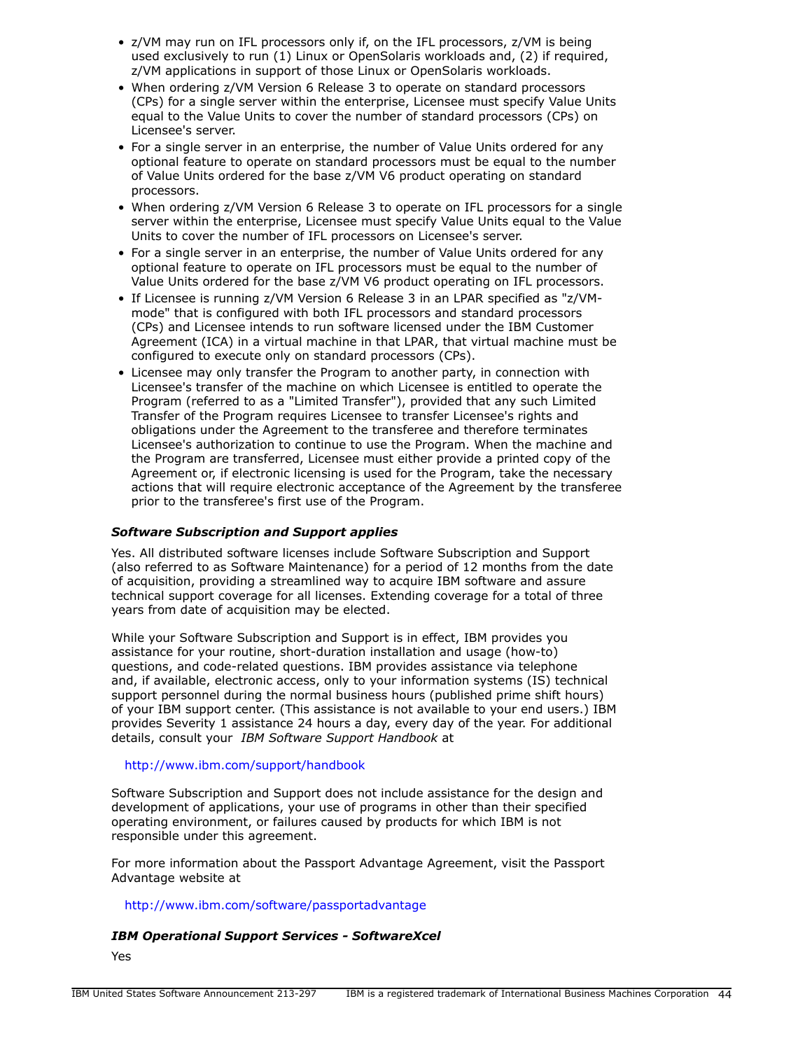- z/VM may run on IFL processors only if, on the IFL processors, z/VM is being used exclusively to run (1) Linux or OpenSolaris workloads and, (2) if required, z/VM applications in support of those Linux or OpenSolaris workloads.
- When ordering z/VM Version 6 Release 3 to operate on standard processors (CPs) for a single server within the enterprise, Licensee must specify Value Units equal to the Value Units to cover the number of standard processors (CPs) on Licensee's server.
- For a single server in an enterprise, the number of Value Units ordered for any optional feature to operate on standard processors must be equal to the number of Value Units ordered for the base z/VM V6 product operating on standard processors.
- When ordering z/VM Version 6 Release 3 to operate on IFL processors for a single server within the enterprise, Licensee must specify Value Units equal to the Value Units to cover the number of IFL processors on Licensee's server.
- For a single server in an enterprise, the number of Value Units ordered for any optional feature to operate on IFL processors must be equal to the number of Value Units ordered for the base z/VM V6 product operating on IFL processors.
- If Licensee is running z/VM Version 6 Release 3 in an LPAR specified as "z/VM-mode" that is configured with both IFL processors and standard processors (CPs) and Licensee intends to run software licensed under the IBM Customer Agreement (ICA) in a virtual machine in that LPAR, that virtual machine must be configured to execute only on standard processors (CPs).
- Licensee may only transfer the Program to another party, in connection with Licensee's transfer of the machine on which Licensee is entitled to operate the Program (referred to as a "Limited Transfer"), provided that any such Limited Transfer of the Program requires Licensee to transfer Licensee's rights and obligations under the Agreement to the transferee and therefore terminates Licensee's authorization to continue to use the Program. When the machine and the Program are transferred, Licensee must either provide a printed copy of the Agreement or, if electronic licensing is used for the Program, take the necessary actions that will require electronic acceptance of the Agreement by the transferee prior to the transferee's first use of the Program.

***Software Subscription and Support applies***

Yes. All distributed software licenses include Software Subscription and Support (also referred to as Software Maintenance) for a period of 12 months from the date of acquisition, providing a streamlined way to acquire IBM software and assure technical support coverage for all licenses. Extending coverage for a total of three years from date of acquisition may be elected.

While your Software Subscription and Support is in effect, IBM provides you assistance for your routine, short-duration installation and usage (how-to) questions, and code-related questions. IBM provides assistance via telephone and, if available, electronic access, only to your information systems (IS) technical support personnel during the normal business hours (published prime shift hours) of your IBM support center. (This assistance is not available to your end users.) IBM provides Severity 1 assistance 24 hours a day, every day of the year. For additional details, consult your *IBM Software Support Handbook* at

http://www.ibm.com/support/handbook

Software Subscription and Support does not include assistance for the design and development of applications, your use of programs in other than their specified operating environment, or failures caused by products for which IBM is not responsible under this agreement.

For more information about the Passport Advantage Agreement, visit the Passport Advantage website at

http://www.ibm.com/software/passportadvantage

***IBM Operational Support Services - SoftwareXcel***

Yes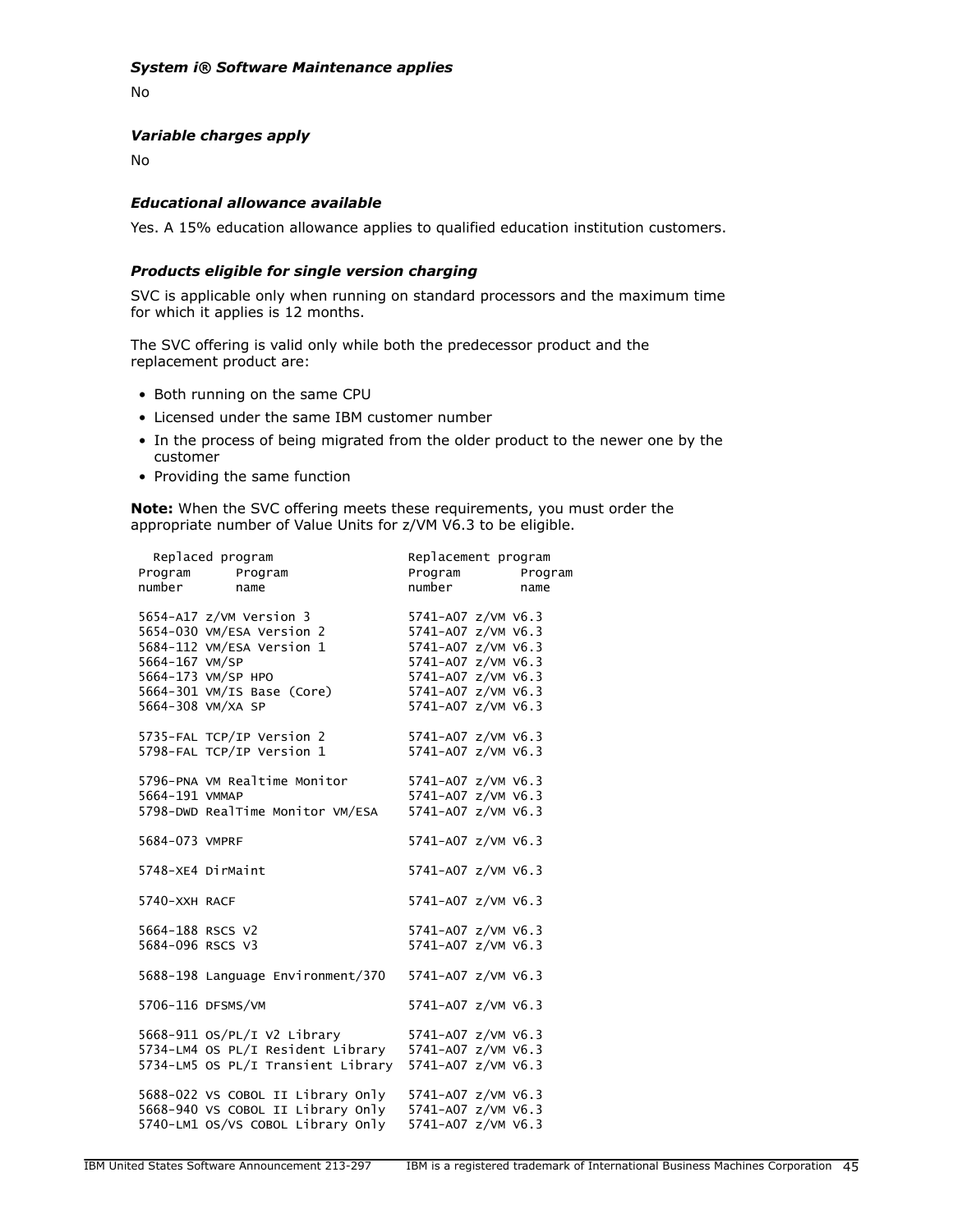### *System i® Software Maintenance applies*

No

### *Variable charges apply*

No

### *Educational allowance available*

Yes. A 15% education allowance applies to qualified education institution customers.

### *Products eligible for single version charging*

SVC is applicable only when running on standard processors and the maximum time for which it applies is 12 months.

The SVC offering is valid only while both the predecessor product and the replacement product are:

- Both running on the same CPU
- Licensed under the same IBM customer number
- In the process of being migrated from the older product to the newer one by the customer
- Providing the same function

**Note:** When the SVC offering meets these requirements, you must order the appropriate number of Value Units for z/VM V6.3 to be eligible.

```
  Replaced program                   Replacement program
Program      Program                 Program       Program
number       name                    number        name

5654-A17 z/VM Version 3              5741-A07 z/VM V6.3
5654-030 VM/ESA Version 2            5741-A07 z/VM V6.3
5684-112 VM/ESA Version 1            5741-A07 z/VM V6.3
5664-167 VM/SP                       5741-A07 z/VM V6.3
5664-173 VM/SP HPO                   5741-A07 z/VM V6.3
5664-301 VM/IS Base (Core)           5741-A07 z/VM V6.3
5664-308 VM/XA SP                    5741-A07 z/VM V6.3

5735-FAL TCP/IP Version 2            5741-A07 z/VM V6.3
5798-FAL TCP/IP Version 1            5741-A07 z/VM V6.3

5796-PNA VM Realtime Monitor         5741-A07 z/VM V6.3
5664-191 VMMAP                       5741-A07 z/VM V6.3
5798-DWD RealTime Monitor VM/ESA     5741-A07 z/VM V6.3

5684-073 VMPRF                       5741-A07 z/VM V6.3

5748-XE4 DirMaint                    5741-A07 z/VM V6.3

5740-XXH RACF                        5741-A07 z/VM V6.3

5664-188 RSCS V2                     5741-A07 z/VM V6.3
5684-096 RSCS V3                     5741-A07 z/VM V6.3

5688-198 Language Environment/370    5741-A07 z/VM V6.3

5706-116 DFSMS/VM                    5741-A07 z/VM V6.3

5668-911 OS/PL/I V2 Library          5741-A07 z/VM V6.3
5734-LM4 OS PL/I Resident Library    5741-A07 z/VM V6.3
5734-LM5 OS PL/I Transient Library   5741-A07 z/VM V6.3

5688-022 VS COBOL II Library Only    5741-A07 z/VM V6.3
5668-940 VS COBOL II Library Only    5741-A07 z/VM V6.3
5740-LM1 OS/VS COBOL Library Only    5741-A07 z/VM V6.3
```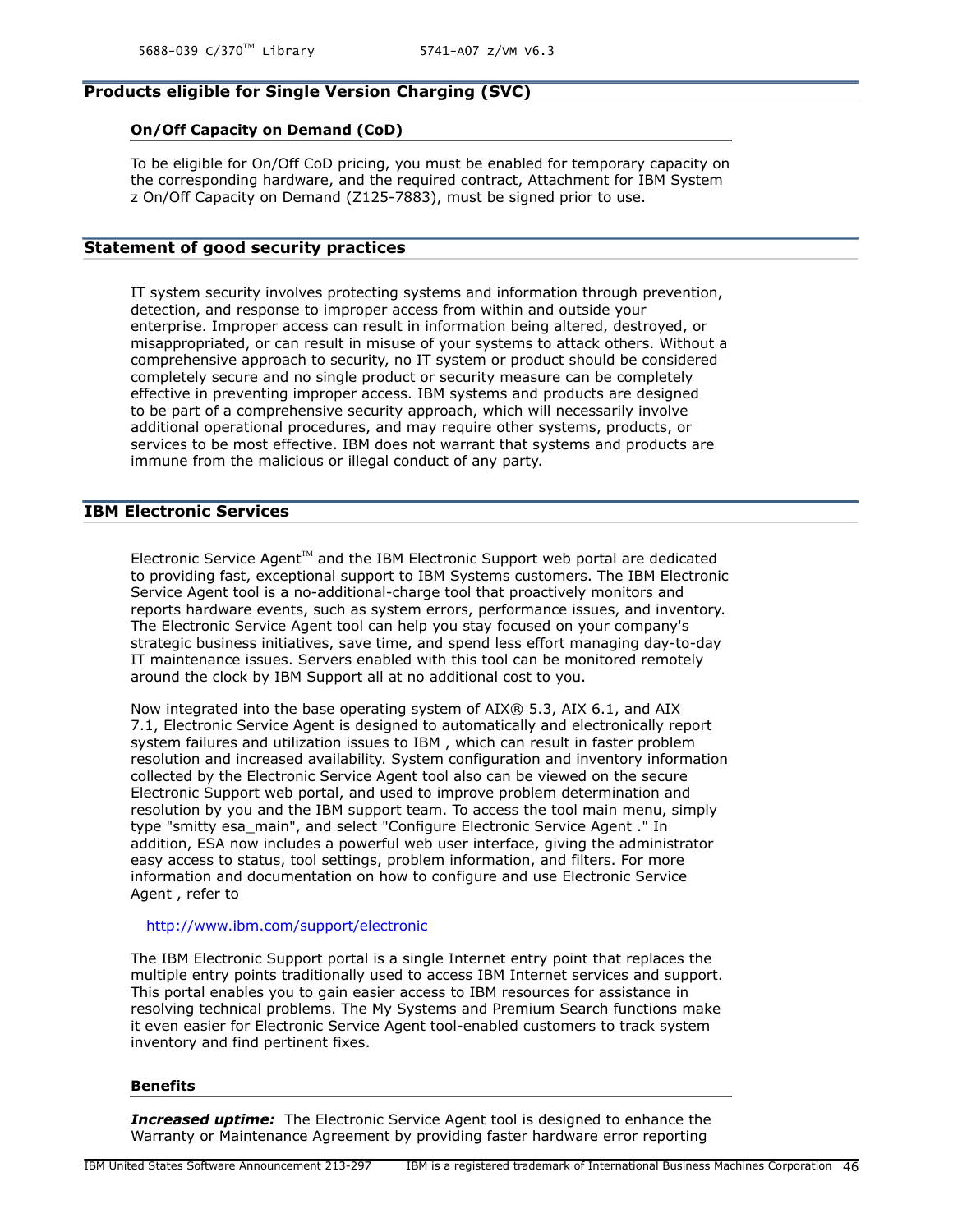5688-039 C/370™ Library 5741-A07 z/VM V6.3

## Products eligible for Single Version Charging (SVC)

### On/Off Capacity on Demand (CoD)

To be eligible for On/Off CoD pricing, you must be enabled for temporary capacity on the corresponding hardware, and the required contract, Attachment for IBM System z On/Off Capacity on Demand (Z125-7883), must be signed prior to use.

## Statement of good security practices

IT system security involves protecting systems and information through prevention, detection, and response to improper access from within and outside your enterprise. Improper access can result in information being altered, destroyed, or misappropriated, or can result in misuse of your systems to attack others. Without a comprehensive approach to security, no IT system or product should be considered completely secure and no single product or security measure can be completely effective in preventing improper access. IBM systems and products are designed to be part of a comprehensive security approach, which will necessarily involve additional operational procedures, and may require other systems, products, or services to be most effective. IBM does not warrant that systems and products are immune from the malicious or illegal conduct of any party.

## IBM Electronic Services

Electronic Service Agent™ and the IBM Electronic Support web portal are dedicated to providing fast, exceptional support to IBM Systems customers. The IBM Electronic Service Agent tool is a no-additional-charge tool that proactively monitors and reports hardware events, such as system errors, performance issues, and inventory. The Electronic Service Agent tool can help you stay focused on your company's strategic business initiatives, save time, and spend less effort managing day-to-day IT maintenance issues. Servers enabled with this tool can be monitored remotely around the clock by IBM Support all at no additional cost to you.

Now integrated into the base operating system of AIX® 5.3, AIX 6.1, and AIX 7.1, Electronic Service Agent is designed to automatically and electronically report system failures and utilization issues to IBM , which can result in faster problem resolution and increased availability. System configuration and inventory information collected by the Electronic Service Agent tool also can be viewed on the secure Electronic Support web portal, and used to improve problem determination and resolution by you and the IBM support team. To access the tool main menu, simply type "smitty esa_main", and select "Configure Electronic Service Agent ." In addition, ESA now includes a powerful web user interface, giving the administrator easy access to status, tool settings, problem information, and filters. For more information and documentation on how to configure and use Electronic Service Agent , refer to

http://www.ibm.com/support/electronic

The IBM Electronic Support portal is a single Internet entry point that replaces the multiple entry points traditionally used to access IBM Internet services and support. This portal enables you to gain easier access to IBM resources for assistance in resolving technical problems. The My Systems and Premium Search functions make it even easier for Electronic Service Agent tool-enabled customers to track system inventory and find pertinent fixes.

### Benefits

***Increased uptime:*** The Electronic Service Agent tool is designed to enhance the Warranty or Maintenance Agreement by providing faster hardware error reporting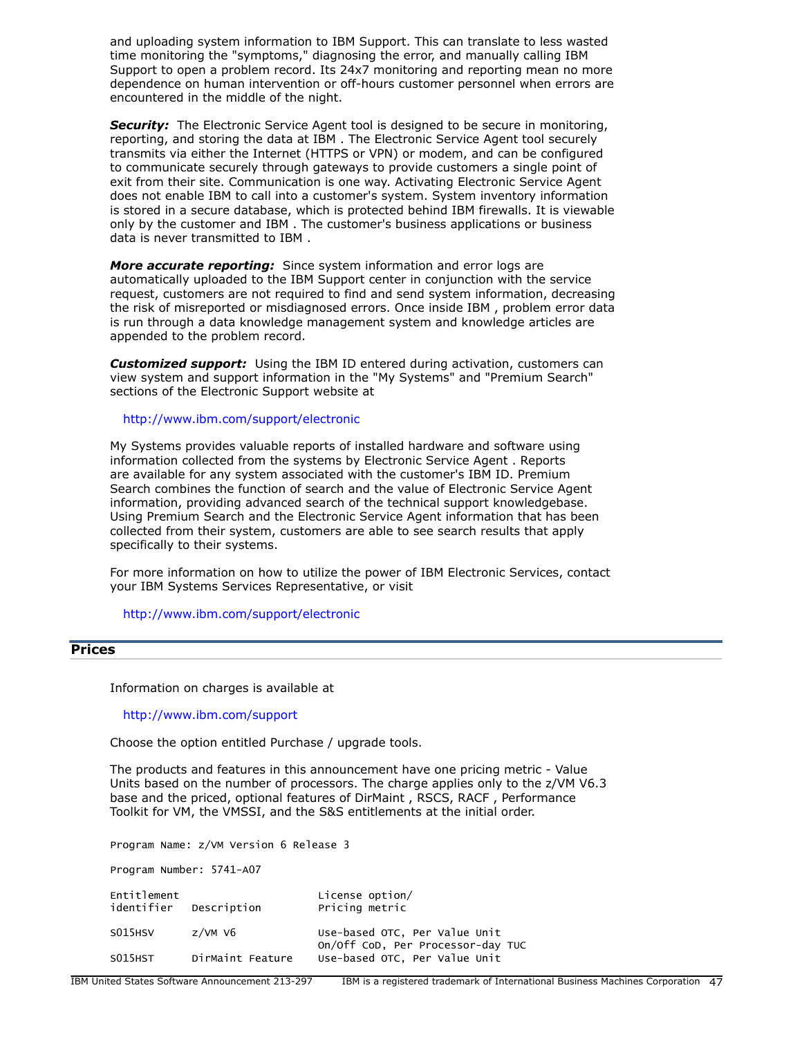and uploading system information to IBM Support. This can translate to less wasted time monitoring the "symptoms," diagnosing the error, and manually calling IBM Support to open a problem record. Its 24x7 monitoring and reporting mean no more dependence on human intervention or off-hours customer personnel when errors are encountered in the middle of the night.

***Security:*** The Electronic Service Agent tool is designed to be secure in monitoring, reporting, and storing the data at IBM . The Electronic Service Agent tool securely transmits via either the Internet (HTTPS or VPN) or modem, and can be configured to communicate securely through gateways to provide customers a single point of exit from their site. Communication is one way. Activating Electronic Service Agent does not enable IBM to call into a customer's system. System inventory information is stored in a secure database, which is protected behind IBM firewalls. It is viewable only by the customer and IBM . The customer's business applications or business data is never transmitted to IBM .

***More accurate reporting:*** Since system information and error logs are automatically uploaded to the IBM Support center in conjunction with the service request, customers are not required to find and send system information, decreasing the risk of misreported or misdiagnosed errors. Once inside IBM , problem error data is run through a data knowledge management system and knowledge articles are appended to the problem record.

***Customized support:*** Using the IBM ID entered during activation, customers can view system and support information in the "My Systems" and "Premium Search" sections of the Electronic Support website at

http://www.ibm.com/support/electronic

My Systems provides valuable reports of installed hardware and software using information collected from the systems by Electronic Service Agent . Reports are available for any system associated with the customer's IBM ID. Premium Search combines the function of search and the value of Electronic Service Agent information, providing advanced search of the technical support knowledgebase. Using Premium Search and the Electronic Service Agent information that has been collected from their system, customers are able to see search results that apply specifically to their systems.

For more information on how to utilize the power of IBM Electronic Services, contact your IBM Systems Services Representative, or visit

http://www.ibm.com/support/electronic

## Prices

Information on charges is available at

http://www.ibm.com/support

Choose the option entitled Purchase / upgrade tools.

The products and features in this announcement have one pricing metric - Value Units based on the number of processors. The charge applies only to the z/VM V6.3 base and the priced, optional features of DirMaint , RSCS, RACF , Performance Toolkit for VM, the VMSSI, and the S&S entitlements at the initial order.

```
Program Name: z/VM Version 6 Release 3

Program Number: 5741-A07

Entitlement                            License option/
identifier   Description               Pricing metric

S015HSV      z/VM V6                   Use-based OTC, Per Value Unit
                                       On/Off CoD, Per Processor-day TUC
S015HST      DirMaint Feature          Use-based OTC, Per Value Unit
```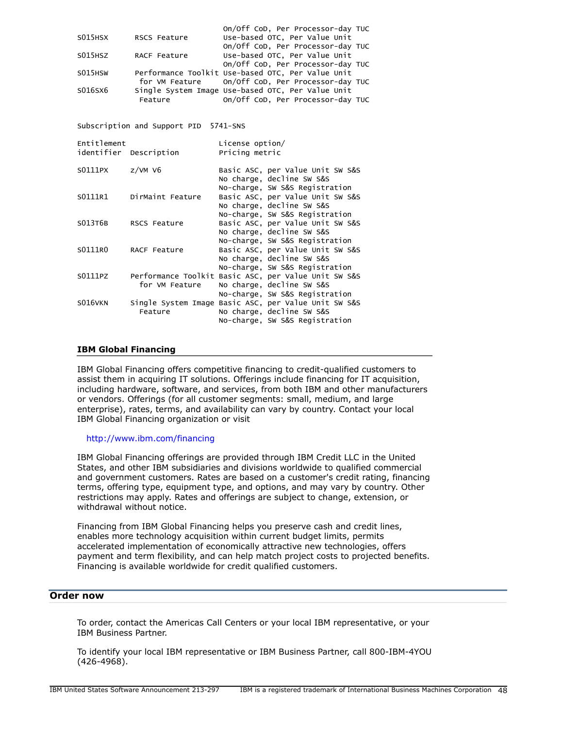```
                              On/Off CoD, Per Processor-day TUC
S015HSX      RSCS Feature     Use-based OTC, Per Value Unit
                              On/Off CoD, Per Processor-day TUC
S015HSZ      RACF Feature     Use-based OTC, Per Value Unit
                              On/Off CoD, Per Processor-day TUC
S015HSW      Performance Toolkit Use-based OTC, Per Value Unit
              for VM Feature  On/Off CoD, Per Processor-day TUC
S016SX6      Single System Image Use-based OTC, Per Value Unit
              Feature         On/Off CoD, Per Processor-day TUC
```

```
Subscription and Support PID  5741-SNS

Entitlement                      License option/
identifier  Description          Pricing metric

S0111PX     z/VM V6              Basic ASC, per Value Unit SW S&S
                                 No charge, decline SW S&S
                                 No-charge, SW S&S Registration
S0111R1     DirMaint Feature     Basic ASC, per Value Unit SW S&S
                                 No charge, decline SW S&S
                                 No-charge, SW S&S Registration
S013T6B     RSCS Feature         Basic ASC, per Value Unit SW S&S
                                 No charge, decline SW S&S
                                 No-charge, SW S&S Registration
S0111R0     RACF Feature         Basic ASC, per Value Unit SW S&S
                                 No charge, decline SW S&S
                                 No-charge, SW S&S Registration
S0111PZ     Performance Toolkit  Basic ASC, per Value Unit SW S&S
              for VM Feature     No charge, decline SW S&S
                                 No-charge, SW S&S Registration
S016VKN     Single System Image  Basic ASC, per Value Unit SW S&S
              Feature            No charge, decline SW S&S
                                 No-charge, SW S&S Registration
```

### IBM Global Financing

IBM Global Financing offers competitive financing to credit-qualified customers to assist them in acquiring IT solutions. Offerings include financing for IT acquisition, including hardware, software, and services, from both IBM and other manufacturers or vendors. Offerings (for all customer segments: small, medium, and large enterprise), rates, terms, and availability can vary by country. Contact your local IBM Global Financing organization or visit

http://www.ibm.com/financing

IBM Global Financing offerings are provided through IBM Credit LLC in the United States, and other IBM subsidiaries and divisions worldwide to qualified commercial and government customers. Rates are based on a customer's credit rating, financing terms, offering type, equipment type, and options, and may vary by country. Other restrictions may apply. Rates and offerings are subject to change, extension, or withdrawal without notice.

Financing from IBM Global Financing helps you preserve cash and credit lines, enables more technology acquisition within current budget limits, permits accelerated implementation of economically attractive new technologies, offers payment and term flexibility, and can help match project costs to projected benefits. Financing is available worldwide for credit qualified customers.

## Order now

To order, contact the Americas Call Centers or your local IBM representative, or your IBM Business Partner.

To identify your local IBM representative or IBM Business Partner, call 800-IBM-4YOU (426-4968).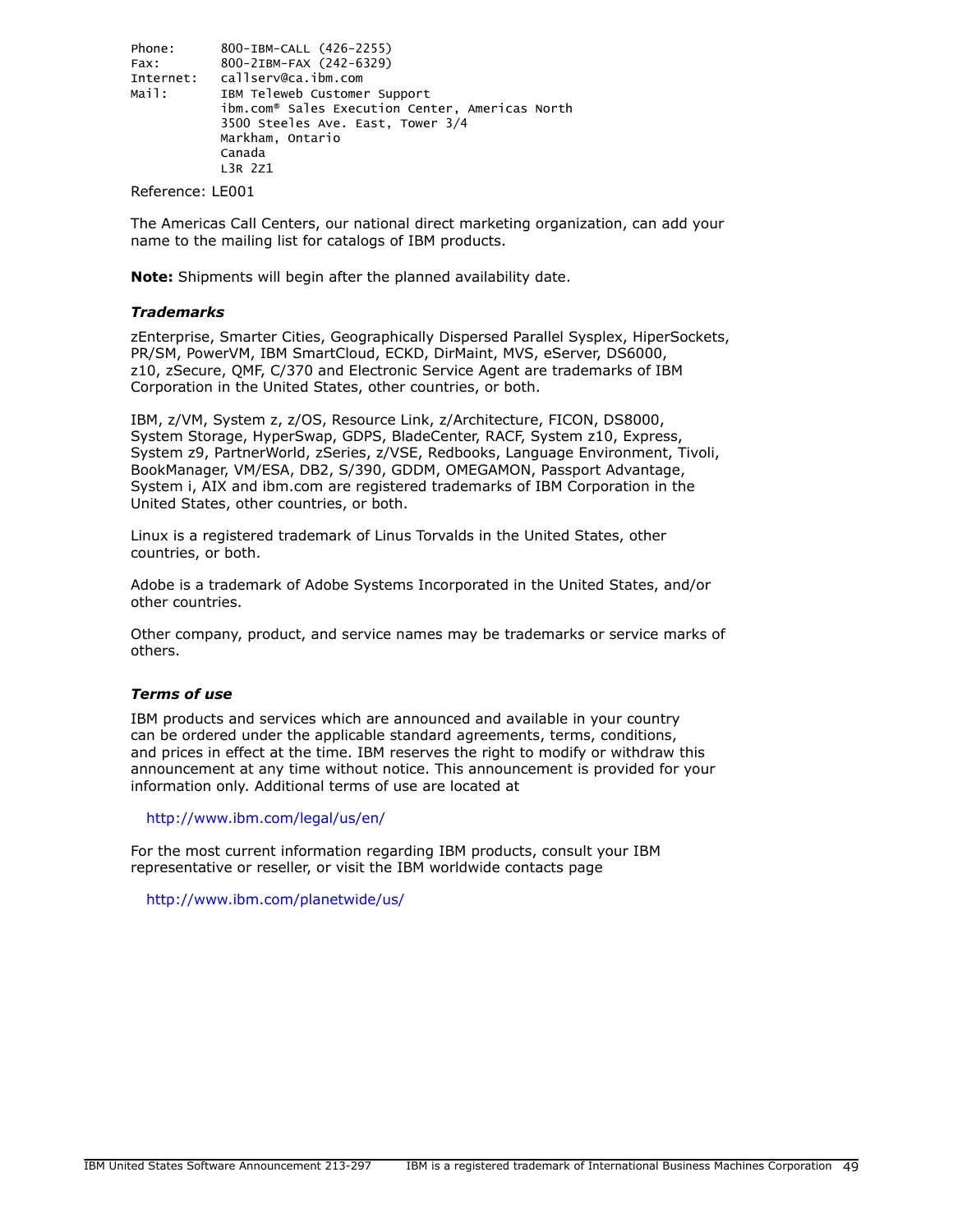```
Phone:      800-IBM-CALL (426-2255)
Fax:        800-2IBM-FAX (242-6329)
Internet:   callserv@ca.ibm.com
Mail:       IBM Teleweb Customer Support
            ibm.com® Sales Execution Center, Americas North
            3500 Steeles Ave. East, Tower 3/4
            Markham, Ontario
            Canada
            L3R 2Z1
```

Reference: LE001

The Americas Call Centers, our national direct marketing organization, can add your name to the mailing list for catalogs of IBM products.

**Note:** Shipments will begin after the planned availability date.

### *Trademarks*

zEnterprise, Smarter Cities, Geographically Dispersed Parallel Sysplex, HiperSockets, PR/SM, PowerVM, IBM SmartCloud, ECKD, DirMaint, MVS, eServer, DS6000, z10, zSecure, QMF, C/370 and Electronic Service Agent are trademarks of IBM Corporation in the United States, other countries, or both.

IBM, z/VM, System z, z/OS, Resource Link, z/Architecture, FICON, DS8000, System Storage, HyperSwap, GDPS, BladeCenter, RACF, System z10, Express, System z9, PartnerWorld, zSeries, z/VSE, Redbooks, Language Environment, Tivoli, BookManager, VM/ESA, DB2, S/390, GDDM, OMEGAMON, Passport Advantage, System i, AIX and ibm.com are registered trademarks of IBM Corporation in the United States, other countries, or both.

Linux is a registered trademark of Linus Torvalds in the United States, other countries, or both.

Adobe is a trademark of Adobe Systems Incorporated in the United States, and/or other countries.

Other company, product, and service names may be trademarks or service marks of others.

### *Terms of use*

IBM products and services which are announced and available in your country can be ordered under the applicable standard agreements, terms, conditions, and prices in effect at the time. IBM reserves the right to modify or withdraw this announcement at any time without notice. This announcement is provided for your information only. Additional terms of use are located at

http://www.ibm.com/legal/us/en/

For the most current information regarding IBM products, consult your IBM representative or reseller, or visit the IBM worldwide contacts page

http://www.ibm.com/planetwide/us/